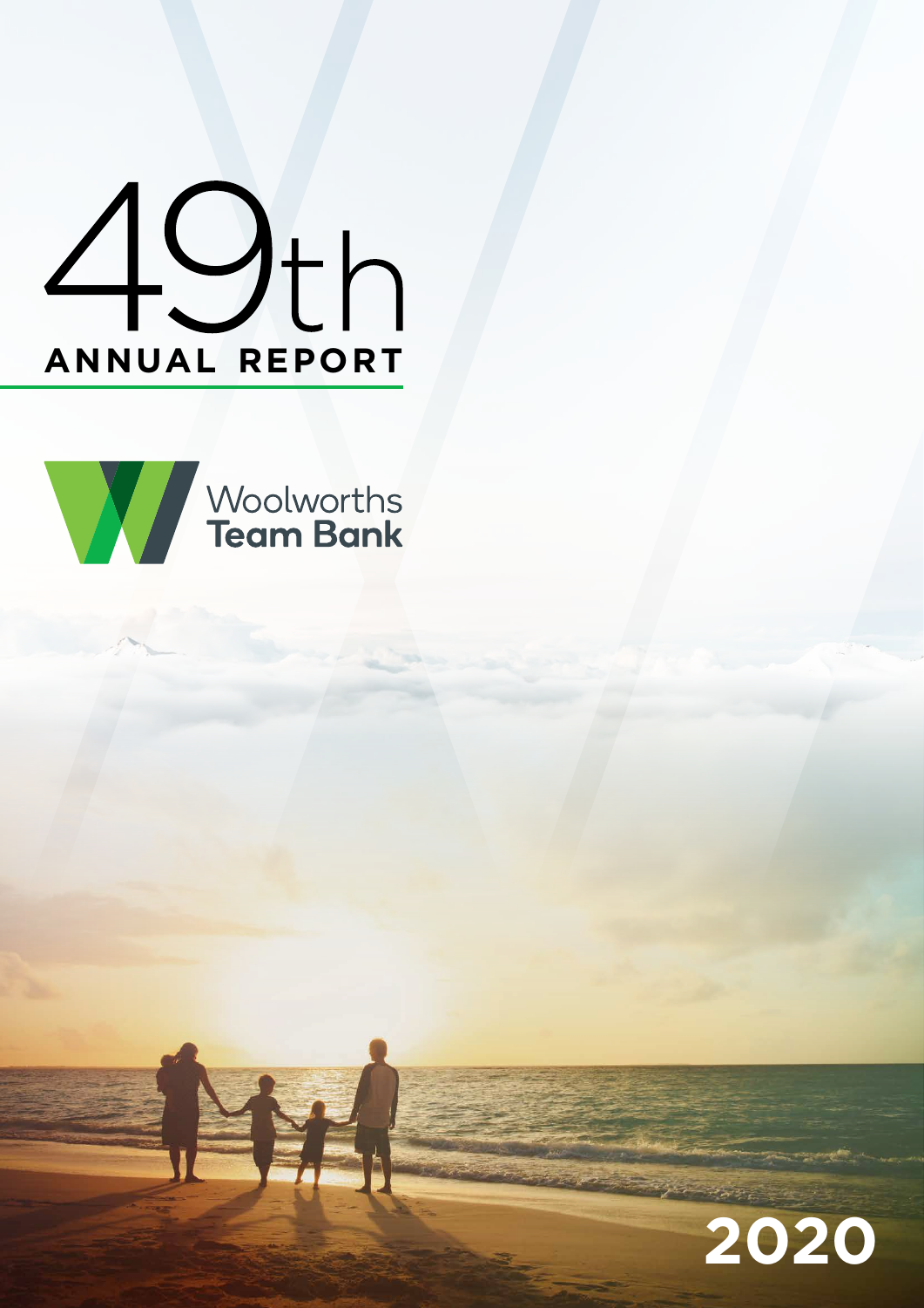# 49th ANNUAL REPORT

Woolworths Team Bank

2020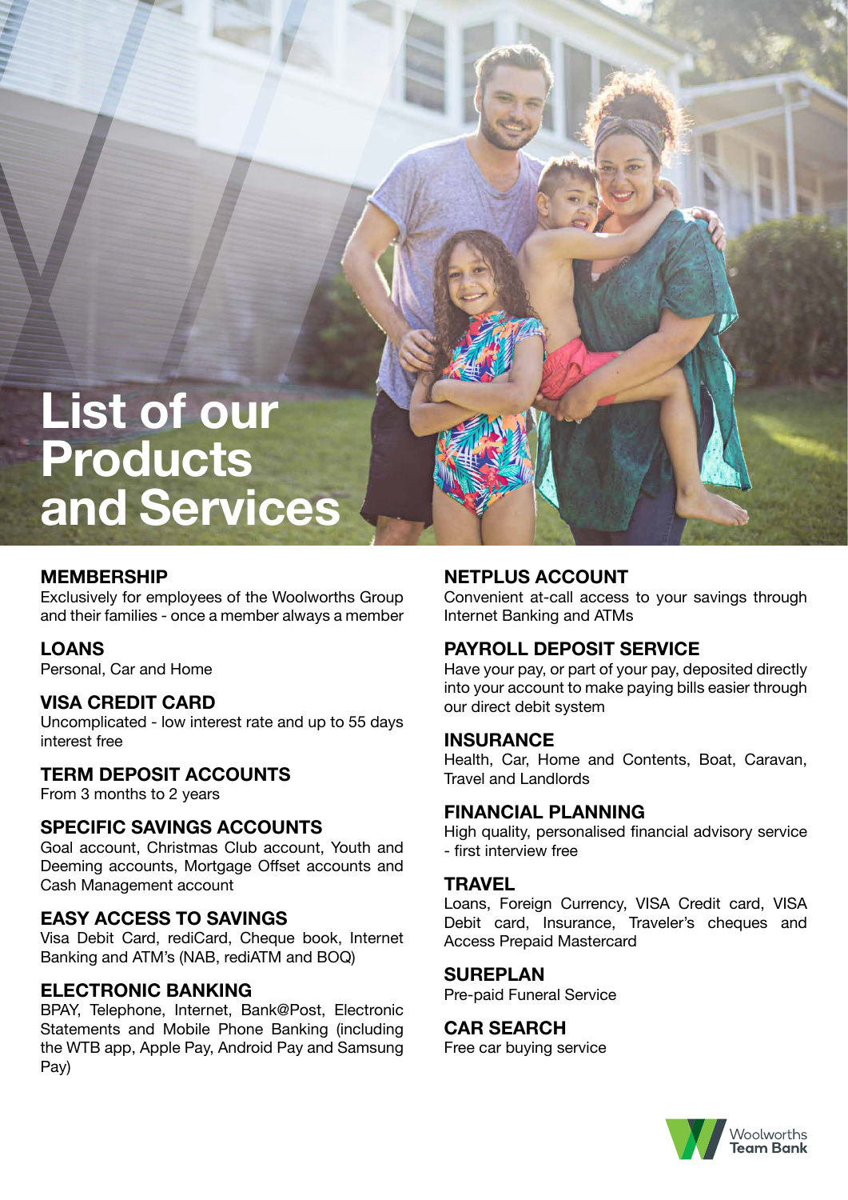# List of our Products and Services

### MEMBERSHIP
Exclusively for employees of the Woolworths Group and their families - once a member always a member

### LOANS
Personal, Car and Home

### VISA CREDIT CARD
Uncomplicated - low interest rate and up to 55 days interest free

### TERM DEPOSIT ACCOUNTS
From 3 months to 2 years

### SPECIFIC SAVINGS ACCOUNTS
Goal account, Christmas Club account, Youth and Deeming accounts, Mortgage Offset accounts and Cash Management account

### EASY ACCESS TO SAVINGS
Visa Debit Card, rediCard, Cheque book, Internet Banking and ATM's (NAB, rediATM and BOQ)

### ELECTRONIC BANKING
BPAY, Telephone, Internet, Bank@Post, Electronic Statements and Mobile Phone Banking (including the WTB app, Apple Pay, Android Pay and Samsung Pay)

### NETPLUS ACCOUNT
Convenient at-call access to your savings through Internet Banking and ATMs

### PAYROLL DEPOSIT SERVICE
Have your pay, or part of your pay, deposited directly into your account to make paying bills easier through our direct debit system

### INSURANCE
Health, Car, Home and Contents, Boat, Caravan, Travel and Landlords

### FINANCIAL PLANNING
High quality, personalised financial advisory service - first interview free

### TRAVEL
Loans, Foreign Currency, VISA Credit card, VISA Debit card, Insurance, Traveler's cheques and Access Prepaid Mastercard

### SUREPLAN
Pre-paid Funeral Service

### CAR SEARCH
Free car buying service

Woolworths Team Bank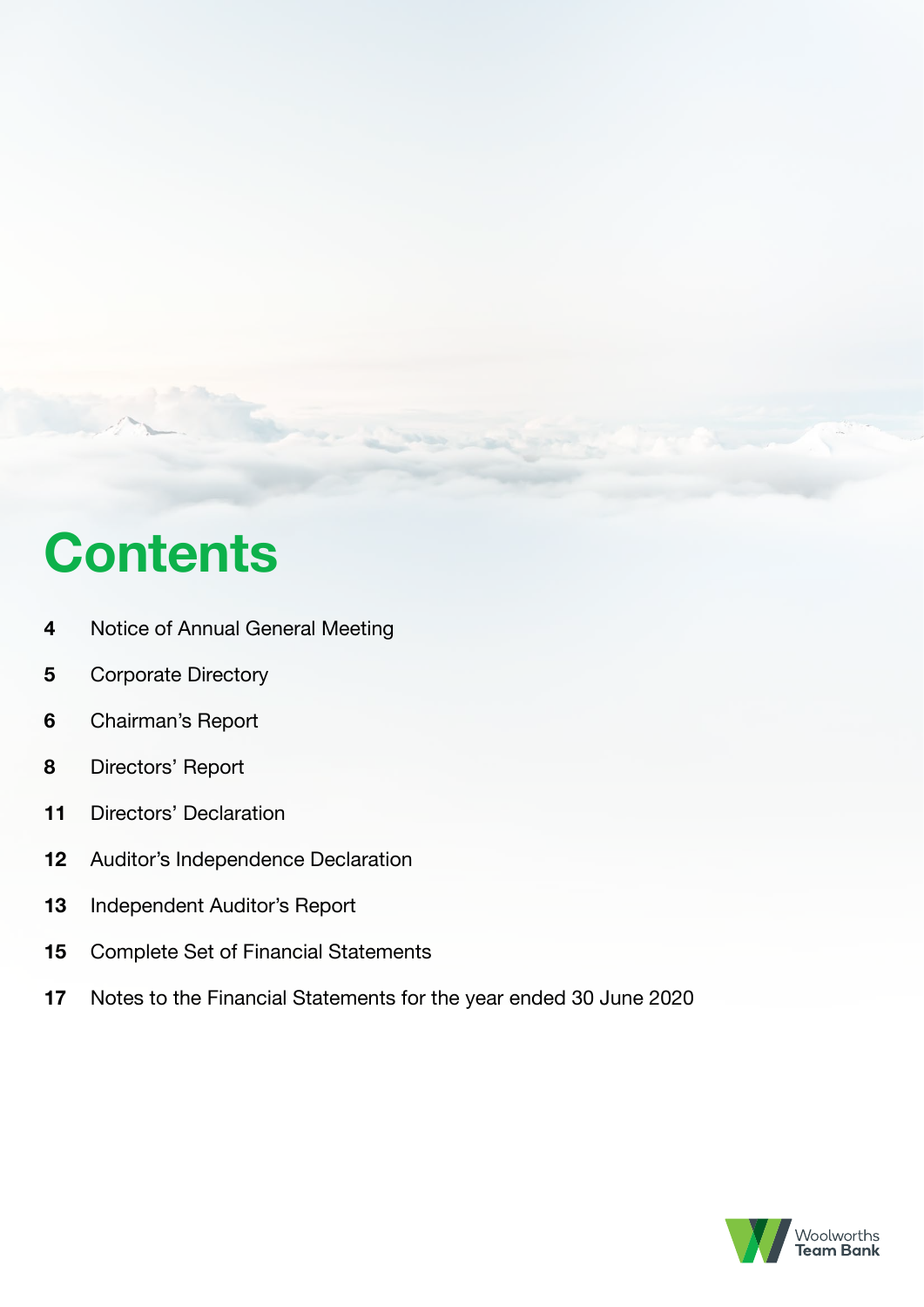# Contents

| | |
|---|---|
| 4 | Notice of Annual General Meeting |
| 5 | Corporate Directory |
| 6 | Chairman's Report |
| 8 | Directors' Report |
| 11 | Directors' Declaration |
| 12 | Auditor's Independence Declaration |
| 13 | Independent Auditor's Report |
| 15 | Complete Set of Financial Statements |
| 17 | Notes to the Financial Statements for the year ended 30 June 2020 |

Woolworths Team Bank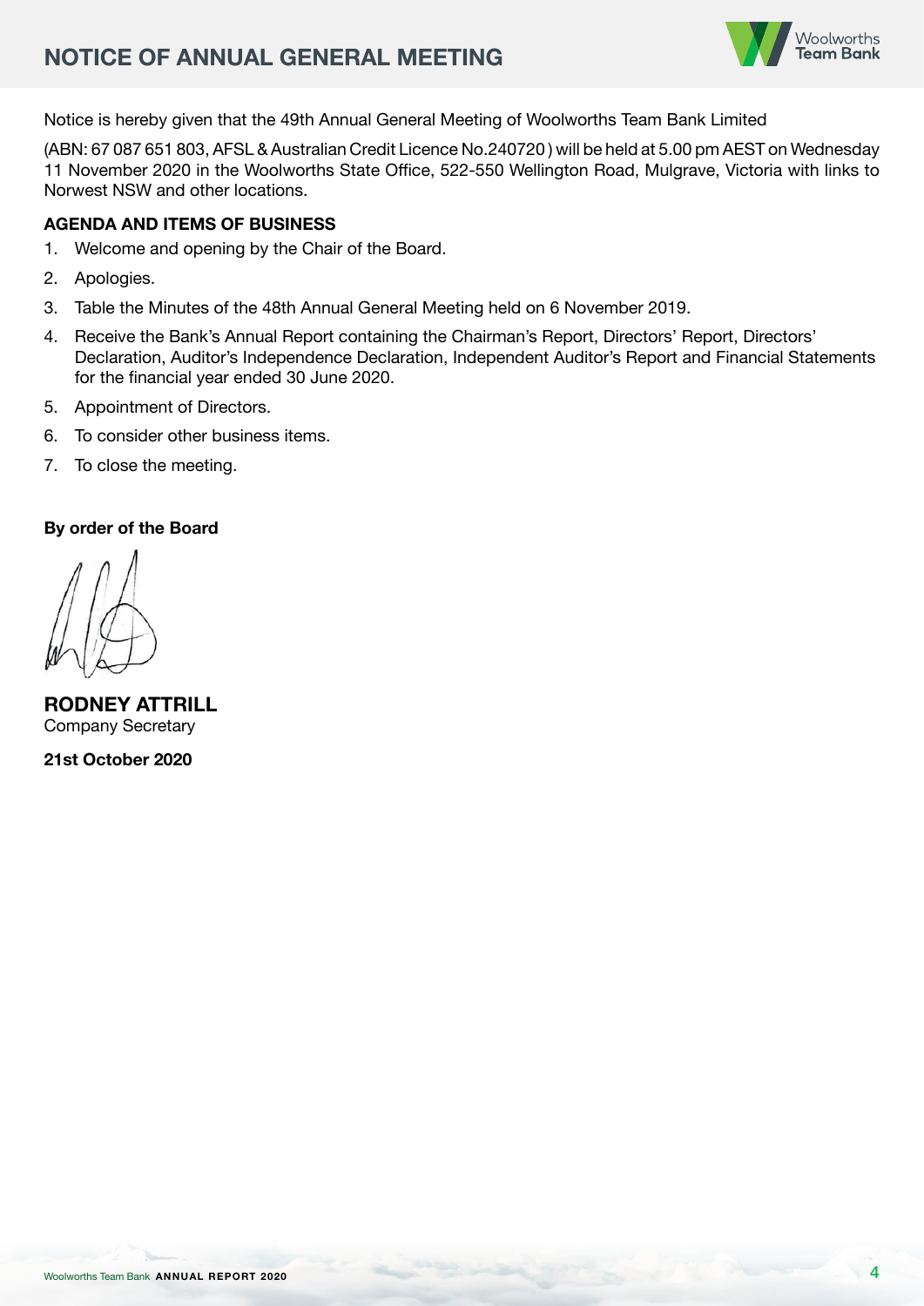# NOTICE OF ANNUAL GENERAL MEETING

Notice is hereby given that the 49th Annual General Meeting of Woolworths Team Bank Limited

(ABN: 67 087 651 803, AFSL & Australian Credit Licence No.240720 ) will be held at 5.00 pm AEST on Wednesday 11 November 2020 in the Woolworths State Office, 522-550 Wellington Road, Mulgrave, Victoria with links to Norwest NSW and other locations.

**AGENDA AND ITEMS OF BUSINESS**

1. Welcome and opening by the Chair of the Board.
2. Apologies.
3. Table the Minutes of the 48th Annual General Meeting held on 6 November 2019.
4. Receive the Bank's Annual Report containing the Chairman's Report, Directors' Report, Directors' Declaration, Auditor's Independence Declaration, Independent Auditor's Report and Financial Statements for the financial year ended 30 June 2020.
5. Appointment of Directors.
6. To consider other business items.
7. To close the meeting.

**By order of the Board**

**RODNEY ATTRILL**
Company Secretary

**21st October 2020**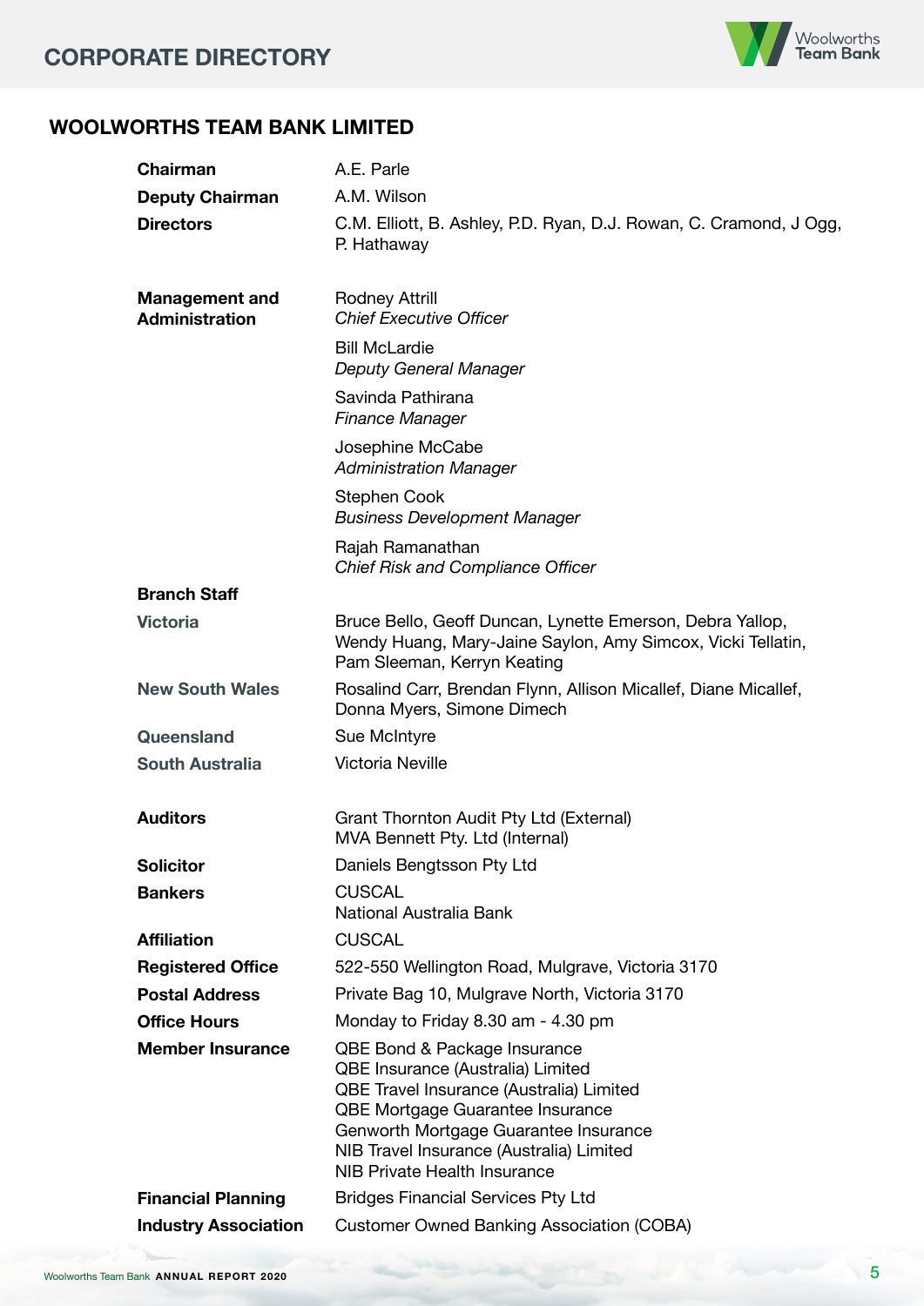# CORPORATE DIRECTORY

## WOOLWORTHS TEAM BANK LIMITED

| | |
|---|---|
| **Chairman** | A.E. Parle |
| **Deputy Chairman** | A.M. Wilson |
| **Directors** | C.M. Elliott, B. Ashley, P.D. Ryan, D.J. Rowan, C. Cramond, J Ogg, P. Hathaway |
| **Management and Administration** | Rodney Attrill<br>*Chief Executive Officer*<br><br>Bill McLardie<br>*Deputy General Manager*<br><br>Savinda Pathirana<br>*Finance Manager*<br><br>Josephine McCabe<br>*Administration Manager*<br><br>Stephen Cook<br>*Business Development Manager*<br><br>Rajah Ramanathan<br>*Chief Risk and Compliance Officer* |
| **Branch Staff** | |
| **Victoria** | Bruce Bello, Geoff Duncan, Lynette Emerson, Debra Yallop, Wendy Huang, Mary-Jaine Saylon, Amy Simcox, Vicki Tellatin, Pam Sleeman, Kerryn Keating |
| **New South Wales** | Rosalind Carr, Brendan Flynn, Allison Micallef, Diane Micallef, Donna Myers, Simone Dimech |
| **Queensland** | Sue McIntyre |
| **South Australia** | Victoria Neville |
| **Auditors** | Grant Thornton Audit Pty Ltd (External)<br>MVA Bennett Pty. Ltd (Internal) |
| **Solicitor** | Daniels Bengtsson Pty Ltd |
| **Bankers** | CUSCAL<br>National Australia Bank |
| **Affiliation** | CUSCAL |
| **Registered Office** | 522-550 Wellington Road, Mulgrave, Victoria 3170 |
| **Postal Address** | Private Bag 10, Mulgrave North, Victoria 3170 |
| **Office Hours** | Monday to Friday 8.30 am - 4.30 pm |
| **Member Insurance** | QBE Bond & Package Insurance<br>QBE Insurance (Australia) Limited<br>QBE Travel Insurance (Australia) Limited<br>QBE Mortgage Guarantee Insurance<br>Genworth Mortgage Guarantee Insurance<br>NIB Travel Insurance (Australia) Limited<br>NIB Private Health Insurance |
| **Financial Planning** | Bridges Financial Services Pty Ltd |
| **Industry Association** | Customer Owned Banking Association (COBA) |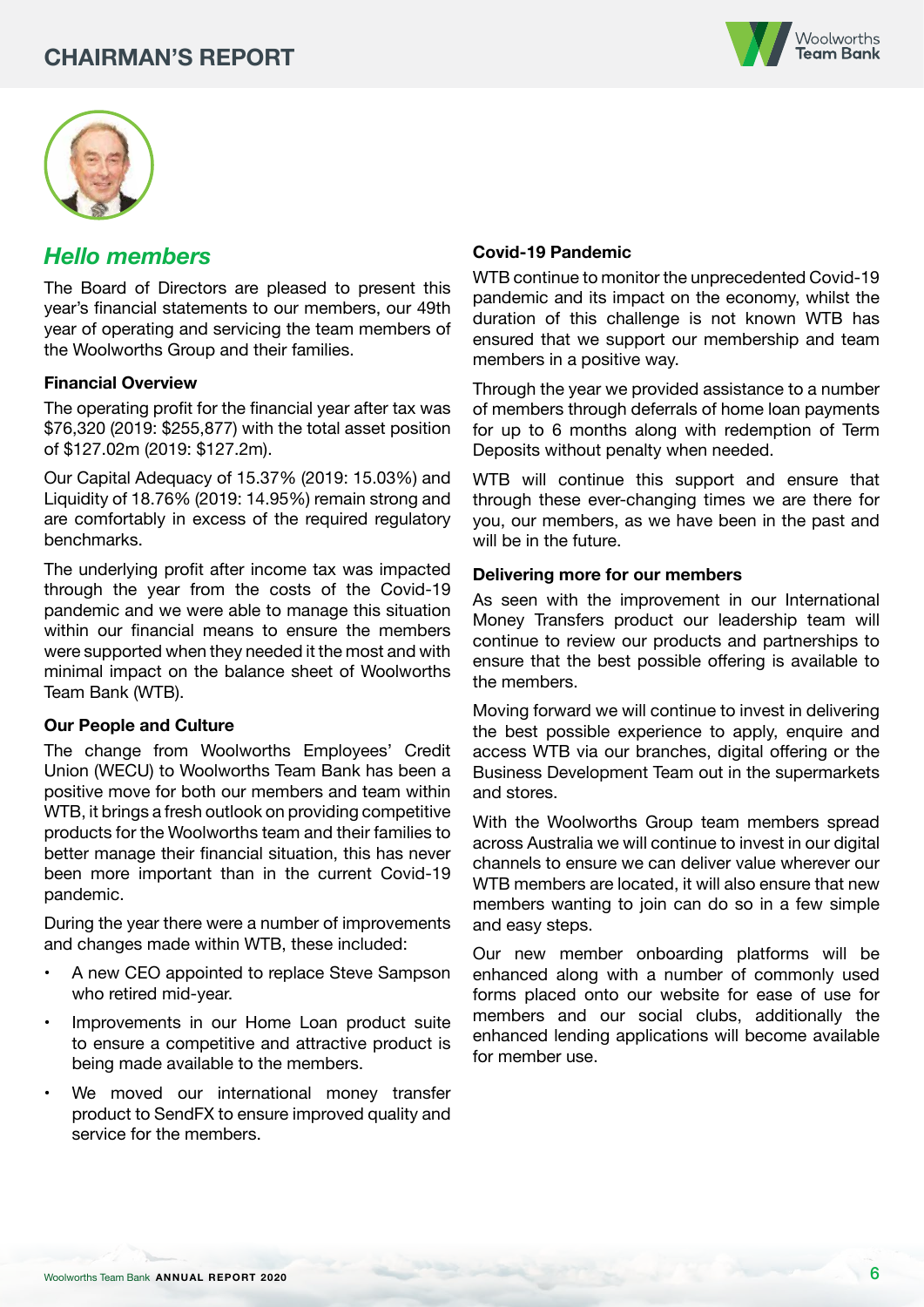# CHAIRMAN'S REPORT

## *Hello members*

The Board of Directors are pleased to present this year's financial statements to our members, our 49th year of operating and servicing the team members of the Woolworths Group and their families.

### Financial Overview

The operating profit for the financial year after tax was $76,320 (2019: $255,877) with the total asset position of $127.02m (2019: $127.2m).

Our Capital Adequacy of 15.37% (2019: 15.03%) and Liquidity of 18.76% (2019: 14.95%) remain strong and are comfortably in excess of the required regulatory benchmarks.

The underlying profit after income tax was impacted through the year from the costs of the Covid-19 pandemic and we were able to manage this situation within our financial means to ensure the members were supported when they needed it the most and with minimal impact on the balance sheet of Woolworths Team Bank (WTB).

### Our People and Culture

The change from Woolworths Employees' Credit Union (WECU) to Woolworths Team Bank has been a positive move for both our members and team within WTB, it brings a fresh outlook on providing competitive products for the Woolworths team and their families to better manage their financial situation, this has never been more important than in the current Covid-19 pandemic.

During the year there were a number of improvements and changes made within WTB, these included:

- A new CEO appointed to replace Steve Sampson who retired mid-year.
- Improvements in our Home Loan product suite to ensure a competitive and attractive product is being made available to the members.
- We moved our international money transfer product to SendFX to ensure improved quality and service for the members.

### Covid-19 Pandemic

WTB continue to monitor the unprecedented Covid-19 pandemic and its impact on the economy, whilst the duration of this challenge is not known WTB has ensured that we support our membership and team members in a positive way.

Through the year we provided assistance to a number of members through deferrals of home loan payments for up to 6 months along with redemption of Term Deposits without penalty when needed.

WTB will continue this support and ensure that through these ever-changing times we are there for you, our members, as we have been in the past and will be in the future.

### Delivering more for our members

As seen with the improvement in our International Money Transfers product our leadership team will continue to review our products and partnerships to ensure that the best possible offering is available to the members.

Moving forward we will continue to invest in delivering the best possible experience to apply, enquire and access WTB via our branches, digital offering or the Business Development Team out in the supermarkets and stores.

With the Woolworths Group team members spread across Australia we will continue to invest in our digital channels to ensure we can deliver value wherever our WTB members are located, it will also ensure that new members wanting to join can do so in a few simple and easy steps.

Our new member onboarding platforms will be enhanced along with a number of commonly used forms placed onto our website for ease of use for members and our social clubs, additionally the enhanced lending applications will become available for member use.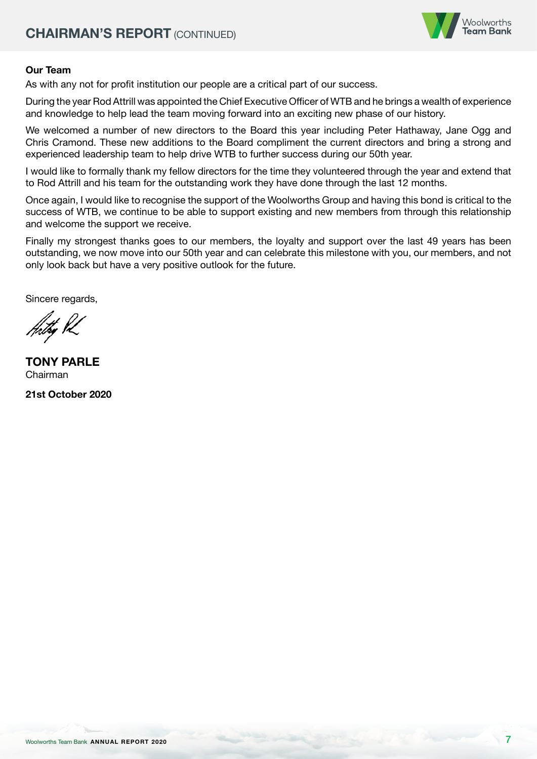## Our Team

As with any not for profit institution our people are a critical part of our success.

During the year Rod Attrill was appointed the Chief Executive Officer of WTB and he brings a wealth of experience and knowledge to help lead the team moving forward into an exciting new phase of our history.

We welcomed a number of new directors to the Board this year including Peter Hathaway, Jane Ogg and Chris Cramond. These new additions to the Board compliment the current directors and bring a strong and experienced leadership team to help drive WTB to further success during our 50th year.

I would like to formally thank my fellow directors for the time they volunteered through the year and extend that to Rod Attrill and his team for the outstanding work they have done through the last 12 months.

Once again, I would like to recognise the support of the Woolworths Group and having this bond is critical to the success of WTB, we continue to be able to support existing and new members from through this relationship and welcome the support we receive.

Finally my strongest thanks goes to our members, the loyalty and support over the last 49 years has been outstanding, we now move into our 50th year and can celebrate this milestone with you, our members, and not only look back but have a very positive outlook for the future.

Sincere regards,

**TONY PARLE**
Chairman

**21st October 2020**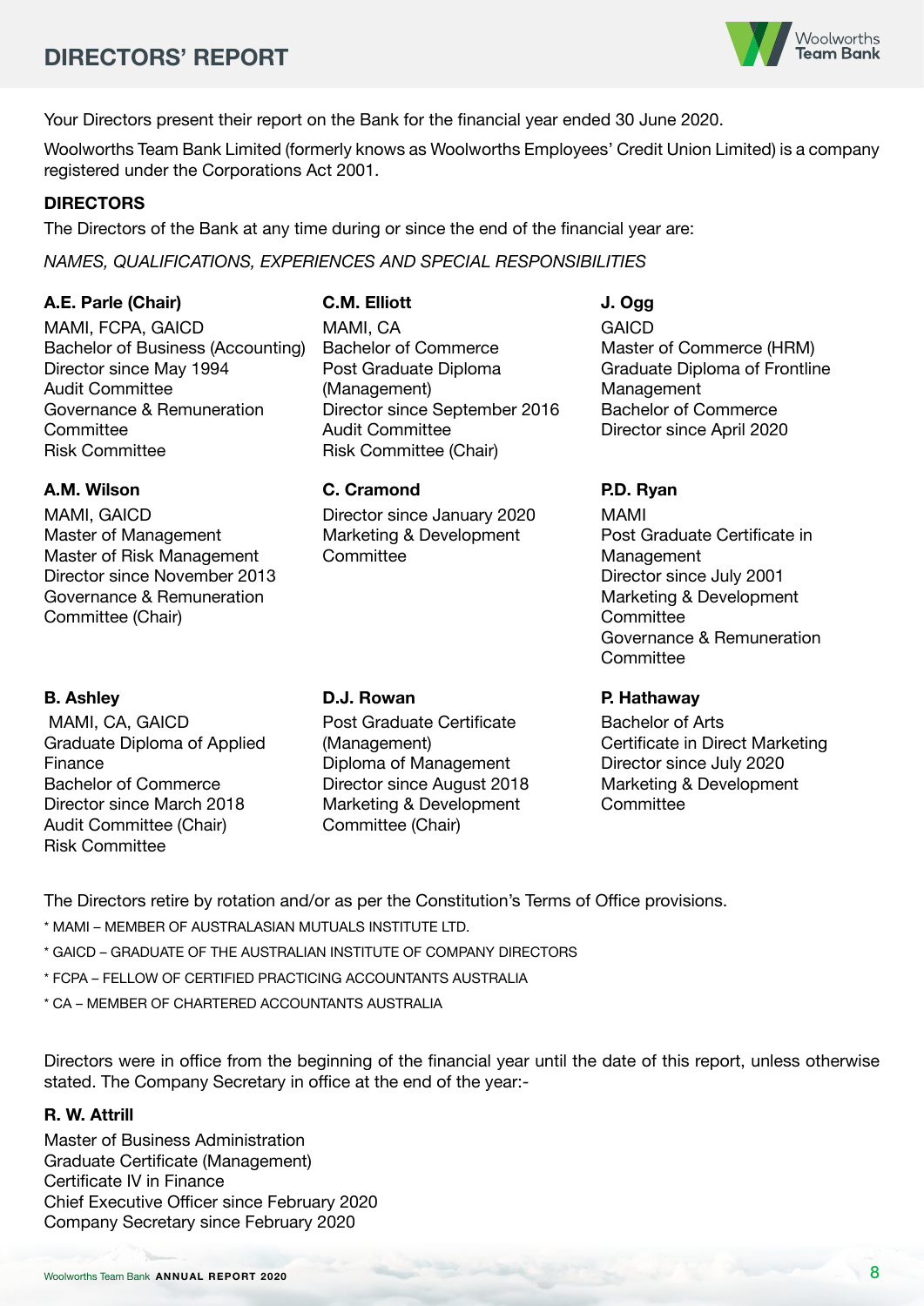# DIRECTORS' REPORT

Your Directors present their report on the Bank for the financial year ended 30 June 2020.

Woolworths Team Bank Limited (formerly knows as Woolworths Employees' Credit Union Limited) is a company registered under the Corporations Act 2001.

**DIRECTORS**

The Directors of the Bank at any time during or since the end of the financial year are:

*NAMES, QUALIFICATIONS, EXPERIENCES AND SPECIAL RESPONSIBILITIES*

**A.E. Parle (Chair)**
MAMI, FCPA, GAICD
Bachelor of Business (Accounting)
Director since May 1994
Audit Committee
Governance & Remuneration Committee
Risk Committee

**C.M. Elliott**
MAMI, CA
Bachelor of Commerce
Post Graduate Diploma (Management)
Director since September 2016
Audit Committee
Risk Committee (Chair)

**J. Ogg**
GAICD
Master of Commerce (HRM)
Graduate Diploma of Frontline Management
Bachelor of Commerce
Director since April 2020

**A.M. Wilson**
MAMI, GAICD
Master of Management
Master of Risk Management
Director since November 2013
Governance & Remuneration Committee (Chair)

**C. Cramond**
Director since January 2020
Marketing & Development Committee

**P.D. Ryan**
MAMI
Post Graduate Certificate in Management
Director since July 2001
Marketing & Development Committee
Governance & Remuneration Committee

**B. Ashley**
MAMI, CA, GAICD
Graduate Diploma of Applied Finance
Bachelor of Commerce
Director since March 2018
Audit Committee (Chair)
Risk Committee

**D.J. Rowan**
Post Graduate Certificate (Management)
Diploma of Management
Director since August 2018
Marketing & Development Committee (Chair)

**P. Hathaway**
Bachelor of Arts
Certificate in Direct Marketing
Director since July 2020
Marketing & Development Committee

The Directors retire by rotation and/or as per the Constitution's Terms of Office provisions.

* MAMI – MEMBER OF AUSTRALASIAN MUTUALS INSTITUTE LTD.
* GAICD – GRADUATE OF THE AUSTRALIAN INSTITUTE OF COMPANY DIRECTORS
* FCPA – FELLOW OF CERTIFIED PRACTICING ACCOUNTANTS AUSTRALIA
* CA – MEMBER OF CHARTERED ACCOUNTANTS AUSTRALIA

Directors were in office from the beginning of the financial year until the date of this report, unless otherwise stated. The Company Secretary in office at the end of the year:-

**R. W. Attrill**
Master of Business Administration
Graduate Certificate (Management)
Certificate IV in Finance
Chief Executive Officer since February 2020
Company Secretary since February 2020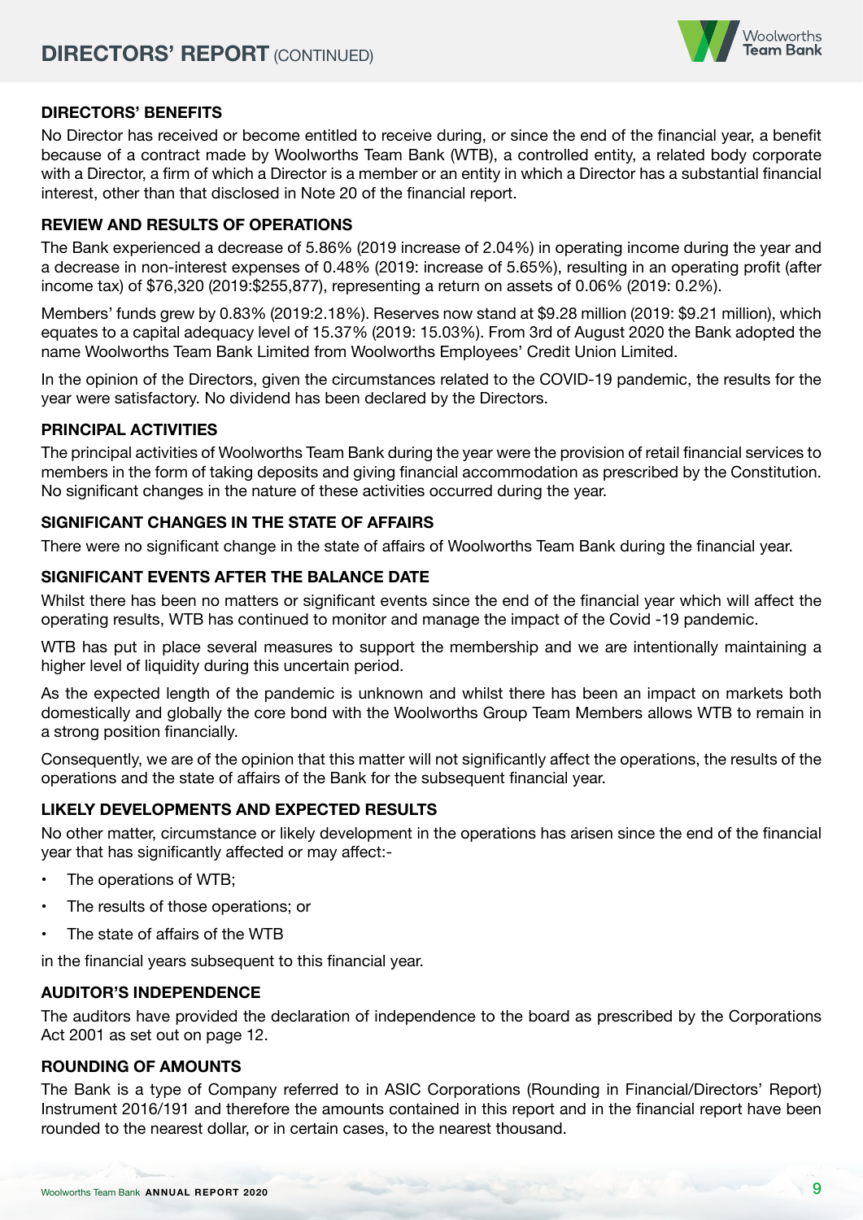## DIRECTORS' REPORT (CONTINUED)

### DIRECTORS' BENEFITS

No Director has received or become entitled to receive during, or since the end of the financial year, a benefit because of a contract made by Woolworths Team Bank (WTB), a controlled entity, a related body corporate with a Director, a firm of which a Director is a member or an entity in which a Director has a substantial financial interest, other than that disclosed in Note 20 of the financial report.

### REVIEW AND RESULTS OF OPERATIONS

The Bank experienced a decrease of 5.86% (2019 increase of 2.04%) in operating income during the year and a decrease in non-interest expenses of 0.48% (2019: increase of 5.65%), resulting in an operating profit (after income tax) of $76,320 (2019:$255,877), representing a return on assets of 0.06% (2019: 0.2%).

Members' funds grew by 0.83% (2019:2.18%). Reserves now stand at $9.28 million (2019: $9.21 million), which equates to a capital adequacy level of 15.37% (2019: 15.03%). From 3rd of August 2020 the Bank adopted the name Woolworths Team Bank Limited from Woolworths Employees' Credit Union Limited.

In the opinion of the Directors, given the circumstances related to the COVID-19 pandemic, the results for the year were satisfactory. No dividend has been declared by the Directors.

### PRINCIPAL ACTIVITIES

The principal activities of Woolworths Team Bank during the year were the provision of retail financial services to members in the form of taking deposits and giving financial accommodation as prescribed by the Constitution. No significant changes in the nature of these activities occurred during the year.

### SIGNIFICANT CHANGES IN THE STATE OF AFFAIRS

There were no significant change in the state of affairs of Woolworths Team Bank during the financial year.

### SIGNIFICANT EVENTS AFTER THE BALANCE DATE

Whilst there has been no matters or significant events since the end of the financial year which will affect the operating results, WTB has continued to monitor and manage the impact of the Covid -19 pandemic.

WTB has put in place several measures to support the membership and we are intentionally maintaining a higher level of liquidity during this uncertain period.

As the expected length of the pandemic is unknown and whilst there has been an impact on markets both domestically and globally the core bond with the Woolworths Group Team Members allows WTB to remain in a strong position financially.

Consequently, we are of the opinion that this matter will not significantly affect the operations, the results of the operations and the state of affairs of the Bank for the subsequent financial year.

### LIKELY DEVELOPMENTS AND EXPECTED RESULTS

No other matter, circumstance or likely development in the operations has arisen since the end of the financial year that has significantly affected or may affect:-

- The operations of WTB;
- The results of those operations; or
- The state of affairs of the WTB

in the financial years subsequent to this financial year.

### AUDITOR'S INDEPENDENCE

The auditors have provided the declaration of independence to the board as prescribed by the Corporations Act 2001 as set out on page 12.

### ROUNDING OF AMOUNTS

The Bank is a type of Company referred to in ASIC Corporations (Rounding in Financial/Directors' Report) Instrument 2016/191 and therefore the amounts contained in this report and in the financial report have been rounded to the nearest dollar, or in certain cases, to the nearest thousand.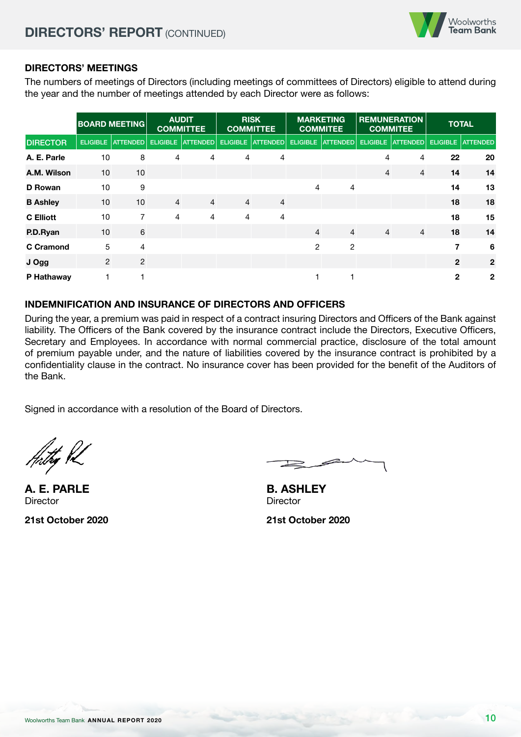## DIRECTORS' REPORT (CONTINUED)

### DIRECTORS' MEETINGS

The numbers of meetings of Directors (including meetings of committees of Directors) eligible to attend during the year and the number of meetings attended by each Director were as follows:

| | BOARD MEETING | | AUDIT COMMITTEE | | RISK COMMITTEE | | MARKETING COMMITEE | | REMUNERATION COMMITEE | | TOTAL | |
|---|---|---|---|---|---|---|---|---|---|---|---|---|
| DIRECTOR | ELIGIBLE | ATTENDED | ELIGIBLE | ATTENDED | ELIGIBLE | ATTENDED | ELIGIBLE | ATTENDED | ELIGIBLE | ATTENDED | ELIGIBLE | ATTENDED |
| **A. E. Parle** | 10 | 8 | 4 | 4 | 4 | 4 | | | 4 | 4 | **22** | **20** |
| **A.M. Wilson** | 10 | 10 | | | | | | | 4 | 4 | **14** | **14** |
| **D Rowan** | 10 | 9 | | | | | 4 | 4 | | | **14** | **13** |
| **B Ashley** | 10 | 10 | 4 | 4 | 4 | 4 | | | | | **18** | **18** |
| **C Elliott** | 10 | 7 | 4 | 4 | 4 | 4 | | | | | **18** | **15** |
| **P.D.Ryan** | 10 | 6 | | | | | 4 | 4 | 4 | 4 | **18** | **14** |
| **C Cramond** | 5 | 4 | | | | | 2 | 2 | | | **7** | **6** |
| **J Ogg** | 2 | 2 | | | | | | | | | **2** | **2** |
| **P Hathaway** | 1 | 1 | | | | | 1 | 1 | | | **2** | **2** |

### INDEMNIFICATION AND INSURANCE OF DIRECTORS AND OFFICERS

During the year, a premium was paid in respect of a contract insuring Directors and Officers of the Bank against liability. The Officers of the Bank covered by the insurance contract include the Directors, Executive Officers, Secretary and Employees. In accordance with normal commercial practice, disclosure of the total amount of premium payable under, and the nature of liabilities covered by the insurance contract is prohibited by a confidentiality clause in the contract. No insurance cover has been provided for the benefit of the Auditors of the Bank.

Signed in accordance with a resolution of the Board of Directors.

**A. E. PARLE**
Director

**21st October 2020**

**B. ASHLEY**
Director

**21st October 2020**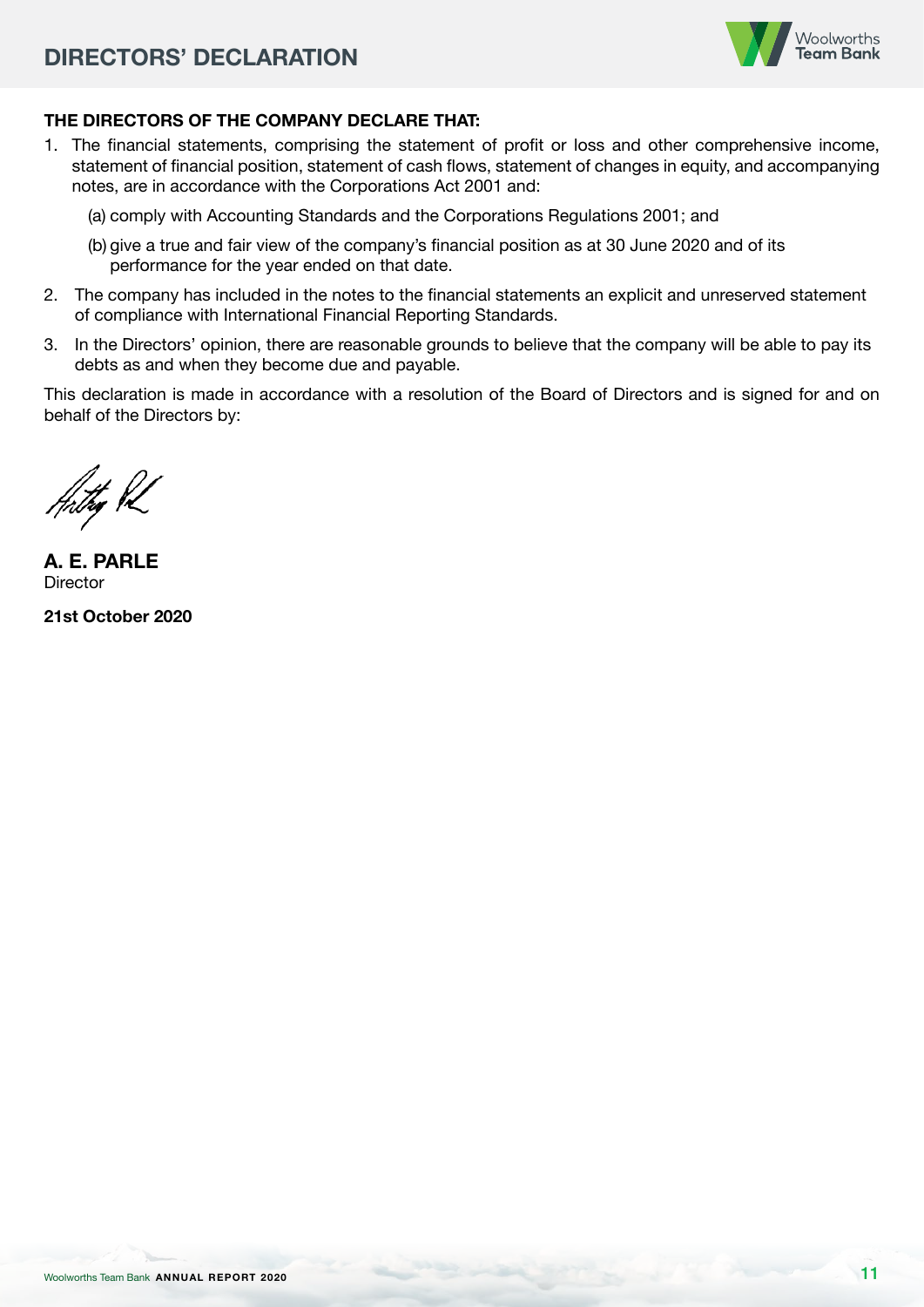# DIRECTORS' DECLARATION

**THE DIRECTORS OF THE COMPANY DECLARE THAT:**

1. The financial statements, comprising the statement of profit or loss and other comprehensive income, statement of financial position, statement of cash flows, statement of changes in equity, and accompanying notes, are in accordance with the Corporations Act 2001 and:

   (a) comply with Accounting Standards and the Corporations Regulations 2001; and

   (b) give a true and fair view of the company's financial position as at 30 June 2020 and of its performance for the year ended on that date.

2. The company has included in the notes to the financial statements an explicit and unreserved statement of compliance with International Financial Reporting Standards.

3. In the Directors' opinion, there are reasonable grounds to believe that the company will be able to pay its debts as and when they become due and payable.

This declaration is made in accordance with a resolution of the Board of Directors and is signed for and on behalf of the Directors by:

**A. E. PARLE**
Director

**21st October 2020**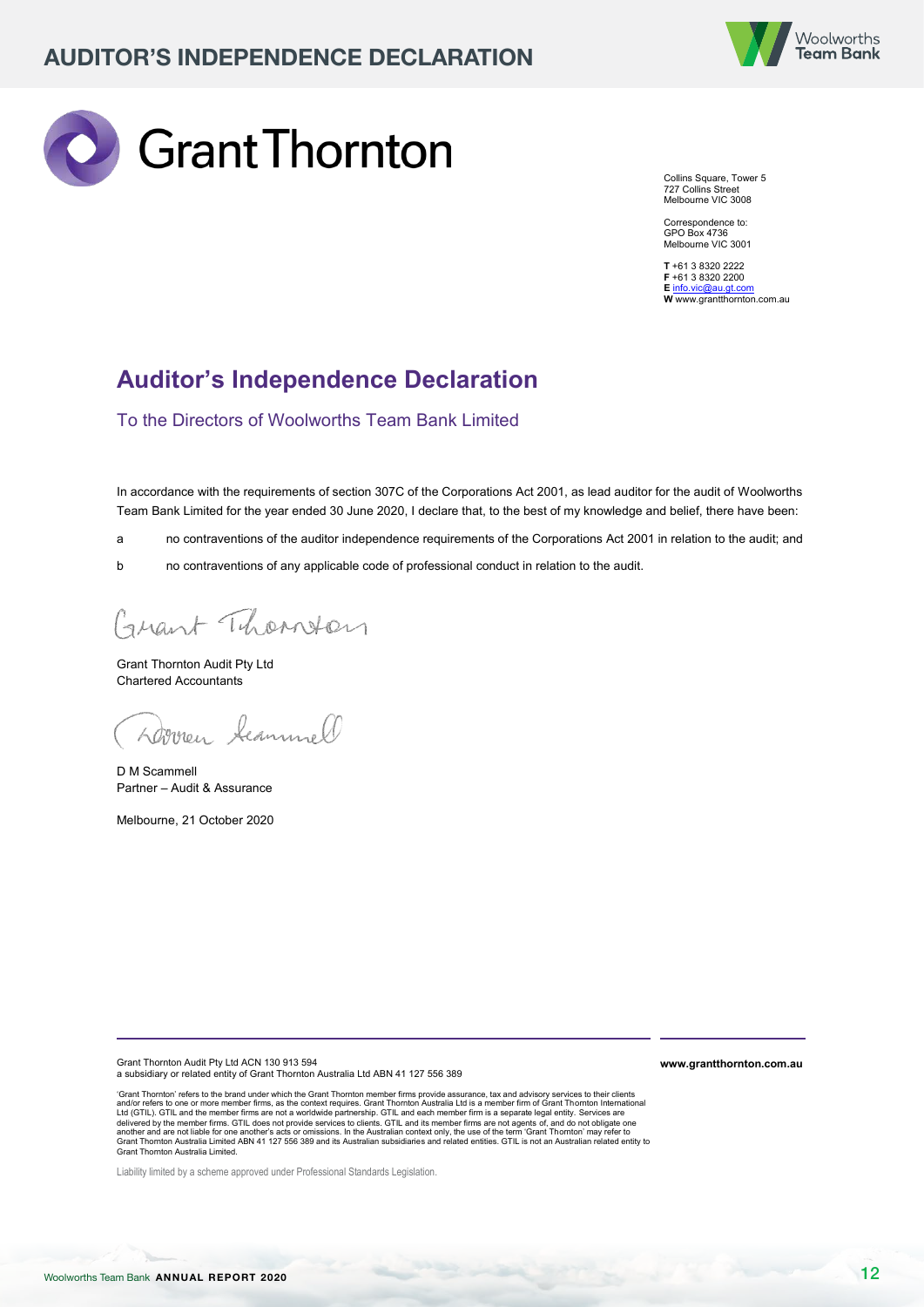# AUDITOR'S INDEPENDENCE DECLARATION

Grant Thornton

Collins Square, Tower 5
727 Collins Street
Melbourne VIC 3008

Correspondence to:
GPO Box 4736
Melbourne VIC 3001

**T** +61 3 8320 2222
**F** +61 3 8320 2200
**E** info.vic@au.gt.com
**W** www.grantthornton.com.au

## Auditor's Independence Declaration

To the Directors of Woolworths Team Bank Limited

In accordance with the requirements of section 307C of the Corporations Act 2001, as lead auditor for the audit of Woolworths Team Bank Limited for the year ended 30 June 2020, I declare that, to the best of my knowledge and belief, there have been:

a no contraventions of the auditor independence requirements of the Corporations Act 2001 in relation to the audit; and

b no contraventions of any applicable code of professional conduct in relation to the audit.

Grant Thornton Audit Pty Ltd
Chartered Accountants

D M Scammell
Partner – Audit & Assurance

Melbourne, 21 October 2020

Grant Thornton Audit Pty Ltd ACN 130 913 594
a subsidiary or related entity of Grant Thornton Australia Ltd ABN 41 127 556 389

**www.grantthornton.com.au**

'Grant Thornton' refers to the brand under which the Grant Thornton member firms provide assurance, tax and advisory services to their clients and/or refers to one or more member firms, as the context requires. Grant Thornton Australia Ltd is a member firm of Grant Thornton International Ltd (GTIL). GTIL and the member firms are not a worldwide partnership. GTIL and each member firm is a separate legal entity. Services are delivered by the member firms. GTIL does not provide services to clients. GTIL and its member firms are not agents of, and do not obligate one another and are not liable for one another's acts or omissions. In the Australian context only, the use of the term 'Grant Thornton' may refer to Grant Thornton Australia Limited ABN 41 127 556 389 and its Australian subsidiaries and related entities. GTIL is not an Australian related entity to Grant Thornton Australia Limited.

Liability limited by a scheme approved under Professional Standards Legislation.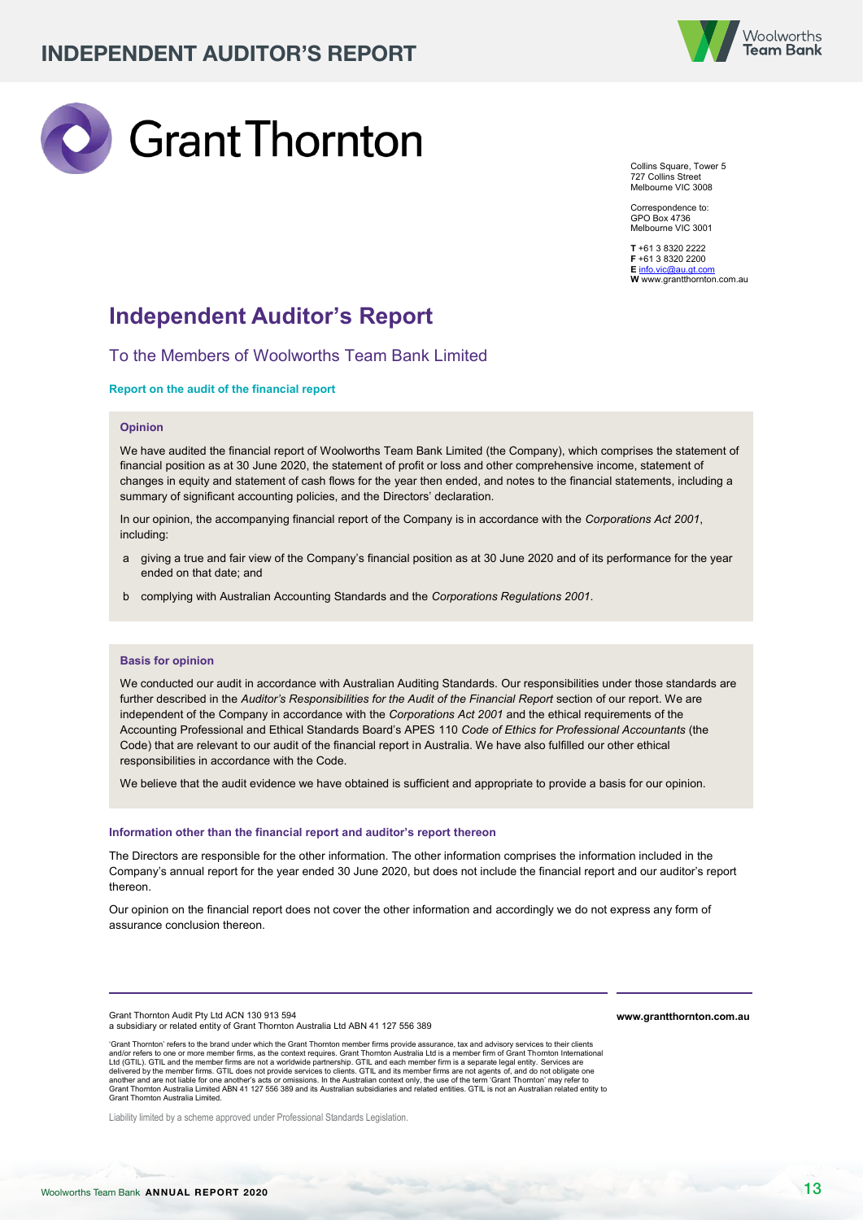Grant Thornton

Collins Square, Tower 5
727 Collins Street
Melbourne VIC 3008

Correspondence to:
GPO Box 4736
Melbourne VIC 3001

**T** +61 3 8320 2222
**F** +61 3 8320 2200
**E** info.vic@au.gt.com
**W** www.grantthornton.com.au

# Independent Auditor's Report

## To the Members of Woolworths Team Bank Limited

### Report on the audit of the financial report

#### Opinion

We have audited the financial report of Woolworths Team Bank Limited (the Company), which comprises the statement of financial position as at 30 June 2020, the statement of profit or loss and other comprehensive income, statement of changes in equity and statement of cash flows for the year then ended, and notes to the financial statements, including a summary of significant accounting policies, and the Directors' declaration.

In our opinion, the accompanying financial report of the Company is in accordance with the *Corporations Act 2001*, including:

a giving a true and fair view of the Company's financial position as at 30 June 2020 and of its performance for the year ended on that date; and

b complying with Australian Accounting Standards and the *Corporations Regulations 2001*.

#### Basis for opinion

We conducted our audit in accordance with Australian Auditing Standards. Our responsibilities under those standards are further described in the *Auditor's Responsibilities for the Audit of the Financial Report* section of our report. We are independent of the Company in accordance with the *Corporations Act 2001* and the ethical requirements of the Accounting Professional and Ethical Standards Board's APES 110 *Code of Ethics for Professional Accountants* (the Code) that are relevant to our audit of the financial report in Australia. We have also fulfilled our other ethical responsibilities in accordance with the Code.

We believe that the audit evidence we have obtained is sufficient and appropriate to provide a basis for our opinion.

#### Information other than the financial report and auditor's report thereon

The Directors are responsible for the other information. The other information comprises the information included in the Company's annual report for the year ended 30 June 2020, but does not include the financial report and our auditor's report thereon.

Our opinion on the financial report does not cover the other information and accordingly we do not express any form of assurance conclusion thereon.

Grant Thornton Audit Pty Ltd ACN 130 913 594
a subsidiary or related entity of Grant Thornton Australia Ltd ABN 41 127 556 389

**www.grantthornton.com.au**

'Grant Thornton' refers to the brand under which the Grant Thornton member firms provide assurance, tax and advisory services to their clients and/or refers to one or more member firms, as the context requires. Grant Thornton Australia Ltd is a member firm of Grant Thornton International Ltd (GTIL). GTIL and the member firms are not a worldwide partnership. GTIL and each member firm is a separate legal entity. Services are delivered by the member firms. GTIL does not provide services to clients. GTIL and its member firms are not agents of, and do not obligate one another and are not liable for one another's acts or omissions. In the Australian context only, the use of the term 'Grant Thornton' may refer to Grant Thornton Australia Limited ABN 41 127 556 389 and its Australian subsidiaries and related entities. GTIL is not an Australian related entity to Grant Thornton Australia Limited.

Liability limited by a scheme approved under Professional Standards Legislation.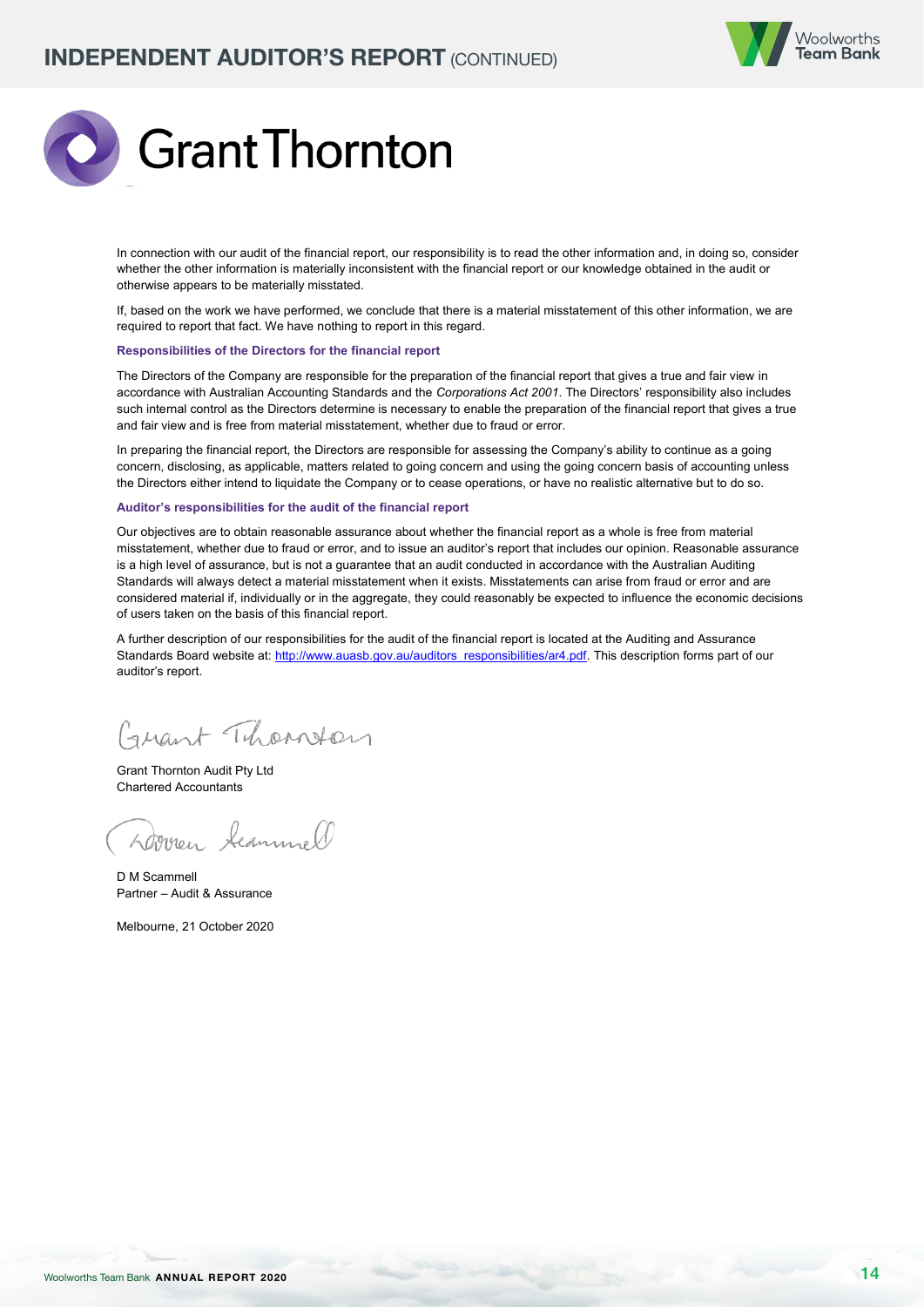In connection with our audit of the financial report, our responsibility is to read the other information and, in doing so, consider whether the other information is materially inconsistent with the financial report or our knowledge obtained in the audit or otherwise appears to be materially misstated.

If, based on the work we have performed, we conclude that there is a material misstatement of this other information, we are required to report that fact. We have nothing to report in this regard.

**Responsibilities of the Directors for the financial report**

The Directors of the Company are responsible for the preparation of the financial report that gives a true and fair view in accordance with Australian Accounting Standards and the *Corporations Act 2001*. The Directors' responsibility also includes such internal control as the Directors determine is necessary to enable the preparation of the financial report that gives a true and fair view and is free from material misstatement, whether due to fraud or error.

In preparing the financial report, the Directors are responsible for assessing the Company's ability to continue as a going concern, disclosing, as applicable, matters related to going concern and using the going concern basis of accounting unless the Directors either intend to liquidate the Company or to cease operations, or have no realistic alternative but to do so.

**Auditor's responsibilities for the audit of the financial report**

Our objectives are to obtain reasonable assurance about whether the financial report as a whole is free from material misstatement, whether due to fraud or error, and to issue an auditor's report that includes our opinion. Reasonable assurance is a high level of assurance, but is not a guarantee that an audit conducted in accordance with the Australian Auditing Standards will always detect a material misstatement when it exists. Misstatements can arise from fraud or error and are considered material if, individually or in the aggregate, they could reasonably be expected to influence the economic decisions of users taken on the basis of this financial report.

A further description of our responsibilities for the audit of the financial report is located at the Auditing and Assurance Standards Board website at: http://www.auasb.gov.au/auditors_responsibilities/ar4.pdf. This description forms part of our auditor's report.

Grant Thornton Audit Pty Ltd
Chartered Accountants

D M Scammell
Partner – Audit & Assurance

Melbourne, 21 October 2020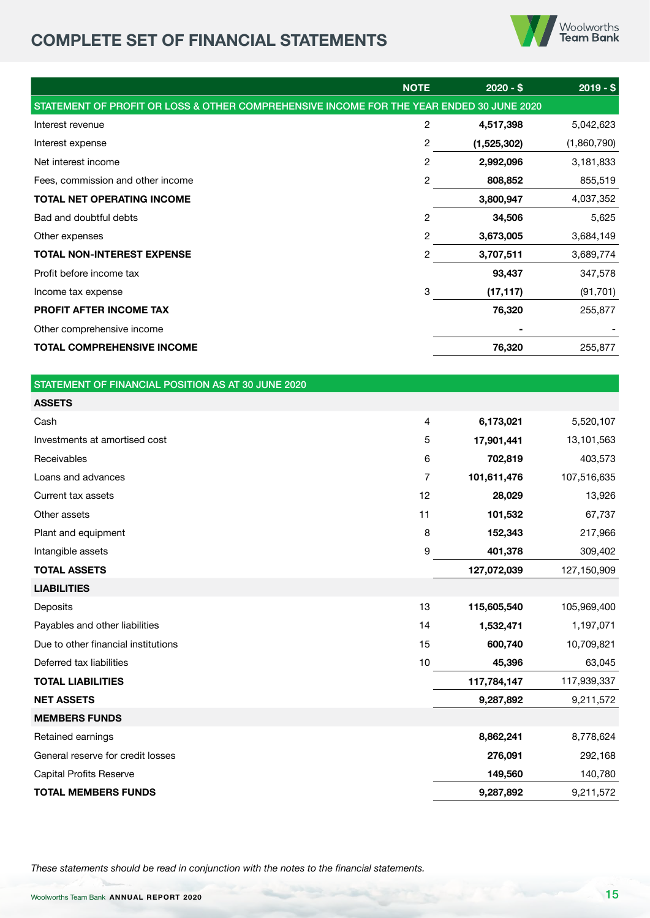# COMPLETE SET OF FINANCIAL STATEMENTS

| | NOTE | 2020 - $ | 2019 - $ |
|---|---|---|---|
| **STATEMENT OF PROFIT OR LOSS & OTHER COMPREHENSIVE INCOME FOR THE YEAR ENDED 30 JUNE 2020** | | | |
| Interest revenue | 2 | **4,517,398** | 5,042,623 |
| Interest expense | 2 | **(1,525,302)** | (1,860,790) |
| Net interest income | 2 | **2,992,096** | 3,181,833 |
| Fees, commission and other income | 2 | **808,852** | 855,519 |
| **TOTAL NET OPERATING INCOME** | | **3,800,947** | 4,037,352 |
| Bad and doubtful debts | 2 | **34,506** | 5,625 |
| Other expenses | 2 | **3,673,005** | 3,684,149 |
| **TOTAL NON-INTEREST EXPENSE** | 2 | **3,707,511** | 3,689,774 |
| Profit before income tax | | **93,437** | 347,578 |
| Income tax expense | 3 | **(17,117)** | (91,701) |
| **PROFIT AFTER INCOME TAX** | | **76,320** | 255,877 |
| Other comprehensive income | | **-** | - |
| **TOTAL COMPREHENSIVE INCOME** | | **76,320** | 255,877 |

| | NOTE | 2020 - $ | 2019 - $ |
|---|---|---|---|
| **STATEMENT OF FINANCIAL POSITION AS AT 30 JUNE 2020** | | | |
| **ASSETS** | | | |
| Cash | 4 | **6,173,021** | 5,520,107 |
| Investments at amortised cost | 5 | **17,901,441** | 13,101,563 |
| Receivables | 6 | **702,819** | 403,573 |
| Loans and advances | 7 | **101,611,476** | 107,516,635 |
| Current tax assets | 12 | **28,029** | 13,926 |
| Other assets | 11 | **101,532** | 67,737 |
| Plant and equipment | 8 | **152,343** | 217,966 |
| Intangible assets | 9 | **401,378** | 309,402 |
| **TOTAL ASSETS** | | **127,072,039** | 127,150,909 |
| **LIABILITIES** | | | |
| Deposits | 13 | **115,605,540** | 105,969,400 |
| Payables and other liabilities | 14 | **1,532,471** | 1,197,071 |
| Due to other financial institutions | 15 | **600,740** | 10,709,821 |
| Deferred tax liabilities | 10 | **45,396** | 63,045 |
| **TOTAL LIABILITIES** | | **117,784,147** | 117,939,337 |
| **NET ASSETS** | | **9,287,892** | 9,211,572 |
| **MEMBERS FUNDS** | | | |
| Retained earnings | | **8,862,241** | 8,778,624 |
| General reserve for credit losses | | **276,091** | 292,168 |
| Capital Profits Reserve | | **149,560** | 140,780 |
| **TOTAL MEMBERS FUNDS** | | **9,287,892** | 9,211,572 |

*These statements should be read in conjunction with the notes to the financial statements.*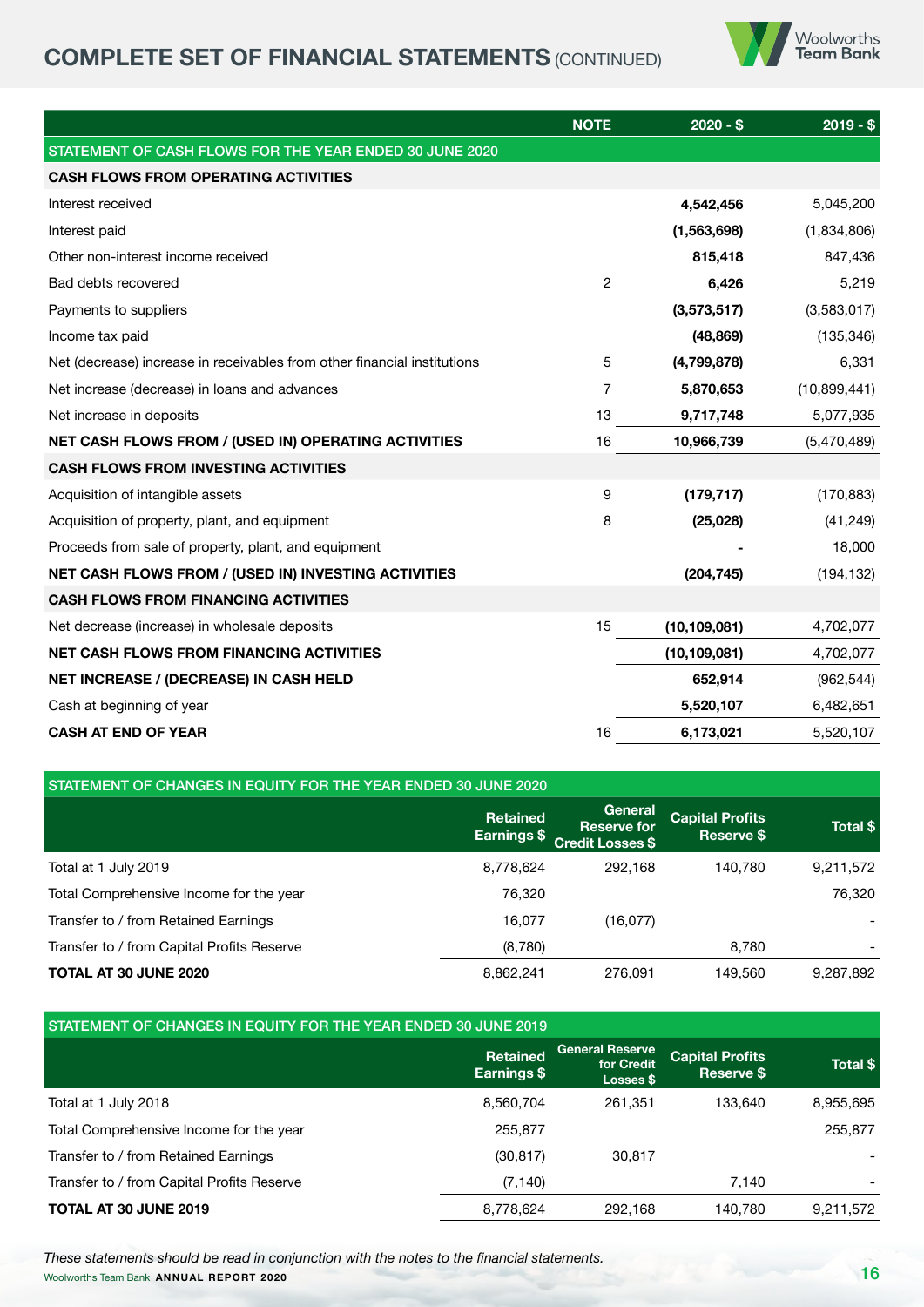# COMPLETE SET OF FINANCIAL STATEMENTS (CONTINUED)

| | NOTE | 2020 - $ | 2019 - $ |
|---|---|---|---|
| **STATEMENT OF CASH FLOWS FOR THE YEAR ENDED 30 JUNE 2020** | | | |
| **CASH FLOWS FROM OPERATING ACTIVITIES** | | | |
| Interest received | | **4,542,456** | 5,045,200 |
| Interest paid | | **(1,563,698)** | (1,834,806) |
| Other non-interest income received | | **815,418** | 847,436 |
| Bad debts recovered | 2 | **6,426** | 5,219 |
| Payments to suppliers | | **(3,573,517)** | (3,583,017) |
| Income tax paid | | **(48,869)** | (135,346) |
| Net (decrease) increase in receivables from other financial institutions | 5 | **(4,799,878)** | 6,331 |
| Net increase (decrease) in loans and advances | 7 | **5,870,653** | (10,899,441) |
| Net increase in deposits | 13 | **9,717,748** | 5,077,935 |
| **NET CASH FLOWS FROM / (USED IN) OPERATING ACTIVITIES** | 16 | **10,966,739** | (5,470,489) |
| **CASH FLOWS FROM INVESTING ACTIVITIES** | | | |
| Acquisition of intangible assets | 9 | **(179,717)** | (170,883) |
| Acquisition of property, plant, and equipment | 8 | **(25,028)** | (41,249) |
| Proceeds from sale of property, plant, and equipment | | **-** | 18,000 |
| **NET CASH FLOWS FROM / (USED IN) INVESTING ACTIVITIES** | | **(204,745)** | (194,132) |
| **CASH FLOWS FROM FINANCING ACTIVITIES** | | | |
| Net decrease (increase) in wholesale deposits | 15 | **(10,109,081)** | 4,702,077 |
| **NET CASH FLOWS FROM FINANCING ACTIVITIES** | | **(10,109,081)** | 4,702,077 |
| **NET INCREASE / (DECREASE) IN CASH HELD** | | **652,914** | (962,544) |
| Cash at beginning of year | | **5,520,107** | 6,482,651 |
| **CASH AT END OF YEAR** | 16 | **6,173,021** | 5,520,107 |

## STATEMENT OF CHANGES IN EQUITY FOR THE YEAR ENDED 30 JUNE 2020

| | Retained Earnings $ | General Reserve for Credit Losses $ | Capital Profits Reserve $ | Total $ |
|---|---|---|---|---|
| Total at 1 July 2019 | 8,778,624 | 292,168 | 140,780 | 9,211,572 |
| Total Comprehensive Income for the year | 76,320 | | | 76,320 |
| Transfer to / from Retained Earnings | 16,077 | (16,077) | | - |
| Transfer to / from Capital Profits Reserve | (8,780) | | 8,780 | - |
| **TOTAL AT 30 JUNE 2020** | 8,862,241 | 276,091 | 149,560 | 9,287,892 |

## STATEMENT OF CHANGES IN EQUITY FOR THE YEAR ENDED 30 JUNE 2019

| | Retained Earnings $ | General Reserve for Credit Losses $ | Capital Profits Reserve $ | Total $ |
|---|---|---|---|---|
| Total at 1 July 2018 | 8,560,704 | 261,351 | 133,640 | 8,955,695 |
| Total Comprehensive Income for the year | 255,877 | | | 255,877 |
| Transfer to / from Retained Earnings | (30,817) | 30,817 | | - |
| Transfer to / from Capital Profits Reserve | (7,140) | | 7,140 | - |
| **TOTAL AT 30 JUNE 2019** | 8,778,624 | 292,168 | 140,780 | 9,211,572 |

*These statements should be read in conjunction with the notes to the financial statements.*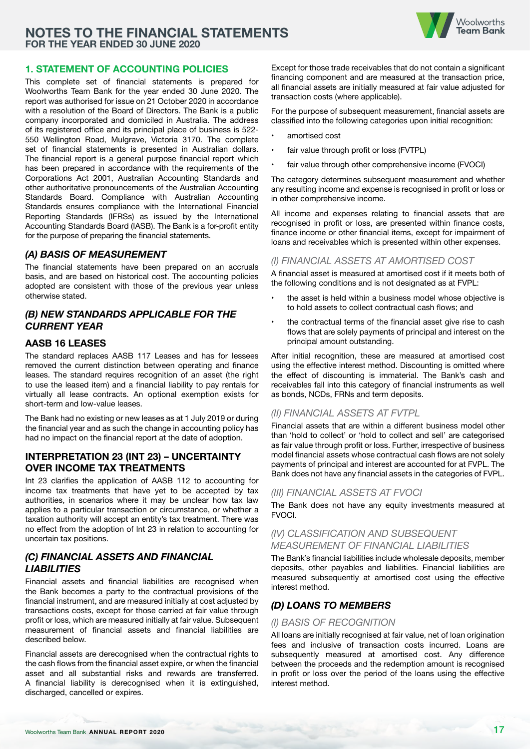# 1. STATEMENT OF ACCOUNTING POLICIES

This complete set of financial statements is prepared for Woolworths Team Bank for the year ended 30 June 2020. The report was authorised for issue on 21 October 2020 in accordance with a resolution of the Board of Directors. The Bank is a public company incorporated and domiciled in Australia. The address of its registered office and its principal place of business is 522-550 Wellington Road, Mulgrave, Victoria 3170. The complete set of financial statements is presented in Australian dollars. The financial report is a general purpose financial report which has been prepared in accordance with the requirements of the Corporations Act 2001, Australian Accounting Standards and other authoritative pronouncements of the Australian Accounting Standards Board. Compliance with Australian Accounting Standards ensures compliance with the International Financial Reporting Standards (IFRSs) as issued by the International Accounting Standards Board (IASB). The Bank is a for-profit entity for the purpose of preparing the financial statements.

## *(A) BASIS OF MEASUREMENT*

The financial statements have been prepared on an accruals basis, and are based on historical cost. The accounting policies adopted are consistent with those of the previous year unless otherwise stated.

## *(B) NEW STANDARDS APPLICABLE FOR THE CURRENT YEAR*

### AASB 16 LEASES

The standard replaces AASB 117 Leases and has for lessees removed the current distinction between operating and finance leases. The standard requires recognition of an asset (the right to use the leased item) and a financial liability to pay rentals for virtually all lease contracts. An optional exemption exists for short-term and low-value leases.

The Bank had no existing or new leases as at 1 July 2019 or during the financial year and as such the change in accounting policy has had no impact on the financial report at the date of adoption.

### INTERPRETATION 23 (INT 23) – UNCERTAINTY OVER INCOME TAX TREATMENTS

Int 23 clarifies the application of AASB 112 to accounting for income tax treatments that have yet to be accepted by tax authorities, in scenarios where it may be unclear how tax law applies to a particular transaction or circumstance, or whether a taxation authority will accept an entity's tax treatment. There was no effect from the adoption of Int 23 in relation to accounting for uncertain tax positions.

## *(C) FINANCIAL ASSETS AND FINANCIAL LIABILITIES*

Financial assets and financial liabilities are recognised when the Bank becomes a party to the contractual provisions of the financial instrument, and are measured initially at cost adjusted by transactions costs, except for those carried at fair value through profit or loss, which are measured initially at fair value. Subsequent measurement of financial assets and financial liabilities are described below.

Financial assets are derecognised when the contractual rights to the cash flows from the financial asset expire, or when the financial asset and all substantial risks and rewards are transferred. A financial liability is derecognised when it is extinguished, discharged, cancelled or expires.

Except for those trade receivables that do not contain a significant financing component and are measured at the transaction price, all financial assets are initially measured at fair value adjusted for transaction costs (where applicable).

For the purpose of subsequent measurement, financial assets are classified into the following categories upon initial recognition:

- amortised cost
- fair value through profit or loss (FVTPL)
- fair value through other comprehensive income (FVOCI)

The category determines subsequent measurement and whether any resulting income and expense is recognised in profit or loss or in other comprehensive income.

All income and expenses relating to financial assets that are recognised in profit or loss, are presented within finance costs, finance income or other financial items, except for impairment of loans and receivables which is presented within other expenses.

### *(I) FINANCIAL ASSETS AT AMORTISED COST*

A financial asset is measured at amortised cost if it meets both of the following conditions and is not designated as at FVPL:

- the asset is held within a business model whose objective is to hold assets to collect contractual cash flows; and
- the contractual terms of the financial asset give rise to cash flows that are solely payments of principal and interest on the principal amount outstanding.

After initial recognition, these are measured at amortised cost using the effective interest method. Discounting is omitted where the effect of discounting is immaterial. The Bank's cash and receivables fall into this category of financial instruments as well as bonds, NCDs, FRNs and term deposits.

### *(II) FINANCIAL ASSETS AT FVTPL*

Financial assets that are within a different business model other than 'hold to collect' or 'hold to collect and sell' are categorised as fair value through profit or loss. Further, irrespective of business model financial assets whose contractual cash flows are not solely payments of principal and interest are accounted for at FVPL. The Bank does not have any financial assets in the categories of FVPL.

### *(III) FINANCIAL ASSETS AT FVOCI*

The Bank does not have any equity investments measured at FVOCI.

### *(IV) CLASSIFICATION AND SUBSEQUENT MEASUREMENT OF FINANCIAL LIABILITIES*

The Bank's financial liabilities include wholesale deposits, member deposits, other payables and liabilities. Financial liabilities are measured subsequently at amortised cost using the effective interest method.

## *(D) LOANS TO MEMBERS*

### *(I) BASIS OF RECOGNITION*

All loans are initially recognised at fair value, net of loan origination fees and inclusive of transaction costs incurred. Loans are subsequently measured at amortised cost. Any difference between the proceeds and the redemption amount is recognised in profit or loss over the period of the loans using the effective interest method.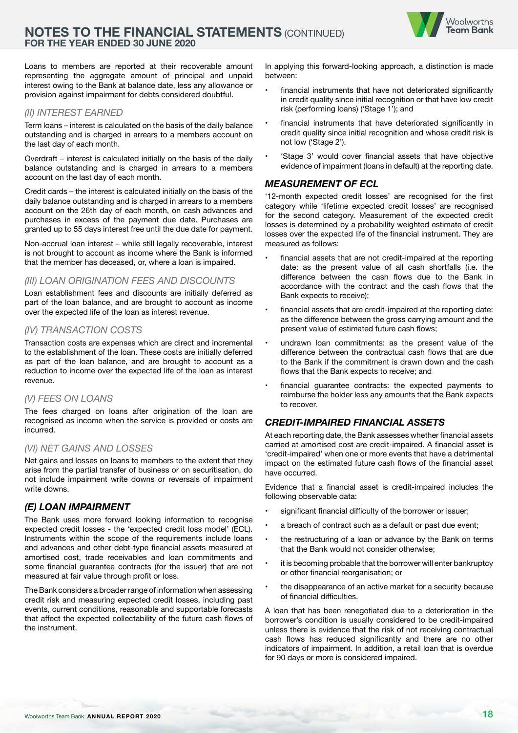Loans to members are reported at their recoverable amount representing the aggregate amount of principal and unpaid interest owing to the Bank at balance date, less any allowance or provision against impairment for debts considered doubtful.

### *(II) INTEREST EARNED*

Term loans – interest is calculated on the basis of the daily balance outstanding and is charged in arrears to a members account on the last day of each month.

Overdraft – interest is calculated initially on the basis of the daily balance outstanding and is charged in arrears to a members account on the last day of each month.

Credit cards – the interest is calculated initially on the basis of the daily balance outstanding and is charged in arrears to a members account on the 26th day of each month, on cash advances and purchases in excess of the payment due date. Purchases are granted up to 55 days interest free until the due date for payment.

Non-accrual loan interest – while still legally recoverable, interest is not brought to account as income where the Bank is informed that the member has deceased, or, where a loan is impaired.

### *(III) LOAN ORIGINATION FEES AND DISCOUNTS*

Loan establishment fees and discounts are initially deferred as part of the loan balance, and are brought to account as income over the expected life of the loan as interest revenue.

### *(IV) TRANSACTION COSTS*

Transaction costs are expenses which are direct and incremental to the establishment of the loan. These costs are initially deferred as part of the loan balance, and are brought to account as a reduction to income over the expected life of the loan as interest revenue.

### *(V) FEES ON LOANS*

The fees charged on loans after origination of the loan are recognised as income when the service is provided or costs are incurred.

### *(VI) NET GAINS AND LOSSES*

Net gains and losses on loans to members to the extent that they arise from the partial transfer of business or on securitisation, do not include impairment write downs or reversals of impairment write downs.

## *(E) LOAN IMPAIRMENT*

The Bank uses more forward looking information to recognise expected credit losses - the 'expected credit loss model' (ECL). Instruments within the scope of the requirements include loans and advances and other debt-type financial assets measured at amortised cost, trade receivables and loan commitments and some financial guarantee contracts (for the issuer) that are not measured at fair value through profit or loss.

The Bank considers a broader range of information when assessing credit risk and measuring expected credit losses, including past events, current conditions, reasonable and supportable forecasts that affect the expected collectability of the future cash flows of the instrument.

In applying this forward-looking approach, a distinction is made between:

- financial instruments that have not deteriorated significantly in credit quality since initial recognition or that have low credit risk (performing loans) ('Stage 1'); and
- financial instruments that have deteriorated significantly in credit quality since initial recognition and whose credit risk is not low ('Stage 2').
- 'Stage 3' would cover financial assets that have objective evidence of impairment (loans in default) at the reporting date.

## *MEASUREMENT OF ECL*

'12-month expected credit losses' are recognised for the first category while 'lifetime expected credit losses' are recognised for the second category. Measurement of the expected credit losses is determined by a probability weighted estimate of credit losses over the expected life of the financial instrument. They are measured as follows:

- financial assets that are not credit-impaired at the reporting date: as the present value of all cash shortfalls (i.e. the difference between the cash flows due to the Bank in accordance with the contract and the cash flows that the Bank expects to receive);
- financial assets that are credit-impaired at the reporting date: as the difference between the gross carrying amount and the present value of estimated future cash flows;
- undrawn loan commitments: as the present value of the difference between the contractual cash flows that are due to the Bank if the commitment is drawn down and the cash flows that the Bank expects to receive; and
- financial guarantee contracts: the expected payments to reimburse the holder less any amounts that the Bank expects to recover.

## *CREDIT-IMPAIRED FINANCIAL ASSETS*

At each reporting date, the Bank assesses whether financial assets carried at amortised cost are credit-impaired. A financial asset is 'credit-impaired' when one or more events that have a detrimental impact on the estimated future cash flows of the financial asset have occurred.

Evidence that a financial asset is credit-impaired includes the following observable data:

- significant financial difficulty of the borrower or issuer;
- a breach of contract such as a default or past due event;
- the restructuring of a loan or advance by the Bank on terms that the Bank would not consider otherwise;
- it is becoming probable that the borrower will enter bankruptcy or other financial reorganisation; or
- the disappearance of an active market for a security because of financial difficulties.

A loan that has been renegotiated due to a deterioration in the borrower's condition is usually considered to be credit-impaired unless there is evidence that the risk of not receiving contractual cash flows has reduced significantly and there are no other indicators of impairment. In addition, a retail loan that is overdue for 90 days or more is considered impaired.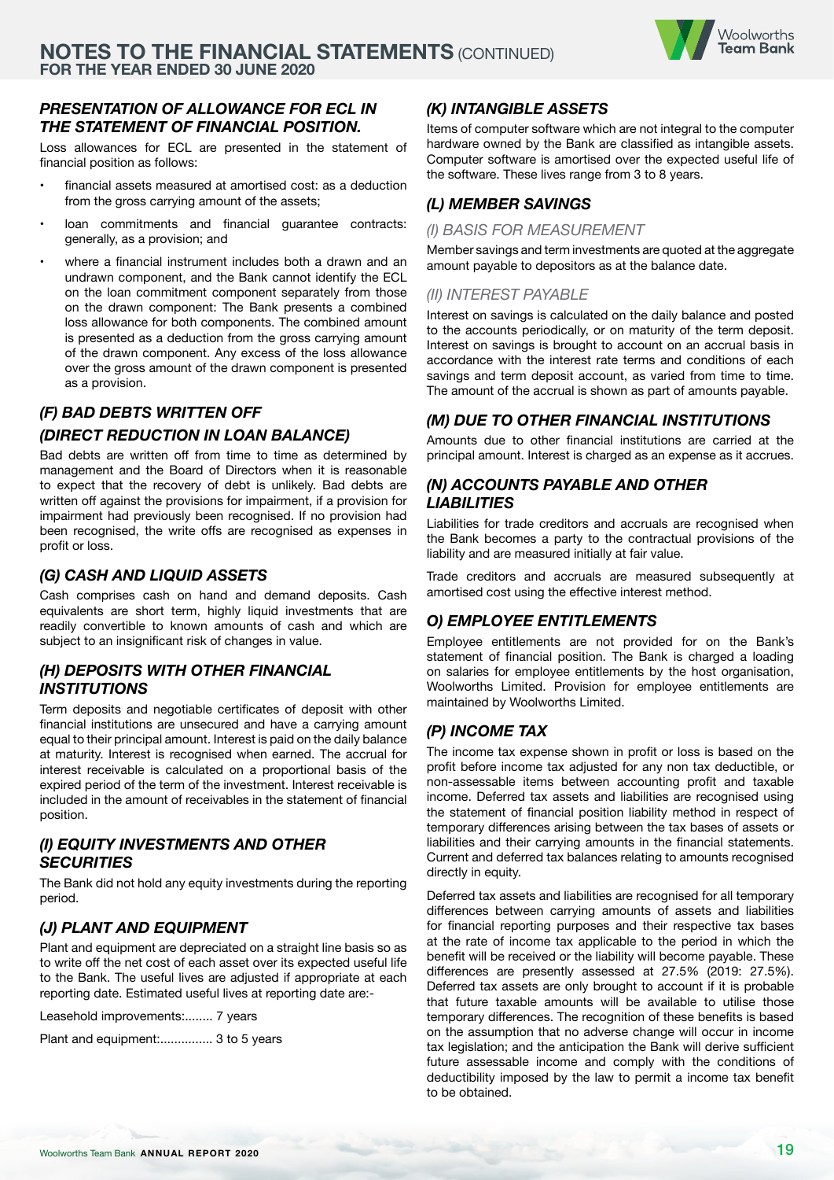### *PRESENTATION OF ALLOWANCE FOR ECL IN THE STATEMENT OF FINANCIAL POSITION.*

Loss allowances for ECL are presented in the statement of financial position as follows:

- financial assets measured at amortised cost: as a deduction from the gross carrying amount of the assets;
- loan commitments and financial guarantee contracts: generally, as a provision; and
- where a financial instrument includes both a drawn and an undrawn component, and the Bank cannot identify the ECL on the loan commitment component separately from those on the drawn component: The Bank presents a combined loss allowance for both components. The combined amount is presented as a deduction from the gross carrying amount of the drawn component. Any excess of the loss allowance over the gross amount of the drawn component is presented as a provision.

## *(F) BAD DEBTS WRITTEN OFF*

## *(DIRECT REDUCTION IN LOAN BALANCE)*

Bad debts are written off from time to time as determined by management and the Board of Directors when it is reasonable to expect that the recovery of debt is unlikely. Bad debts are written off against the provisions for impairment, if a provision for impairment had previously been recognised. If no provision had been recognised, the write offs are recognised as expenses in profit or loss.

## *(G) CASH AND LIQUID ASSETS*

Cash comprises cash on hand and demand deposits. Cash equivalents are short term, highly liquid investments that are readily convertible to known amounts of cash and which are subject to an insignificant risk of changes in value.

## *(H) DEPOSITS WITH OTHER FINANCIAL INSTITUTIONS*

Term deposits and negotiable certificates of deposit with other financial institutions are unsecured and have a carrying amount equal to their principal amount. Interest is paid on the daily balance at maturity. Interest is recognised when earned. The accrual for interest receivable is calculated on a proportional basis of the expired period of the term of the investment. Interest receivable is included in the amount of receivables in the statement of financial position.

## *(I) EQUITY INVESTMENTS AND OTHER SECURITIES*

The Bank did not hold any equity investments during the reporting period.

## *(J) PLANT AND EQUIPMENT*

Plant and equipment are depreciated on a straight line basis so as to write off the net cost of each asset over its expected useful life to the Bank. The useful lives are adjusted if appropriate at each reporting date. Estimated useful lives at reporting date are:-

Leasehold improvements:........ 7 years

Plant and equipment:............... 3 to 5 years

## *(K) INTANGIBLE ASSETS*

Items of computer software which are not integral to the computer hardware owned by the Bank are classified as intangible assets. Computer software is amortised over the expected useful life of the software. These lives range from 3 to 8 years.

## *(L) MEMBER SAVINGS*

### *(I) BASIS FOR MEASUREMENT*

Member savings and term investments are quoted at the aggregate amount payable to depositors as at the balance date.

### *(II) INTEREST PAYABLE*

Interest on savings is calculated on the daily balance and posted to the accounts periodically, or on maturity of the term deposit. Interest on savings is brought to account on an accrual basis in accordance with the interest rate terms and conditions of each savings and term deposit account, as varied from time to time. The amount of the accrual is shown as part of amounts payable.

## *(M) DUE TO OTHER FINANCIAL INSTITUTIONS*

Amounts due to other financial institutions are carried at the principal amount. Interest is charged as an expense as it accrues.

## *(N) ACCOUNTS PAYABLE AND OTHER LIABILITIES*

Liabilities for trade creditors and accruals are recognised when the Bank becomes a party to the contractual provisions of the liability and are measured initially at fair value.

Trade creditors and accruals are measured subsequently at amortised cost using the effective interest method.

## *O) EMPLOYEE ENTITLEMENTS*

Employee entitlements are not provided for on the Bank's statement of financial position. The Bank is charged a loading on salaries for employee entitlements by the host organisation, Woolworths Limited. Provision for employee entitlements are maintained by Woolworths Limited.

## *(P) INCOME TAX*

The income tax expense shown in profit or loss is based on the profit before income tax adjusted for any non tax deductible, or non-assessable items between accounting profit and taxable income. Deferred tax assets and liabilities are recognised using the statement of financial position liability method in respect of temporary differences arising between the tax bases of assets or liabilities and their carrying amounts in the financial statements. Current and deferred tax balances relating to amounts recognised directly in equity.

Deferred tax assets and liabilities are recognised for all temporary differences between carrying amounts of assets and liabilities for financial reporting purposes and their respective tax bases at the rate of income tax applicable to the period in which the benefit will be received or the liability will become payable. These differences are presently assessed at 27.5% (2019: 27.5%). Deferred tax assets are only brought to account if it is probable that future taxable amounts will be available to utilise those temporary differences. The recognition of these benefits is based on the assumption that no adverse change will occur in income tax legislation; and the anticipation the Bank will derive sufficient future assessable income and comply with the conditions of deductibility imposed by the law to permit a income tax benefit to be obtained.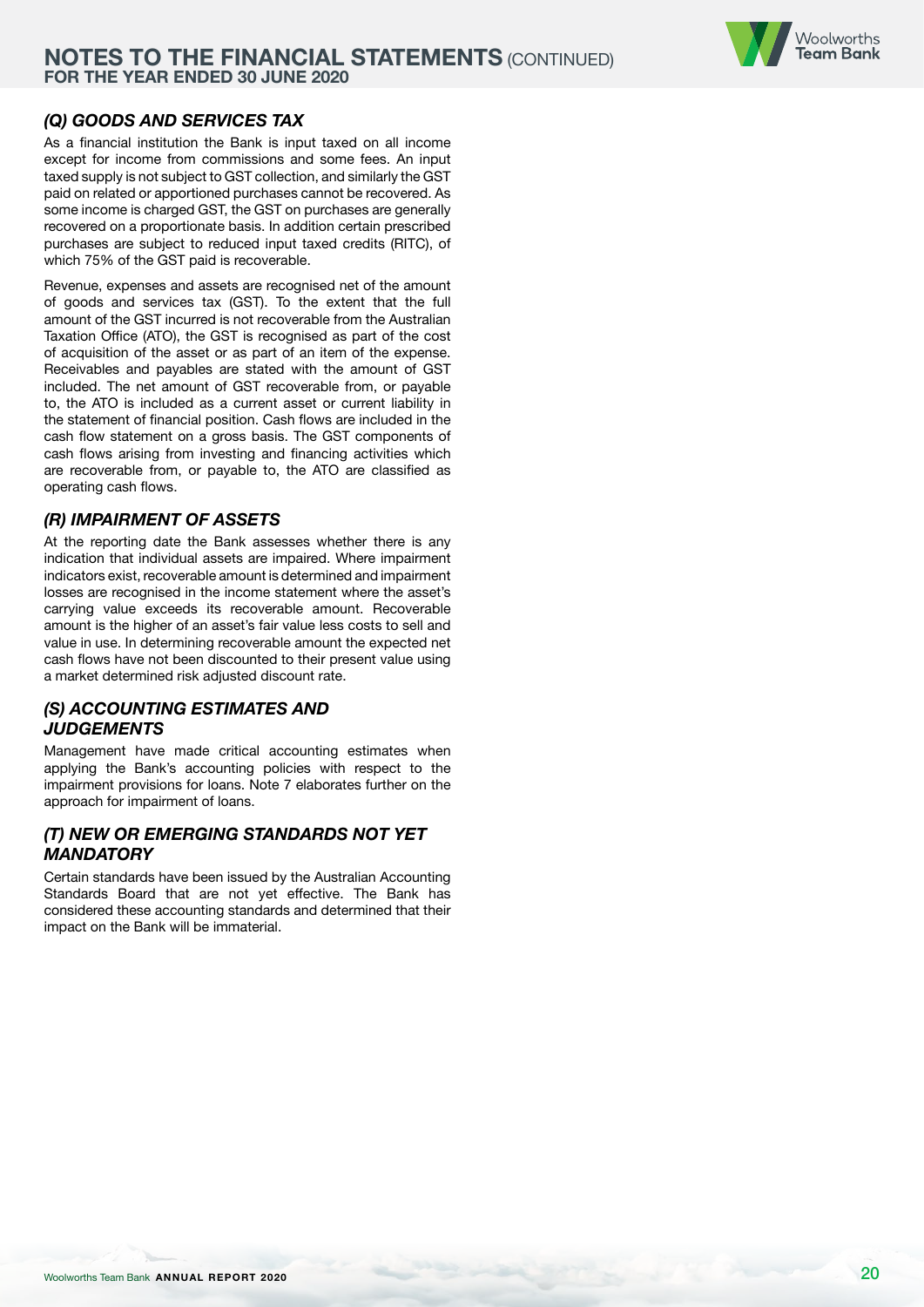### *(Q) GOODS AND SERVICES TAX*

As a financial institution the Bank is input taxed on all income except for income from commissions and some fees. An input taxed supply is not subject to GST collection, and similarly the GST paid on related or apportioned purchases cannot be recovered. As some income is charged GST, the GST on purchases are generally recovered on a proportionate basis. In addition certain prescribed purchases are subject to reduced input taxed credits (RITC), of which 75% of the GST paid is recoverable.

Revenue, expenses and assets are recognised net of the amount of goods and services tax (GST). To the extent that the full amount of the GST incurred is not recoverable from the Australian Taxation Office (ATO), the GST is recognised as part of the cost of acquisition of the asset or as part of an item of the expense. Receivables and payables are stated with the amount of GST included. The net amount of GST recoverable from, or payable to, the ATO is included as a current asset or current liability in the statement of financial position. Cash flows are included in the cash flow statement on a gross basis. The GST components of cash flows arising from investing and financing activities which are recoverable from, or payable to, the ATO are classified as operating cash flows.

### *(R) IMPAIRMENT OF ASSETS*

At the reporting date the Bank assesses whether there is any indication that individual assets are impaired. Where impairment indicators exist, recoverable amount is determined and impairment losses are recognised in the income statement where the asset's carrying value exceeds its recoverable amount. Recoverable amount is the higher of an asset's fair value less costs to sell and value in use. In determining recoverable amount the expected net cash flows have not been discounted to their present value using a market determined risk adjusted discount rate.

### *(S) ACCOUNTING ESTIMATES AND JUDGEMENTS*

Management have made critical accounting estimates when applying the Bank's accounting policies with respect to the impairment provisions for loans. Note 7 elaborates further on the approach for impairment of loans.

### *(T) NEW OR EMERGING STANDARDS NOT YET MANDATORY*

Certain standards have been issued by the Australian Accounting Standards Board that are not yet effective. The Bank has considered these accounting standards and determined that their impact on the Bank will be immaterial.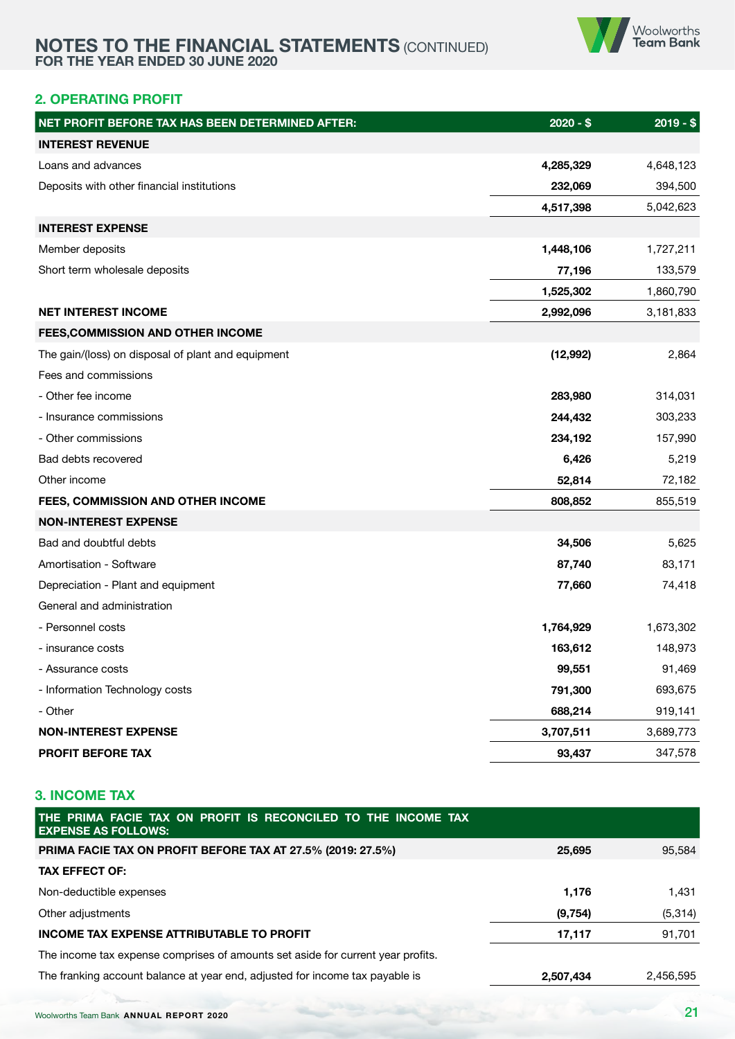# NOTES TO THE FINANCIAL STATEMENTS (CONTINUED)
**FOR THE YEAR ENDED 30 JUNE 2020**

## 2. OPERATING PROFIT

| NET PROFIT BEFORE TAX HAS BEEN DETERMINED AFTER: | 2020 - $ | 2019 - $ |
|---|---|---|
| **INTEREST REVENUE** | | |
| Loans and advances | **4,285,329** | 4,648,123 |
| Deposits with other financial institutions | **232,069** | 394,500 |
| | **4,517,398** | 5,042,623 |
| **INTEREST EXPENSE** | | |
| Member deposits | **1,448,106** | 1,727,211 |
| Short term wholesale deposits | **77,196** | 133,579 |
| | **1,525,302** | 1,860,790 |
| **NET INTEREST INCOME** | **2,992,096** | 3,181,833 |
| **FEES,COMMISSION AND OTHER INCOME** | | |
| The gain/(loss) on disposal of plant and equipment | **(12,992)** | 2,864 |
| Fees and commissions | | |
| - Other fee income | **283,980** | 314,031 |
| - Insurance commissions | **244,432** | 303,233 |
| - Other commissions | **234,192** | 157,990 |
| Bad debts recovered | **6,426** | 5,219 |
| Other income | **52,814** | 72,182 |
| **FEES, COMMISSION AND OTHER INCOME** | **808,852** | 855,519 |
| **NON-INTEREST EXPENSE** | | |
| Bad and doubtful debts | **34,506** | 5,625 |
| Amortisation - Software | **87,740** | 83,171 |
| Depreciation - Plant and equipment | **77,660** | 74,418 |
| General and administration | | |
| - Personnel costs | **1,764,929** | 1,673,302 |
| - insurance costs | **163,612** | 148,973 |
| - Assurance costs | **99,551** | 91,469 |
| - Information Technology costs | **791,300** | 693,675 |
| - Other | **688,214** | 919,141 |
| **NON-INTEREST EXPENSE** | **3,707,511** | 3,689,773 |
| **PROFIT BEFORE TAX** | **93,437** | 347,578 |

## 3. INCOME TAX

| THE PRIMA FACIE TAX ON PROFIT IS RECONCILED TO THE INCOME TAX EXPENSE AS FOLLOWS: | | |
|---|---|---|
| **PRIMA FACIE TAX ON PROFIT BEFORE TAX AT 27.5% (2019: 27.5%)** | **25,695** | 95,584 |
| **TAX EFFECT OF:** | | |
| Non-deductible expenses | **1,176** | 1,431 |
| Other adjustments | **(9,754)** | (5,314) |
| **INCOME TAX EXPENSE ATTRIBUTABLE TO PROFIT** | **17,117** | 91,701 |
| The income tax expense comprises of amounts set aside for current year profits. | | |
| The franking account balance at year end, adjusted for income tax payable is | **2,507,434** | 2,456,595 |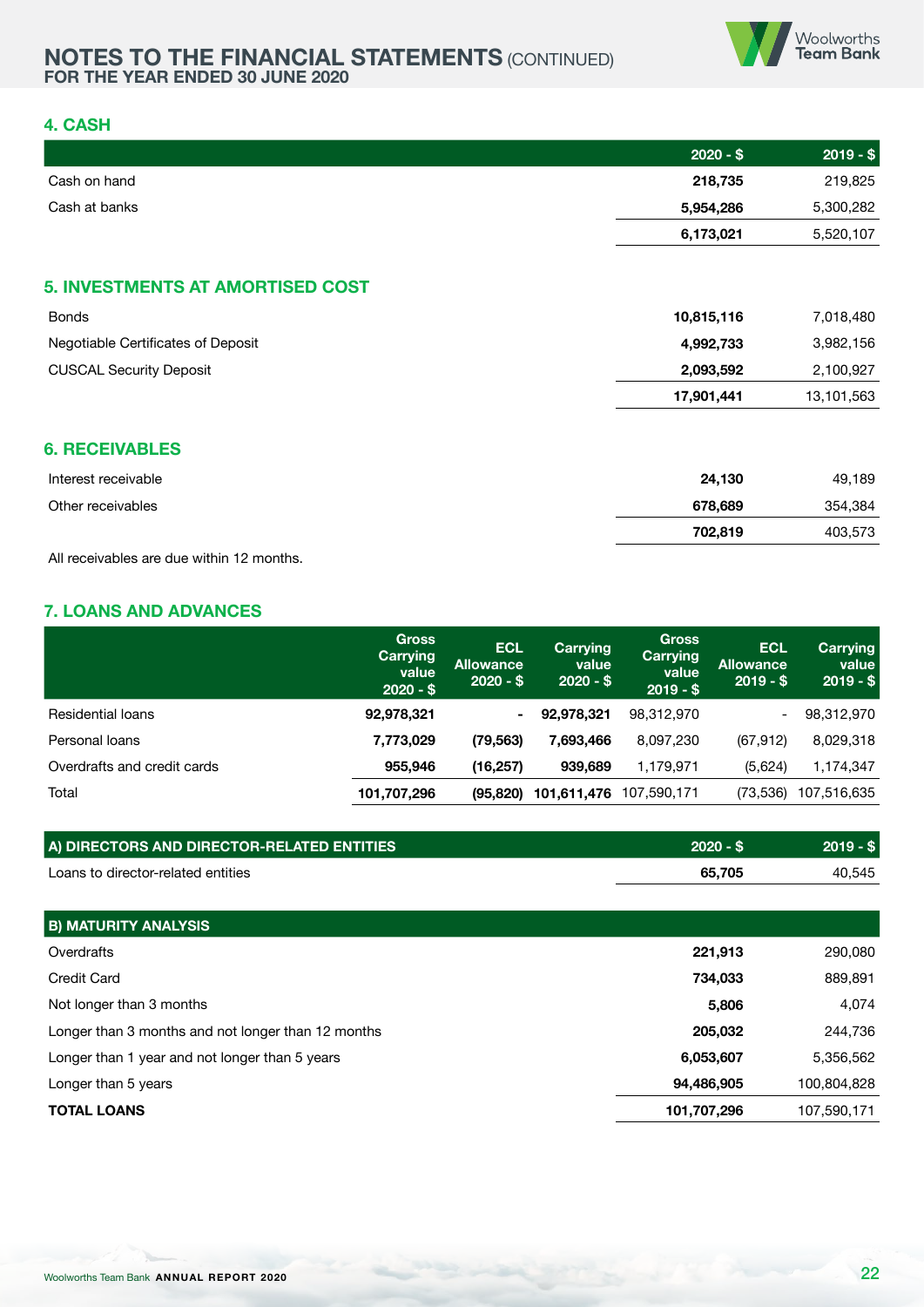# NOTES TO THE FINANCIAL STATEMENTS (CONTINUED)
## FOR THE YEAR ENDED 30 JUNE 2020

### 4. CASH

| | 2020 - $ | 2019 - $ |
|---|---|---|
| Cash on hand | **218,735** | 219,825 |
| Cash at banks | **5,954,286** | 5,300,282 |
| | **6,173,021** | 5,520,107 |

### 5. INVESTMENTS AT AMORTISED COST

| | 2020 - $ | 2019 - $ |
|---|---|---|
| Bonds | **10,815,116** | 7,018,480 |
| Negotiable Certificates of Deposit | **4,992,733** | 3,982,156 |
| CUSCAL Security Deposit | **2,093,592** | 2,100,927 |
| | **17,901,441** | 13,101,563 |

### 6. RECEIVABLES

| | 2020 - $ | 2019 - $ |
|---|---|---|
| Interest receivable | **24,130** | 49,189 |
| Other receivables | **678,689** | 354,384 |
| | **702,819** | 403,573 |

All receivables are due within 12 months.

### 7. LOANS AND ADVANCES

| | Gross Carrying value 2020 - $ | ECL Allowance 2020 - $ | Carrying value 2020 - $ | Gross Carrying value 2019 - $ | ECL Allowance 2019 - $ | Carrying value 2019 - $ |
|---|---|---|---|---|---|---|
| Residential loans | **92,978,321** | **-** | **92,978,321** | 98,312,970 | - | 98,312,970 |
| Personal loans | **7,773,029** | **(79,563)** | **7,693,466** | 8,097,230 | (67,912) | 8,029,318 |
| Overdrafts and credit cards | **955,946** | **(16,257)** | **939,689** | 1,179,971 | (5,624) | 1,174,347 |
| Total | **101,707,296** | **(95,820)** | **101,611,476** | 107,590,171 | (73,536) | 107,516,635 |

| A) DIRECTORS AND DIRECTOR-RELATED ENTITIES | 2020 - $ | 2019 - $ |
|---|---|---|
| Loans to director-related entities | **65,705** | 40,545 |

| B) MATURITY ANALYSIS | 2020 - $ | 2019 - $ |
|---|---|---|
| Overdrafts | **221,913** | 290,080 |
| Credit Card | **734,033** | 889,891 |
| Not longer than 3 months | **5,806** | 4,074 |
| Longer than 3 months and not longer than 12 months | **205,032** | 244,736 |
| Longer than 1 year and not longer than 5 years | **6,053,607** | 5,356,562 |
| Longer than 5 years | **94,486,905** | 100,804,828 |
| **TOTAL LOANS** | **101,707,296** | 107,590,171 |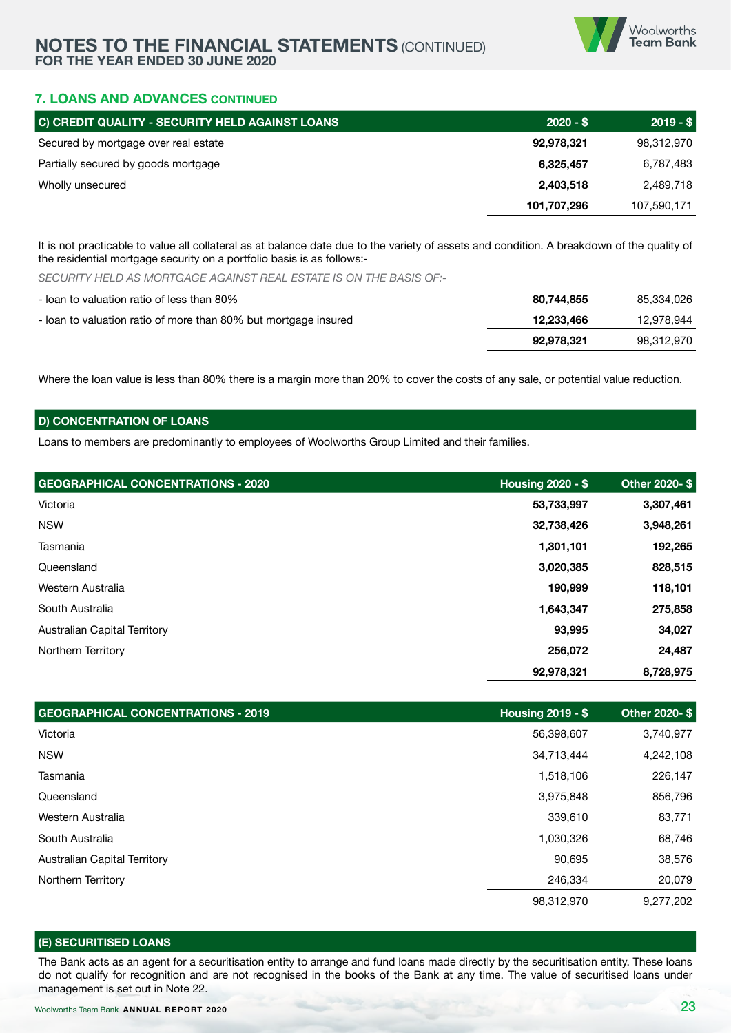## 7. LOANS AND ADVANCES CONTINUED

| C) CREDIT QUALITY - SECURITY HELD AGAINST LOANS | 2020 - $ | 2019 - $ |
|---|---|---|
| Secured by mortgage over real estate | **92,978,321** | 98,312,970 |
| Partially secured by goods mortgage | **6,325,457** | 6,787,483 |
| Wholly unsecured | **2,403,518** | 2,489,718 |
| | **101,707,296** | 107,590,171 |

It is not practicable to value all collateral as at balance date due to the variety of assets and condition. A breakdown of the quality of the residential mortgage security on a portfolio basis is as follows:-

*SECURITY HELD AS MORTGAGE AGAINST REAL ESTATE IS ON THE BASIS OF:-*

| | 2020 - $ | 2019 - $ |
|---|---|---|
| - loan to valuation ratio of less than 80% | **80,744,855** | 85,334,026 |
| - loan to valuation ratio of more than 80% but mortgage insured | **12,233,466** | 12,978,944 |
| | **92,978,321** | 98,312,970 |

Where the loan value is less than 80% there is a margin more than 20% to cover the costs of any sale, or potential value reduction.

### D) CONCENTRATION OF LOANS

Loans to members are predominantly to employees of Woolworths Group Limited and their families.

| GEOGRAPHICAL CONCENTRATIONS - 2020 | Housing 2020 - $ | Other 2020- $ |
|---|---|---|
| Victoria | **53,733,997** | **3,307,461** |
| NSW | **32,738,426** | **3,948,261** |
| Tasmania | **1,301,101** | **192,265** |
| Queensland | **3,020,385** | **828,515** |
| Western Australia | **190,999** | **118,101** |
| South Australia | **1,643,347** | **275,858** |
| Australian Capital Territory | **93,995** | **34,027** |
| Northern Territory | **256,072** | **24,487** |
| | **92,978,321** | **8,728,975** |

| GEOGRAPHICAL CONCENTRATIONS - 2019 | Housing 2019 - $ | Other 2020- $ |
|---|---|---|
| Victoria | 56,398,607 | 3,740,977 |
| NSW | 34,713,444 | 4,242,108 |
| Tasmania | 1,518,106 | 226,147 |
| Queensland | 3,975,848 | 856,796 |
| Western Australia | 339,610 | 83,771 |
| South Australia | 1,030,326 | 68,746 |
| Australian Capital Territory | 90,695 | 38,576 |
| Northern Territory | 246,334 | 20,079 |
| | 98,312,970 | 9,277,202 |

### (E) SECURITISED LOANS

The Bank acts as an agent for a securitisation entity to arrange and fund loans made directly by the securitisation entity. These loans do not qualify for recognition and are not recognised in the books of the Bank at any time. The value of securitised loans under management is set out in Note 22.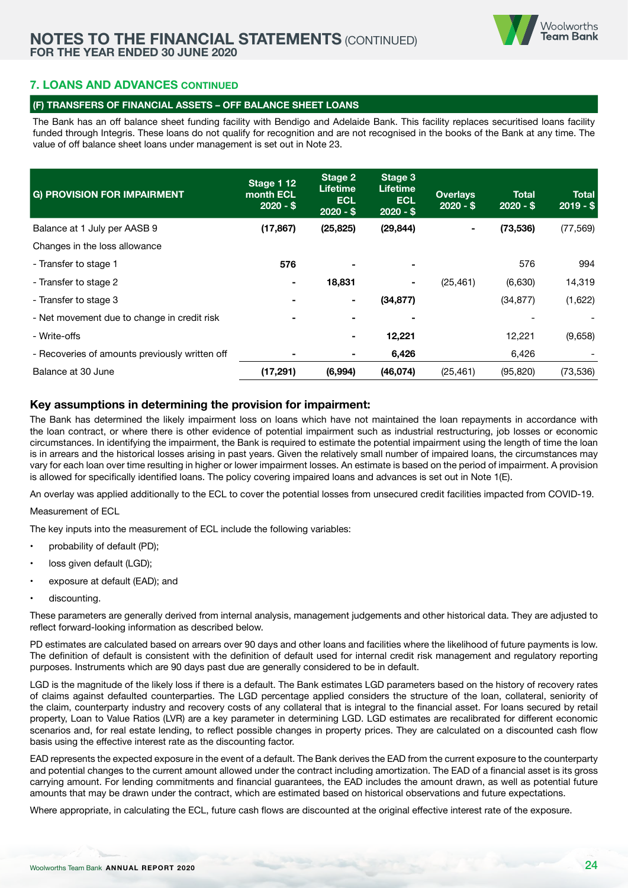### 7. LOANS AND ADVANCES CONTINUED

#### (F) TRANSFERS OF FINANCIAL ASSETS – OFF BALANCE SHEET LOANS

The Bank has an off balance sheet funding facility with Bendigo and Adelaide Bank. This facility replaces securitised loans facility funded through Integris. These loans do not qualify for recognition and are not recognised in the books of the Bank at any time. The value of off balance sheet loans under management is set out in Note 23.

| G) PROVISION FOR IMPAIRMENT | Stage 1 12 month ECL 2020 - $ | Stage 2 Lifetime ECL 2020 - $ | Stage 3 Lifetime ECL 2020 - $ | Overlays 2020 - $ | Total 2020 - $ | Total 2019 - $ |
|---|---|---|---|---|---|---|
| Balance at 1 July per AASB 9 | **(17,867)** | **(25,825)** | **(29,844)** | - | **(73,536)** | (77,569) |
| Changes in the loss allowance | | | | | | |
| - Transfer to stage 1 | **576** | - | - | | 576 | 994 |
| - Transfer to stage 2 | - | **18,831** | - | (25,461) | (6,630) | 14,319 |
| - Transfer to stage 3 | - | - | **(34,877)** | | (34,877) | (1,622) |
| - Net movement due to change in credit risk | - | - | - | | - | - |
| - Write-offs | | - | **12,221** | | 12,221 | (9,658) |
| - Recoveries of amounts previously written off | - | - | **6,426** | | 6,426 | - |
| Balance at 30 June | **(17,291)** | **(6,994)** | **(46,074)** | (25,461) | (95,820) | (73,536) |

### Key assumptions in determining the provision for impairment:

The Bank has determined the likely impairment loss on loans which have not maintained the loan repayments in accordance with the loan contract, or where there is other evidence of potential impairment such as industrial restructuring, job losses or economic circumstances. In identifying the impairment, the Bank is required to estimate the potential impairment using the length of time the loan is in arrears and the historical losses arising in past years. Given the relatively small number of impaired loans, the circumstances may vary for each loan over time resulting in higher or lower impairment losses. An estimate is based on the period of impairment. A provision is allowed for specifically identified loans. The policy covering impaired loans and advances is set out in Note 1(E).

An overlay was applied additionally to the ECL to cover the potential losses from unsecured credit facilities impacted from COVID-19.

Measurement of ECL

The key inputs into the measurement of ECL include the following variables:

- probability of default (PD);
- loss given default (LGD);
- exposure at default (EAD); and
- discounting.

These parameters are generally derived from internal analysis, management judgements and other historical data. They are adjusted to reflect forward-looking information as described below.

PD estimates are calculated based on arrears over 90 days and other loans and facilities where the likelihood of future payments is low. The definition of default is consistent with the definition of default used for internal credit risk management and regulatory reporting purposes. Instruments which are 90 days past due are generally considered to be in default.

LGD is the magnitude of the likely loss if there is a default. The Bank estimates LGD parameters based on the history of recovery rates of claims against defaulted counterparties. The LGD percentage applied considers the structure of the loan, collateral, seniority of the claim, counterparty industry and recovery costs of any collateral that is integral to the financial asset. For loans secured by retail property, Loan to Value Ratios (LVR) are a key parameter in determining LGD. LGD estimates are recalibrated for different economic scenarios and, for real estate lending, to reflect possible changes in property prices. They are calculated on a discounted cash flow basis using the effective interest rate as the discounting factor.

EAD represents the expected exposure in the event of a default. The Bank derives the EAD from the current exposure to the counterparty and potential changes to the current amount allowed under the contract including amortization. The EAD of a financial asset is its gross carrying amount. For lending commitments and financial guarantees, the EAD includes the amount drawn, as well as potential future amounts that may be drawn under the contract, which are estimated based on historical observations and future expectations.

Where appropriate, in calculating the ECL, future cash flows are discounted at the original effective interest rate of the exposure.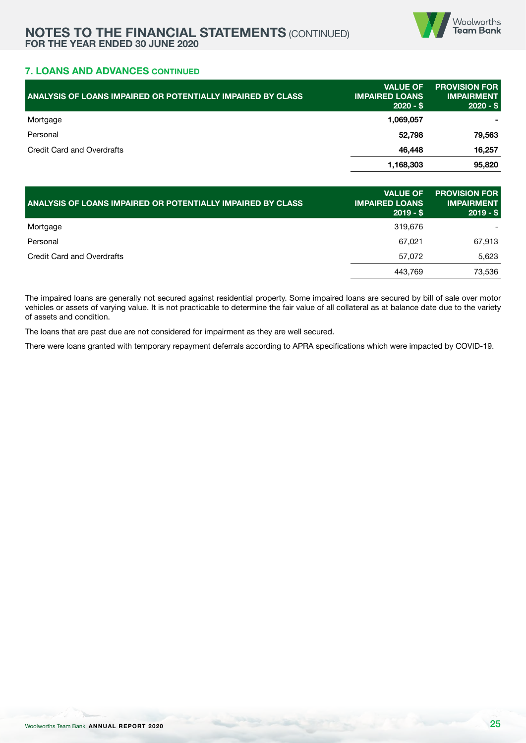## 7. LOANS AND ADVANCES CONTINUED

| ANALYSIS OF LOANS IMPAIRED OR POTENTIALLY IMPAIRED BY CLASS | VALUE OF IMPAIRED LOANS 2020 - $ | PROVISION FOR IMPAIRMENT 2020 - $ |
|---|---|---|
| Mortgage | **1,069,057** | **-** |
| Personal | **52,798** | **79,563** |
| Credit Card and Overdrafts | **46,448** | **16,257** |
| | **1,168,303** | **95,820** |

| ANALYSIS OF LOANS IMPAIRED OR POTENTIALLY IMPAIRED BY CLASS | VALUE OF IMPAIRED LOANS 2019 - $ | PROVISION FOR IMPAIRMENT 2019 - $ |
|---|---|---|
| Mortgage | 319,676 | - |
| Personal | 67,021 | 67,913 |
| Credit Card and Overdrafts | 57,072 | 5,623 |
| | 443,769 | 73,536 |

The impaired loans are generally not secured against residential property. Some impaired loans are secured by bill of sale over motor vehicles or assets of varying value. It is not practicable to determine the fair value of all collateral as at balance date due to the variety of assets and condition.

The loans that are past due are not considered for impairment as they are well secured.

There were loans granted with temporary repayment deferrals according to APRA specifications which were impacted by COVID-19.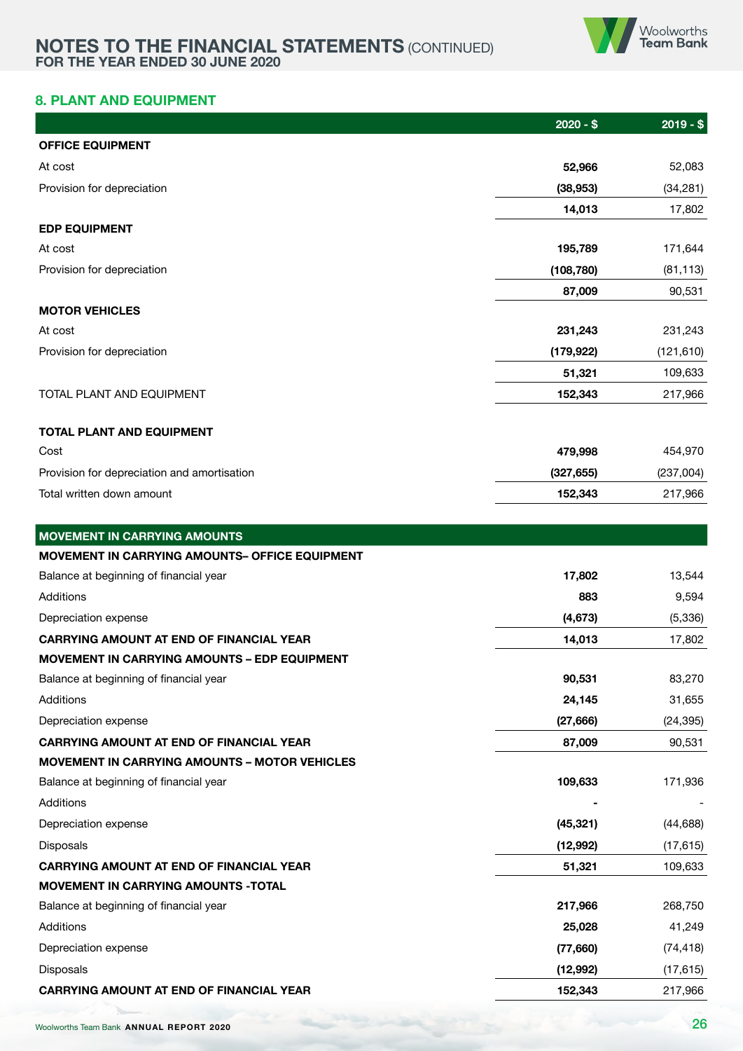## 8. PLANT AND EQUIPMENT

| | 2020 - $ | 2019 - $ |
|---|---|---|
| **OFFICE EQUIPMENT** | | |
| At cost | **52,966** | 52,083 |
| Provision for depreciation | **(38,953)** | (34,281) |
| | **14,013** | 17,802 |
| **EDP EQUIPMENT** | | |
| At cost | **195,789** | 171,644 |
| Provision for depreciation | **(108,780)** | (81,113) |
| | **87,009** | 90,531 |
| **MOTOR VEHICLES** | | |
| At cost | **231,243** | 231,243 |
| Provision for depreciation | **(179,922)** | (121,610) |
| | **51,321** | 109,633 |
| TOTAL PLANT AND EQUIPMENT | **152,343** | 217,966 |
| | | |
| **TOTAL PLANT AND EQUIPMENT** | | |
| Cost | **479,998** | 454,970 |
| Provision for depreciation and amortisation | **(327,655)** | (237,004) |
| Total written down amount | **152,343** | 217,966 |

| **MOVEMENT IN CARRYING AMOUNTS** | | |
|---|---|---|
| **MOVEMENT IN CARRYING AMOUNTS– OFFICE EQUIPMENT** | | |
| Balance at beginning of financial year | **17,802** | 13,544 |
| Additions | **883** | 9,594 |
| Depreciation expense | **(4,673)** | (5,336) |
| **CARRYING AMOUNT AT END OF FINANCIAL YEAR** | **14,013** | 17,802 |
| **MOVEMENT IN CARRYING AMOUNTS – EDP EQUIPMENT** | | |
| Balance at beginning of financial year | **90,531** | 83,270 |
| Additions | **24,145** | 31,655 |
| Depreciation expense | **(27,666)** | (24,395) |
| **CARRYING AMOUNT AT END OF FINANCIAL YEAR** | **87,009** | 90,531 |
| **MOVEMENT IN CARRYING AMOUNTS – MOTOR VEHICLES** | | |
| Balance at beginning of financial year | **109,633** | 171,936 |
| Additions | **-** | - |
| Depreciation expense | **(45,321)** | (44,688) |
| Disposals | **(12,992)** | (17,615) |
| **CARRYING AMOUNT AT END OF FINANCIAL YEAR** | **51,321** | 109,633 |
| **MOVEMENT IN CARRYING AMOUNTS -TOTAL** | | |
| Balance at beginning of financial year | **217,966** | 268,750 |
| Additions | **25,028** | 41,249 |
| Depreciation expense | **(77,660)** | (74,418) |
| Disposals | **(12,992)** | (17,615) |
| **CARRYING AMOUNT AT END OF FINANCIAL YEAR** | **152,343** | 217,966 |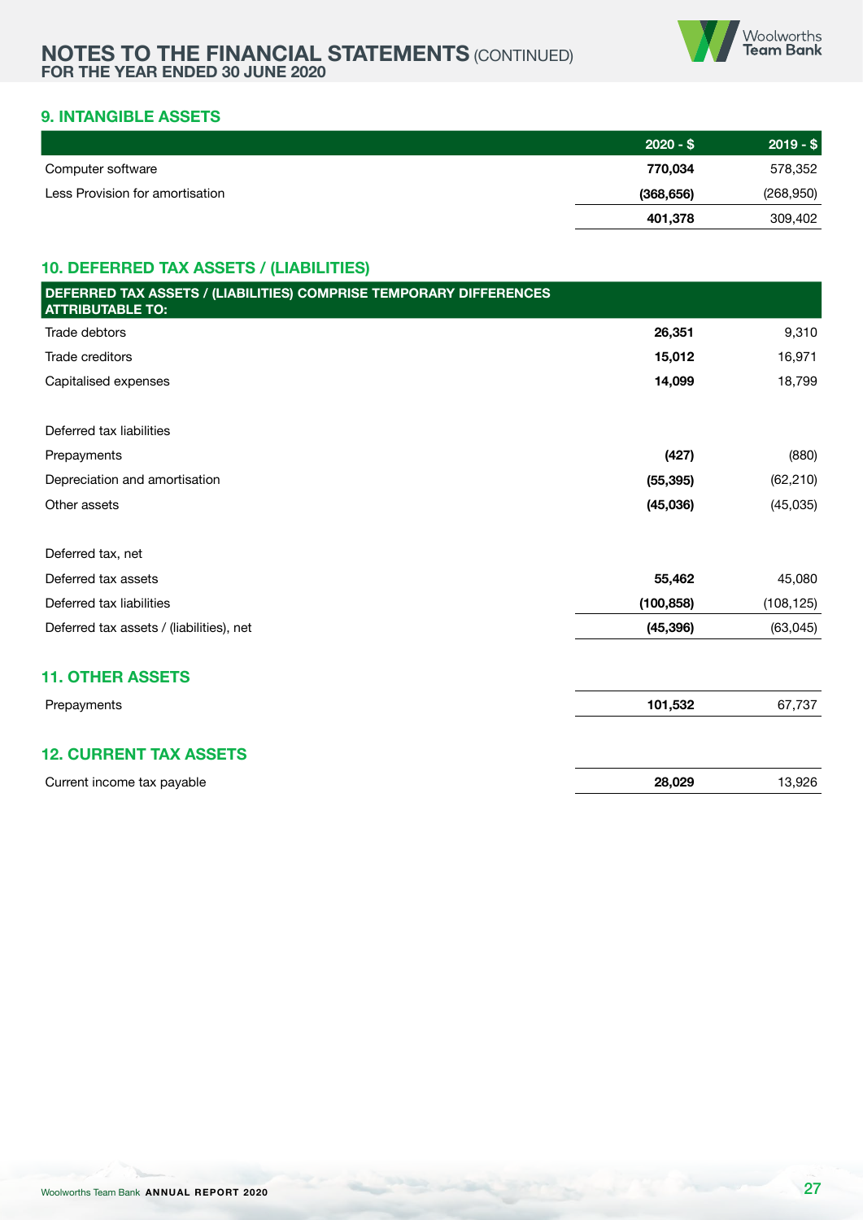## 9. INTANGIBLE ASSETS

| | 2020 - $ | 2019 - $ |
|---|---|---|
| Computer software | **770,034** | 578,352 |
| Less Provision for amortisation | **(368,656)** | (268,950) |
| | **401,378** | 309,402 |

## 10. DEFERRED TAX ASSETS / (LIABILITIES)

| DEFERRED TAX ASSETS / (LIABILITIES) COMPRISE TEMPORARY DIFFERENCES ATTRIBUTABLE TO: | | |
|---|---|---|
| Trade debtors | **26,351** | 9,310 |
| Trade creditors | **15,012** | 16,971 |
| Capitalised expenses | **14,099** | 18,799 |
| | | |
| Deferred tax liabilities | | |
| Prepayments | **(427)** | (880) |
| Depreciation and amortisation | **(55,395)** | (62,210) |
| Other assets | **(45,036)** | (45,035) |
| | | |
| Deferred tax, net | | |
| Deferred tax assets | **55,462** | 45,080 |
| Deferred tax liabilities | **(100,858)** | (108,125) |
| Deferred tax assets / (liabilities), net | **(45,396)** | (63,045) |

## 11. OTHER ASSETS

| | | |
|---|---|---|
| Prepayments | **101,532** | 67,737 |

## 12. CURRENT TAX ASSETS

| | | |
|---|---|---|
| Current income tax payable | **28,029** | 13,926 |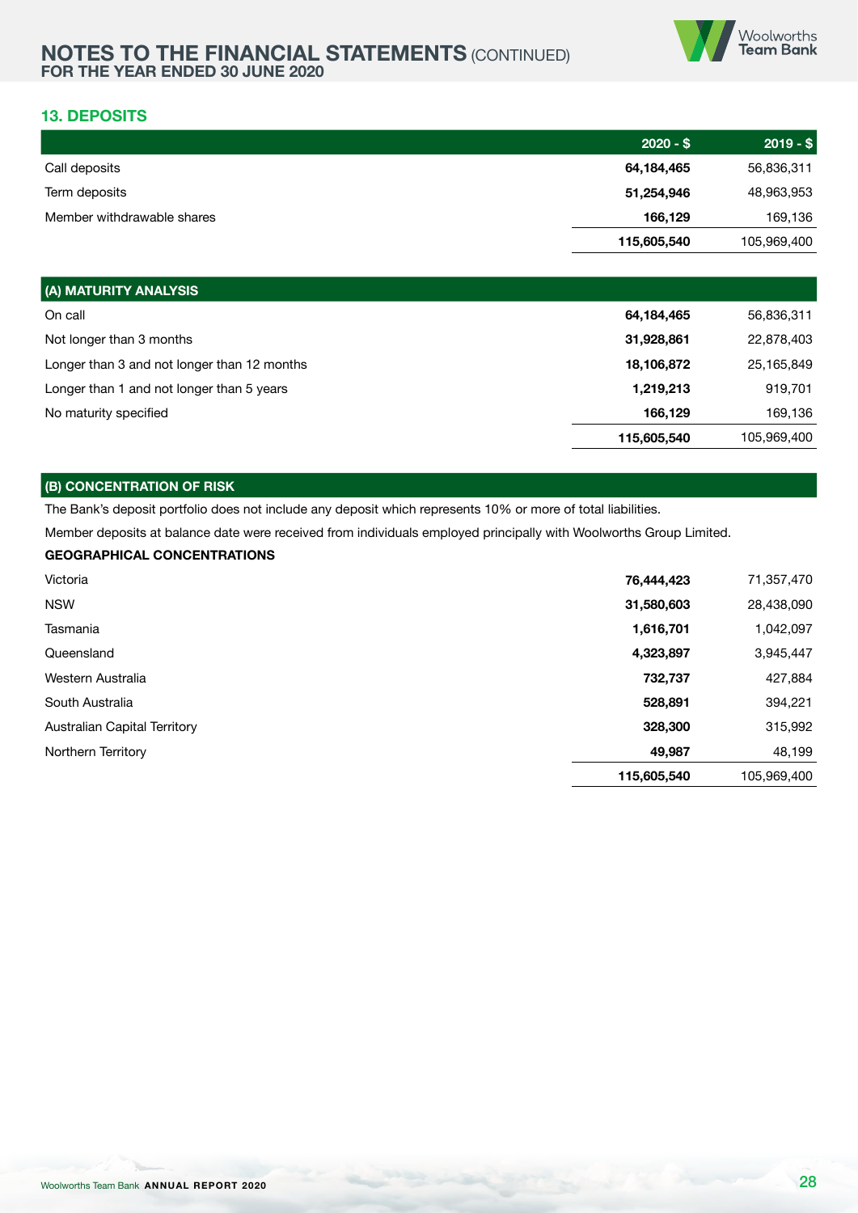## 13. DEPOSITS

| | 2020 - $ | 2019 - $ |
|---|---|---|
| Call deposits | **64,184,465** | 56,836,311 |
| Term deposits | **51,254,946** | 48,963,953 |
| Member withdrawable shares | **166,129** | 169,136 |
| | **115,605,540** | 105,969,400 |

### (A) MATURITY ANALYSIS

| | 2020 - $ | 2019 - $ |
|---|---|---|
| On call | **64,184,465** | 56,836,311 |
| Not longer than 3 months | **31,928,861** | 22,878,403 |
| Longer than 3 and not longer than 12 months | **18,106,872** | 25,165,849 |
| Longer than 1 and not longer than 5 years | **1,219,213** | 919,701 |
| No maturity specified | **166,129** | 169,136 |
| | **115,605,540** | 105,969,400 |

### (B) CONCENTRATION OF RISK

The Bank's deposit portfolio does not include any deposit which represents 10% or more of total liabilities.

Member deposits at balance date were received from individuals employed principally with Woolworths Group Limited.

**GEOGRAPHICAL CONCENTRATIONS**

| | 2020 - $ | 2019 - $ |
|---|---|---|
| Victoria | **76,444,423** | 71,357,470 |
| NSW | **31,580,603** | 28,438,090 |
| Tasmania | **1,616,701** | 1,042,097 |
| Queensland | **4,323,897** | 3,945,447 |
| Western Australia | **732,737** | 427,884 |
| South Australia | **528,891** | 394,221 |
| Australian Capital Territory | **328,300** | 315,992 |
| Northern Territory | **49,987** | 48,199 |
| | **115,605,540** | 105,969,400 |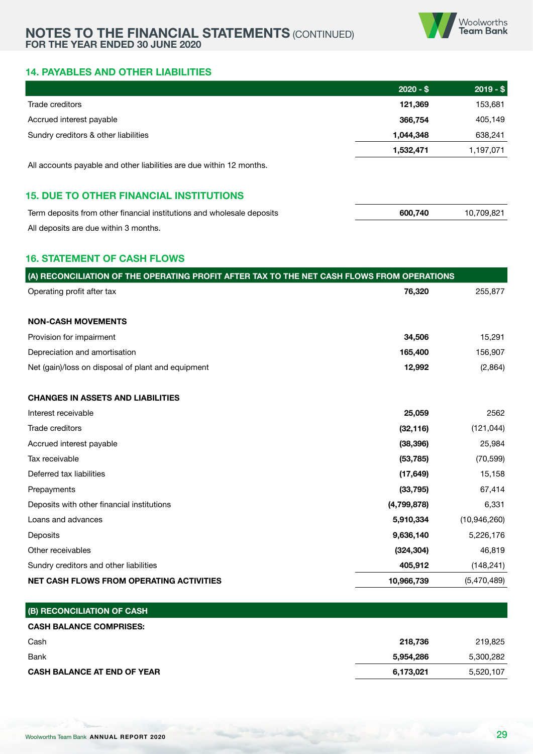## 14. PAYABLES AND OTHER LIABILITIES

| | 2020 - $ | 2019 - $ |
|---|---|---|
| Trade creditors | **121,369** | 153,681 |
| Accrued interest payable | **366,754** | 405,149 |
| Sundry creditors & other liabilities | **1,044,348** | 638,241 |
| | **1,532,471** | 1,197,071 |

All accounts payable and other liabilities are due within 12 months.

## 15. DUE TO OTHER FINANCIAL INSTITUTIONS

| | 2020 - $ | 2019 - $ |
|---|---|---|
| Term deposits from other financial institutions and wholesale deposits | **600,740** | 10,709,821 |

All deposits are due within 3 months.

## 16. STATEMENT OF CASH FLOWS

| (A) RECONCILIATION OF THE OPERATING PROFIT AFTER TAX TO THE NET CASH FLOWS FROM OPERATIONS | 2020 - $ | 2019 - $ |
|---|---|---|
| Operating profit after tax | **76,320** | 255,877 |
| **NON-CASH MOVEMENTS** | | |
| Provision for impairment | **34,506** | 15,291 |
| Depreciation and amortisation | **165,400** | 156,907 |
| Net (gain)/loss on disposal of plant and equipment | **12,992** | (2,864) |
| **CHANGES IN ASSETS AND LIABILITIES** | | |
| Interest receivable | **25,059** | 2562 |
| Trade creditors | **(32,116)** | (121,044) |
| Accrued interest payable | **(38,396)** | 25,984 |
| Tax receivable | **(53,785)** | (70,599) |
| Deferred tax liabilities | **(17,649)** | 15,158 |
| Prepayments | **(33,795)** | 67,414 |
| Deposits with other financial institutions | **(4,799,878)** | 6,331 |
| Loans and advances | **5,910,334** | (10,946,260) |
| Deposits | **9,636,140** | 5,226,176 |
| Other receivables | **(324,304)** | 46,819 |
| Sundry creditors and other liabilities | **405,912** | (148,241) |
| **NET CASH FLOWS FROM OPERATING ACTIVITIES** | **10,966,739** | (5,470,489) |

| (B) RECONCILIATION OF CASH | 2020 - $ | 2019 - $ |
|---|---|---|
| **CASH BALANCE COMPRISES:** | | |
| Cash | **218,736** | 219,825 |
| Bank | **5,954,286** | 5,300,282 |
| **CASH BALANCE AT END OF YEAR** | **6,173,021** | 5,520,107 |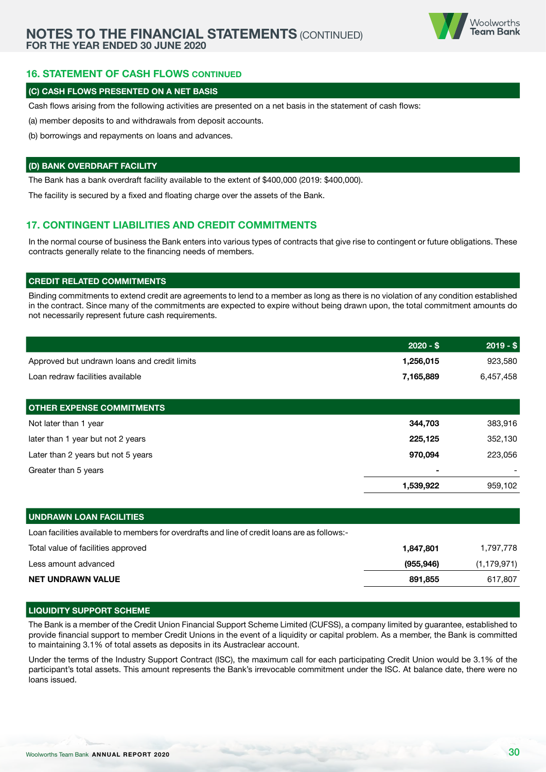## 16. STATEMENT OF CASH FLOWS CONTINUED

### (C) CASH FLOWS PRESENTED ON A NET BASIS

Cash flows arising from the following activities are presented on a net basis in the statement of cash flows:

(a) member deposits to and withdrawals from deposit accounts.

(b) borrowings and repayments on loans and advances.

### (D) BANK OVERDRAFT FACILITY

The Bank has a bank overdraft facility available to the extent of $400,000 (2019: $400,000).

The facility is secured by a fixed and floating charge over the assets of the Bank.

## 17. CONTINGENT LIABILITIES AND CREDIT COMMITMENTS

In the normal course of business the Bank enters into various types of contracts that give rise to contingent or future obligations. These contracts generally relate to the financing needs of members.

### CREDIT RELATED COMMITMENTS

Binding commitments to extend credit are agreements to lend to a member as long as there is no violation of any condition established in the contract. Since many of the commitments are expected to expire without being drawn upon, the total commitment amounts do not necessarily represent future cash requirements.

| | 2020 - $ | 2019 - $ |
|---|---|---|
| Approved but undrawn loans and credit limits | **1,256,015** | 923,580 |
| Loan redraw facilities available | **7,165,889** | 6,457,458 |

### OTHER EXPENSE COMMITMENTS

| | 2020 - $ | 2019 - $ |
|---|---|---|
| Not later than 1 year | **344,703** | 383,916 |
| later than 1 year but not 2 years | **225,125** | 352,130 |
| Later than 2 years but not 5 years | **970,094** | 223,056 |
| Greater than 5 years | **-** | - |
| | **1,539,922** | 959,102 |

### UNDRAWN LOAN FACILITIES

Loan facilities available to members for overdrafts and line of credit loans are as follows:-

| | 2020 - $ | 2019 - $ |
|---|---|---|
| Total value of facilities approved | **1,847,801** | 1,797,778 |
| Less amount advanced | **(955,946)** | (1,179,971) |
| **NET UNDRAWN VALUE** | **891,855** | 617,807 |

### LIQUIDITY SUPPORT SCHEME

The Bank is a member of the Credit Union Financial Support Scheme Limited (CUFSS), a company limited by guarantee, established to provide financial support to member Credit Unions in the event of a liquidity or capital problem. As a member, the Bank is committed to maintaining 3.1% of total assets as deposits in its Austraclear account.

Under the terms of the Industry Support Contract (ISC), the maximum call for each participating Credit Union would be 3.1% of the participant's total assets. This amount represents the Bank's irrevocable commitment under the ISC. At balance date, there were no loans issued.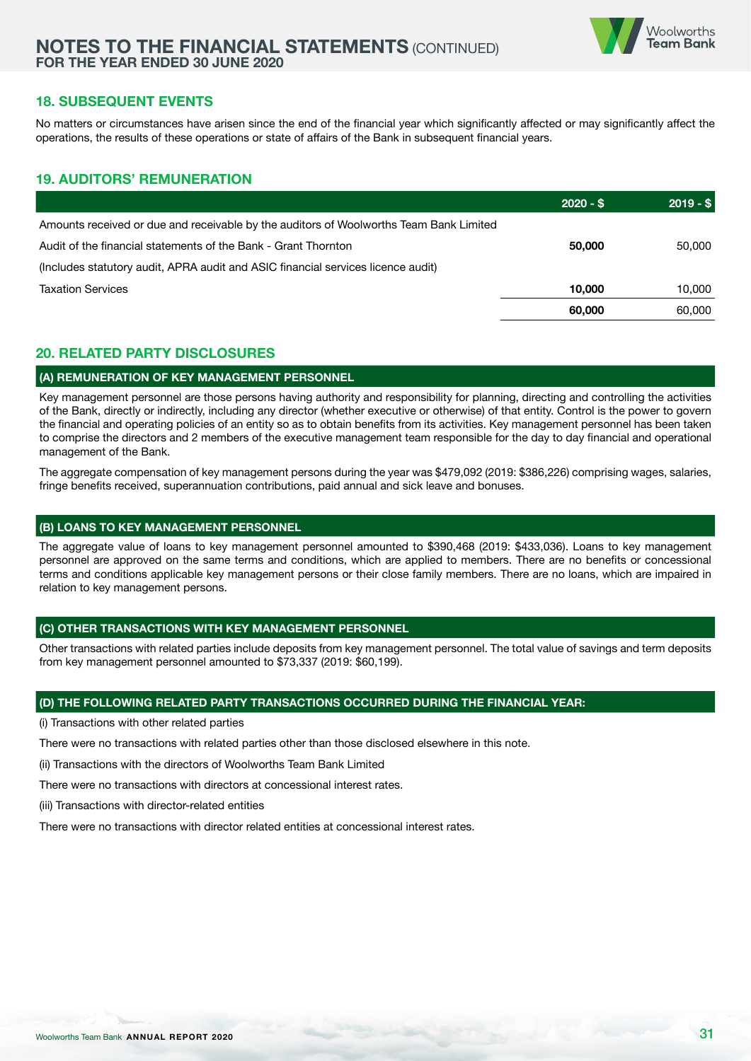## 18. SUBSEQUENT EVENTS

No matters or circumstances have arisen since the end of the financial year which significantly affected or may significantly affect the operations, the results of these operations or state of affairs of the Bank in subsequent financial years.

## 19. AUDITORS' REMUNERATION

| | 2020 - $ | 2019 - $ |
|---|---|---|
| Amounts received or due and receivable by the auditors of Woolworths Team Bank Limited | | |
| Audit of the financial statements of the Bank - Grant Thornton | **50,000** | 50,000 |
| (Includes statutory audit, APRA audit and ASIC financial services licence audit) | | |
| Taxation Services | **10,000** | 10,000 |
| | **60,000** | 60,000 |

## 20. RELATED PARTY DISCLOSURES

### (A) REMUNERATION OF KEY MANAGEMENT PERSONNEL

Key management personnel are those persons having authority and responsibility for planning, directing and controlling the activities of the Bank, directly or indirectly, including any director (whether executive or otherwise) of that entity. Control is the power to govern the financial and operating policies of an entity so as to obtain benefits from its activities. Key management personnel has been taken to comprise the directors and 2 members of the executive management team responsible for the day to day financial and operational management of the Bank.

The aggregate compensation of key management persons during the year was $479,092 (2019: $386,226) comprising wages, salaries, fringe benefits received, superannuation contributions, paid annual and sick leave and bonuses.

### (B) LOANS TO KEY MANAGEMENT PERSONNEL

The aggregate value of loans to key management personnel amounted to $390,468 (2019: $433,036). Loans to key management personnel are approved on the same terms and conditions, which are applied to members. There are no benefits or concessional terms and conditions applicable key management persons or their close family members. There are no loans, which are impaired in relation to key management persons.

### (C) OTHER TRANSACTIONS WITH KEY MANAGEMENT PERSONNEL

Other transactions with related parties include deposits from key management personnel. The total value of savings and term deposits from key management personnel amounted to $73,337 (2019: $60,199).

### (D) THE FOLLOWING RELATED PARTY TRANSACTIONS OCCURRED DURING THE FINANCIAL YEAR:

(i) Transactions with other related parties

There were no transactions with related parties other than those disclosed elsewhere in this note.

(ii) Transactions with the directors of Woolworths Team Bank Limited

There were no transactions with directors at concessional interest rates.

(iii) Transactions with director-related entities

There were no transactions with director related entities at concessional interest rates.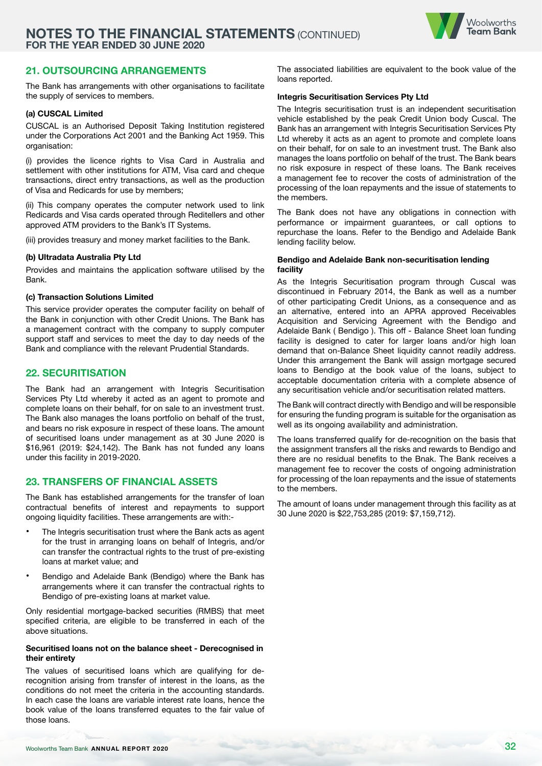## 21. OUTSOURCING ARRANGEMENTS

The Bank has arrangements with other organisations to facilitate the supply of services to members.

**(a) CUSCAL Limited**

CUSCAL is an Authorised Deposit Taking Institution registered under the Corporations Act 2001 and the Banking Act 1959. This organisation:

(i) provides the licence rights to Visa Card in Australia and settlement with other institutions for ATM, Visa card and cheque transactions, direct entry transactions, as well as the production of Visa and Redicards for use by members;

(ii) This company operates the computer network used to link Redicards and Visa cards operated through Reditellers and other approved ATM providers to the Bank's IT Systems.

(iii) provides treasury and money market facilities to the Bank.

**(b) Ultradata Australia Pty Ltd**

Provides and maintains the application software utilised by the Bank.

**(c) Transaction Solutions Limited**

This service provider operates the computer facility on behalf of the Bank in conjunction with other Credit Unions. The Bank has a management contract with the company to supply computer support staff and services to meet the day to day needs of the Bank and compliance with the relevant Prudential Standards.

## 22. SECURITISATION

The Bank had an arrangement with Integris Securitisation Services Pty Ltd whereby it acted as an agent to promote and complete loans on their behalf, for on sale to an investment trust. The Bank also manages the loans portfolio on behalf of the trust, and bears no risk exposure in respect of these loans. The amount of securitised loans under management as at 30 June 2020 is $16,961 (2019: $24,142). The Bank has not funded any loans under this facility in 2019-2020.

## 23. TRANSFERS OF FINANCIAL ASSETS

The Bank has established arrangements for the transfer of loan contractual benefits of interest and repayments to support ongoing liquidity facilities. These arrangements are with:-

- The Integris securitisation trust where the Bank acts as agent for the trust in arranging loans on behalf of Integris, and/or can transfer the contractual rights to the trust of pre-existing loans at market value; and
- Bendigo and Adelaide Bank (Bendigo) where the Bank has arrangements where it can transfer the contractual rights to Bendigo of pre-existing loans at market value.

Only residential mortgage-backed securities (RMBS) that meet specified criteria, are eligible to be transferred in each of the above situations.

**Securitised loans not on the balance sheet - Derecognised in their entirety**

The values of securitised loans which are qualifying for de-recognition arising from transfer of interest in the loans, as the conditions do not meet the criteria in the accounting standards. In each case the loans are variable interest rate loans, hence the book value of the loans transferred equates to the fair value of those loans.

The associated liabilities are equivalent to the book value of the loans reported.

**Integris Securitisation Services Pty Ltd**

The Integris securitisation trust is an independent securitisation vehicle established by the peak Credit Union body Cuscal. The Bank has an arrangement with Integris Securitisation Services Pty Ltd whereby it acts as an agent to promote and complete loans on their behalf, for on sale to an investment trust. The Bank also manages the loans portfolio on behalf of the trust. The Bank bears no risk exposure in respect of these loans. The Bank receives a management fee to recover the costs of administration of the processing of the loan repayments and the issue of statements to the members.

The Bank does not have any obligations in connection with performance or impairment guarantees, or call options to repurchase the loans. Refer to the Bendigo and Adelaide Bank lending facility below.

**Bendigo and Adelaide Bank non-securitisation lending facility**

As the Integris Securitisation program through Cuscal was discontinued in February 2014, the Bank as well as a number of other participating Credit Unions, as a consequence and as an alternative, entered into an APRA approved Receivables Acquisition and Servicing Agreement with the Bendigo and Adelaide Bank ( Bendigo ). This off - Balance Sheet loan funding facility is designed to cater for larger loans and/or high loan demand that on-Balance Sheet liquidity cannot readily address. Under this arrangement the Bank will assign mortgage secured loans to Bendigo at the book value of the loans, subject to acceptable documentation criteria with a complete absence of any securitisation vehicle and/or securitisation related matters.

The Bank will contract directly with Bendigo and will be responsible for ensuring the funding program is suitable for the organisation as well as its ongoing availability and administration.

The loans transferred qualify for de-recognition on the basis that the assignment transfers all the risks and rewards to Bendigo and there are no residual benefits to the Bnak. The Bank receives a management fee to recover the costs of ongoing administration for processing of the loan repayments and the issue of statements to the members.

The amount of loans under management through this facility as at 30 June 2020 is $22,753,285 (2019: $7,159,712).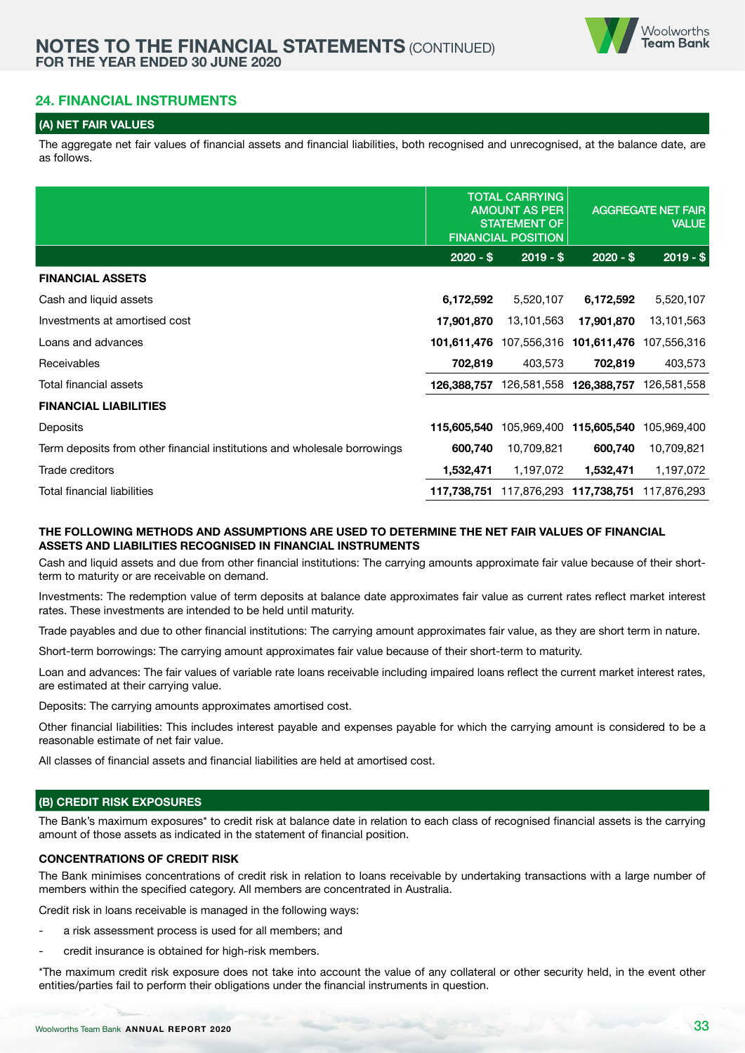# NOTES TO THE FINANCIAL STATEMENTS (CONTINUED)
**FOR THE YEAR ENDED 30 JUNE 2020**

## 24. FINANCIAL INSTRUMENTS

### (A) NET FAIR VALUES

The aggregate net fair values of financial assets and financial liabilities, both recognised and unrecognised, at the balance date, are as follows.

| | TOTAL CARRYING AMOUNT AS PER STATEMENT OF FINANCIAL POSITION | | AGGREGATE NET FAIR VALUE | |
|---|---|---|---|---|
| | **2020 - $** | **2019 - $** | **2020 - $** | **2019 - $** |
| **FINANCIAL ASSETS** | | | | |
| Cash and liquid assets | **6,172,592** | 5,520,107 | **6,172,592** | 5,520,107 |
| Investments at amortised cost | **17,901,870** | 13,101,563 | **17,901,870** | 13,101,563 |
| Loans and advances | **101,611,476** | 107,556,316 | **101,611,476** | 107,556,316 |
| Receivables | **702,819** | 403,573 | **702,819** | 403,573 |
| Total financial assets | **126,388,757** | 126,581,558 | **126,388,757** | 126,581,558 |
| **FINANCIAL LIABILITIES** | | | | |
| Deposits | **115,605,540** | 105,969,400 | **115,605,540** | 105,969,400 |
| Term deposits from other financial institutions and wholesale borrowings | **600,740** | 10,709,821 | **600,740** | 10,709,821 |
| Trade creditors | **1,532,471** | 1,197,072 | **1,532,471** | 1,197,072 |
| Total financial liabilities | **117,738,751** | 117,876,293 | **117,738,751** | 117,876,293 |

**THE FOLLOWING METHODS AND ASSUMPTIONS ARE USED TO DETERMINE THE NET FAIR VALUES OF FINANCIAL ASSETS AND LIABILITIES RECOGNISED IN FINANCIAL INSTRUMENTS**

Cash and liquid assets and due from other financial institutions: The carrying amounts approximate fair value because of their short-term to maturity or are receivable on demand.

Investments: The redemption value of term deposits at balance date approximates fair value as current rates reflect market interest rates. These investments are intended to be held until maturity.

Trade payables and due to other financial institutions: The carrying amount approximates fair value, as they are short term in nature.

Short-term borrowings: The carrying amount approximates fair value because of their short-term to maturity.

Loan and advances: The fair values of variable rate loans receivable including impaired loans reflect the current market interest rates, are estimated at their carrying value.

Deposits: The carrying amounts approximates amortised cost.

Other financial liabilities: This includes interest payable and expenses payable for which the carrying amount is considered to be a reasonable estimate of net fair value.

All classes of financial assets and financial liabilities are held at amortised cost.

### (B) CREDIT RISK EXPOSURES

The Bank's maximum exposures* to credit risk at balance date in relation to each class of recognised financial assets is the carrying amount of those assets as indicated in the statement of financial position.

**CONCENTRATIONS OF CREDIT RISK**

The Bank minimises concentrations of credit risk in relation to loans receivable by undertaking transactions with a large number of members within the specified category. All members are concentrated in Australia.

Credit risk in loans receivable is managed in the following ways:

- a risk assessment process is used for all members; and
- credit insurance is obtained for high-risk members.

*The maximum credit risk exposure does not take into account the value of any collateral or other security held, in the event other entities/parties fail to perform their obligations under the financial instruments in question.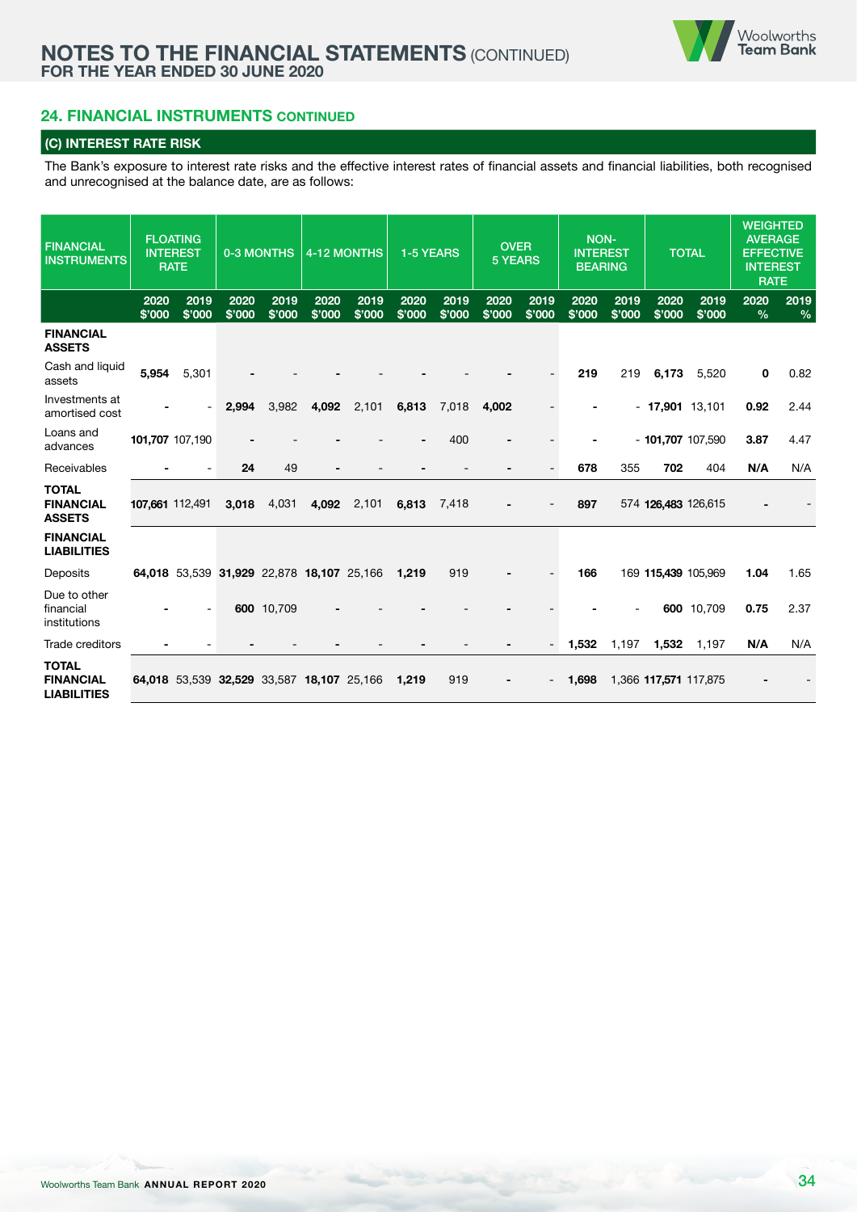# NOTES TO THE FINANCIAL STATEMENTS (CONTINUED)
**FOR THE YEAR ENDED 30 JUNE 2020**

## 24. FINANCIAL INSTRUMENTS CONTINUED

### (C) INTEREST RATE RISK

The Bank's exposure to interest rate risks and the effective interest rates of financial assets and financial liabilities, both recognised and unrecognised at the balance date, are as follows:

| FINANCIAL INSTRUMENTS | FLOATING INTEREST RATE | | 0-3 MONTHS | | 4-12 MONTHS | | 1-5 YEARS | | OVER 5 YEARS | | NON-INTEREST BEARING | | TOTAL | | WEIGHTED AVERAGE EFFECTIVE INTEREST RATE | |
|---|---|---|---|---|---|---|---|---|---|---|---|---|---|---|---|---|
| | 2020 $'000 | 2019 $'000 | 2020 $'000 | 2019 $'000 | 2020 $'000 | 2019 $'000 | 2020 $'000 | 2019 $'000 | 2020 $'000 | 2019 $'000 | 2020 $'000 | 2019 $'000 | 2020 $'000 | 2019 $'000 | 2020 % | 2019 % |
| **FINANCIAL ASSETS** | | | | | | | | | | | | | | | | |
| Cash and liquid assets | **5,954** | 5,301 | **-** | - | **-** | - | **-** | - | **-** | - | **219** | 219 | **6,173** | 5,520 | **0** | 0.82 |
| Investments at amortised cost | **-** | - | **2,994** | 3,982 | **4,092** | 2,101 | **6,813** | 7,018 | **4,002** | - | **-** | - | **17,901** | 13,101 | **0.92** | 2.44 |
| Loans and advances | **101,707** | 107,190 | **-** | - | **-** | - | **-** | 400 | **-** | - | **-** | - | **101,707** | 107,590 | **3.87** | 4.47 |
| Receivables | **-** | - | **24** | 49 | **-** | - | **-** | - | **-** | - | **678** | 355 | **702** | 404 | **N/A** | N/A |
| **TOTAL FINANCIAL ASSETS** | **107,661** | 112,491 | **3,018** | 4,031 | **4,092** | 2,101 | **6,813** | 7,418 | **-** | - | **897** | 574 | **126,483** | 126,615 | **-** | - |
| **FINANCIAL LIABILITIES** | | | | | | | | | | | | | | | | |
| Deposits | **64,018** | 53,539 | **31,929** | 22,878 | **18,107** | 25,166 | **1,219** | 919 | **-** | - | **166** | 169 | **115,439** | 105,969 | **1.04** | 1.65 |
| Due to other financial institutions | **-** | - | **600** | 10,709 | **-** | - | **-** | - | **-** | - | **-** | - | **600** | 10,709 | **0.75** | 2.37 |
| Trade creditors | **-** | - | **-** | - | **-** | - | **-** | - | **-** | - | **1,532** | 1,197 | **1,532** | 1,197 | **N/A** | N/A |
| **TOTAL FINANCIAL LIABILITIES** | **64,018** | 53,539 | **32,529** | 33,587 | **18,107** | 25,166 | **1,219** | 919 | **-** | - | **1,698** | 1,366 | **117,571** | 117,875 | **-** | - |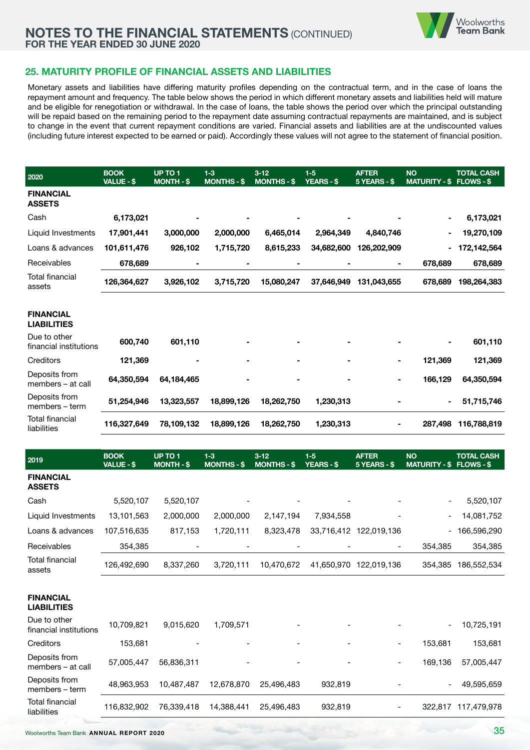## 25. MATURITY PROFILE OF FINANCIAL ASSETS AND LIABILITIES

Monetary assets and liabilities have differing maturity profiles depending on the contractual term, and in the case of loans the repayment amount and frequency. The table below shows the period in which different monetary assets and liabilities held will mature and be eligible for renegotiation or withdrawal. In the case of loans, the table shows the period over which the principal outstanding will be repaid based on the remaining period to the repayment date assuming contractual repayments are maintained, and is subject to change in the event that current repayment conditions are varied. Financial assets and liabilities are at the undiscounted values (including future interest expected to be earned or paid). Accordingly these values will not agree to the statement of financial position.

| 2020 | BOOK VALUE - $ | UP TO 1 MONTH - $ | 1-3 MONTHS - $ | 3-12 MONTHS - $ | 1-5 YEARS - $ | AFTER 5 YEARS - $ | NO MATURITY - $ | TOTAL CASH FLOWS - $ |
|---|---|---|---|---|---|---|---|---|
| **FINANCIAL ASSETS** | | | | | | | | |
| Cash | **6,173,021** | **-** | **-** | **-** | **-** | **-** | **-** | **6,173,021** |
| Liquid Investments | **17,901,441** | **3,000,000** | **2,000,000** | **6,465,014** | **2,964,349** | **4,840,746** | **-** | **19,270,109** |
| Loans & advances | **101,611,476** | **926,102** | **1,715,720** | **8,615,233** | **34,682,600** | **126,202,909** | **-** | **172,142,564** |
| Receivables | **678,689** | **-** | **-** | **-** | **-** | **-** | **678,689** | **678,689** |
| Total financial assets | **126,364,627** | **3,926,102** | **3,715,720** | **15,080,247** | **37,646,949** | **131,043,655** | **678,689** | **198,264,383** |
| **FINANCIAL LIABILITIES** | | | | | | | | |
| Due to other financial institutions | **600,740** | **601,110** | **-** | **-** | **-** | **-** | **-** | **601,110** |
| Creditors | **121,369** | **-** | **-** | **-** | **-** | **-** | **121,369** | **121,369** |
| Deposits from members – at call | **64,350,594** | **64,184,465** | **-** | **-** | **-** | **-** | **166,129** | **64,350,594** |
| Deposits from members – term | **51,254,946** | **13,323,557** | **18,899,126** | **18,262,750** | **1,230,313** | **-** | **-** | **51,715,746** |
| Total financial liabilities | **116,327,649** | **78,109,132** | **18,899,126** | **18,262,750** | **1,230,313** | **-** | **287,498** | **116,788,819** |

| 2019 | BOOK VALUE - $ | UP TO 1 MONTH - $ | 1-3 MONTHS - $ | 3-12 MONTHS - $ | 1-5 YEARS - $ | AFTER 5 YEARS - $ | NO MATURITY - $ | TOTAL CASH FLOWS - $ |
|---|---|---|---|---|---|---|---|---|
| **FINANCIAL ASSETS** | | | | | | | | |
| Cash | 5,520,107 | 5,520,107 | - | - | - | - | - | 5,520,107 |
| Liquid Investments | 13,101,563 | 2,000,000 | 2,000,000 | 2,147,194 | 7,934,558 | - | - | 14,081,752 |
| Loans & advances | 107,516,635 | 817,153 | 1,720,111 | 8,323,478 | 33,716,412 | 122,019,136 | - | 166,596,290 |
| Receivables | 354,385 | - | - | - | - | - | 354,385 | 354,385 |
| Total financial assets | 126,492,690 | 8,337,260 | 3,720,111 | 10,470,672 | 41,650,970 | 122,019,136 | 354,385 | 186,552,534 |
| **FINANCIAL LIABILITIES** | | | | | | | | |
| Due to other financial institutions | 10,709,821 | 9,015,620 | 1,709,571 | - | - | - | - | 10,725,191 |
| Creditors | 153,681 | - | - | - | - | - | 153,681 | 153,681 |
| Deposits from members – at call | 57,005,447 | 56,836,311 | - | - | - | - | 169,136 | 57,005,447 |
| Deposits from members – term | 48,963,953 | 10,487,487 | 12,678,870 | 25,496,483 | 932,819 | - | - | 49,595,659 |
| Total financial liabilities | 116,832,902 | 76,339,418 | 14,388,441 | 25,496,483 | 932,819 | - | 322,817 | 117,479,978 |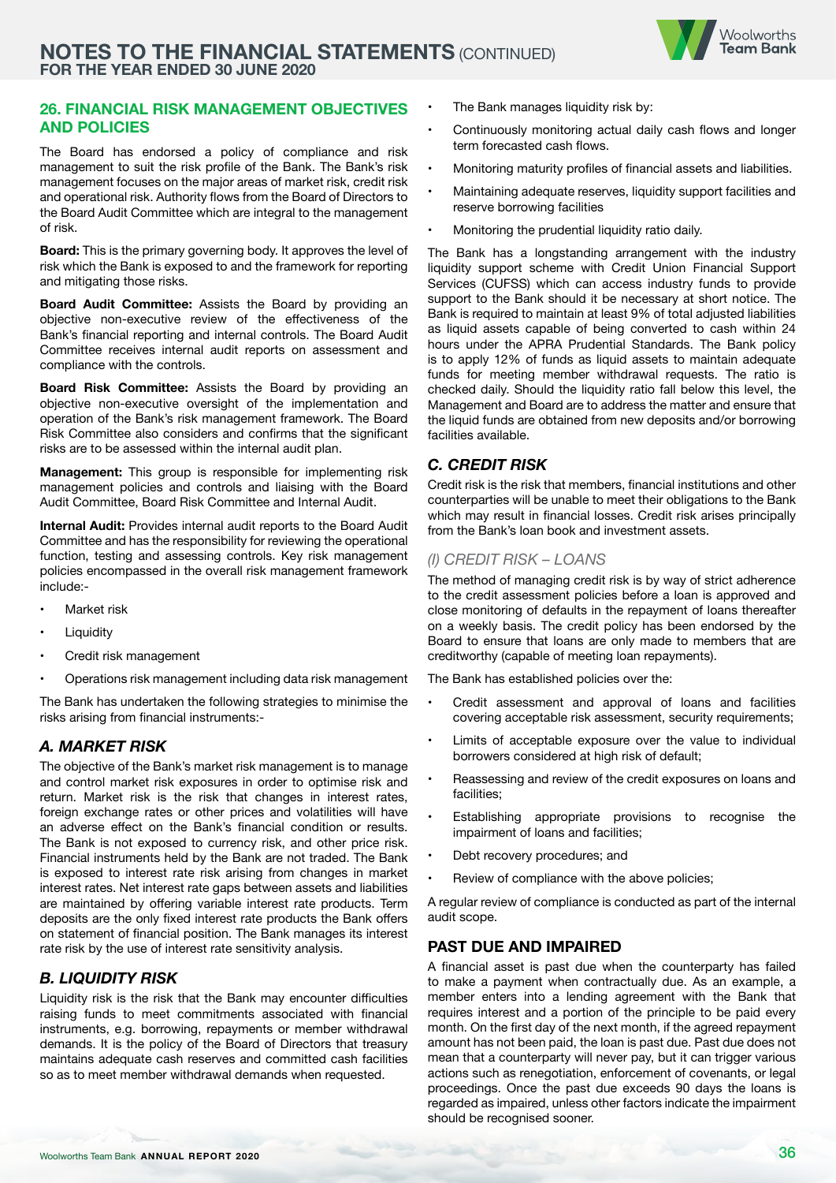## 26. FINANCIAL RISK MANAGEMENT OBJECTIVES AND POLICIES

The Board has endorsed a policy of compliance and risk management to suit the risk profile of the Bank. The Bank's risk management focuses on the major areas of market risk, credit risk and operational risk. Authority flows from the Board of Directors to the Board Audit Committee which are integral to the management of risk.

**Board:** This is the primary governing body. It approves the level of risk which the Bank is exposed to and the framework for reporting and mitigating those risks.

**Board Audit Committee:** Assists the Board by providing an objective non-executive review of the effectiveness of the Bank's financial reporting and internal controls. The Board Audit Committee receives internal audit reports on assessment and compliance with the controls.

**Board Risk Committee:** Assists the Board by providing an objective non-executive oversight of the implementation and operation of the Bank's risk management framework. The Board Risk Committee also considers and confirms that the significant risks are to be assessed within the internal audit plan.

**Management:** This group is responsible for implementing risk management policies and controls and liaising with the Board Audit Committee, Board Risk Committee and Internal Audit.

**Internal Audit:** Provides internal audit reports to the Board Audit Committee and has the responsibility for reviewing the operational function, testing and assessing controls. Key risk management policies encompassed in the overall risk management framework include:-

- Market risk
- Liquidity
- Credit risk management
- Operations risk management including data risk management

The Bank has undertaken the following strategies to minimise the risks arising from financial instruments:-

### *A. MARKET RISK*

The objective of the Bank's market risk management is to manage and control market risk exposures in order to optimise risk and return. Market risk is the risk that changes in interest rates, foreign exchange rates or other prices and volatilities will have an adverse effect on the Bank's financial condition or results. The Bank is not exposed to currency risk, and other price risk. Financial instruments held by the Bank are not traded. The Bank is exposed to interest rate risk arising from changes in market interest rates. Net interest rate gaps between assets and liabilities are maintained by offering variable interest rate products. Term deposits are the only fixed interest rate products the Bank offers on statement of financial position. The Bank manages its interest rate risk by the use of interest rate sensitivity analysis.

### *B. LIQUIDITY RISK*

Liquidity risk is the risk that the Bank may encounter difficulties raising funds to meet commitments associated with financial instruments, e.g. borrowing, repayments or member withdrawal demands. It is the policy of the Board of Directors that treasury maintains adequate cash reserves and committed cash facilities so as to meet member withdrawal demands when requested.

- The Bank manages liquidity risk by:
- Continuously monitoring actual daily cash flows and longer term forecasted cash flows.
- Monitoring maturity profiles of financial assets and liabilities.
- Maintaining adequate reserves, liquidity support facilities and reserve borrowing facilities
- Monitoring the prudential liquidity ratio daily.

The Bank has a longstanding arrangement with the industry liquidity support scheme with Credit Union Financial Support Services (CUFSS) which can access industry funds to provide support to the Bank should it be necessary at short notice. The Bank is required to maintain at least 9% of total adjusted liabilities as liquid assets capable of being converted to cash within 24 hours under the APRA Prudential Standards. The Bank policy is to apply 12% of funds as liquid assets to maintain adequate funds for meeting member withdrawal requests. The ratio is checked daily. Should the liquidity ratio fall below this level, the Management and Board are to address the matter and ensure that the liquid funds are obtained from new deposits and/or borrowing facilities available.

### *C. CREDIT RISK*

Credit risk is the risk that members, financial institutions and other counterparties will be unable to meet their obligations to the Bank which may result in financial losses. Credit risk arises principally from the Bank's loan book and investment assets.

#### *(I) CREDIT RISK – LOANS*

The method of managing credit risk is by way of strict adherence to the credit assessment policies before a loan is approved and close monitoring of defaults in the repayment of loans thereafter on a weekly basis. The credit policy has been endorsed by the Board to ensure that loans are only made to members that are creditworthy (capable of meeting loan repayments).

The Bank has established policies over the:

- Credit assessment and approval of loans and facilities covering acceptable risk assessment, security requirements;
- Limits of acceptable exposure over the value to individual borrowers considered at high risk of default;
- Reassessing and review of the credit exposures on loans and facilities;
- Establishing appropriate provisions to recognise the impairment of loans and facilities;
- Debt recovery procedures; and
- Review of compliance with the above policies;

A regular review of compliance is conducted as part of the internal audit scope.

### PAST DUE AND IMPAIRED

A financial asset is past due when the counterparty has failed to make a payment when contractually due. As an example, a member enters into a lending agreement with the Bank that requires interest and a portion of the principle to be paid every month. On the first day of the next month, if the agreed repayment amount has not been paid, the loan is past due. Past due does not mean that a counterparty will never pay, but it can trigger various actions such as renegotiation, enforcement of covenants, or legal proceedings. Once the past due exceeds 90 days the loans is regarded as impaired, unless other factors indicate the impairment should be recognised sooner.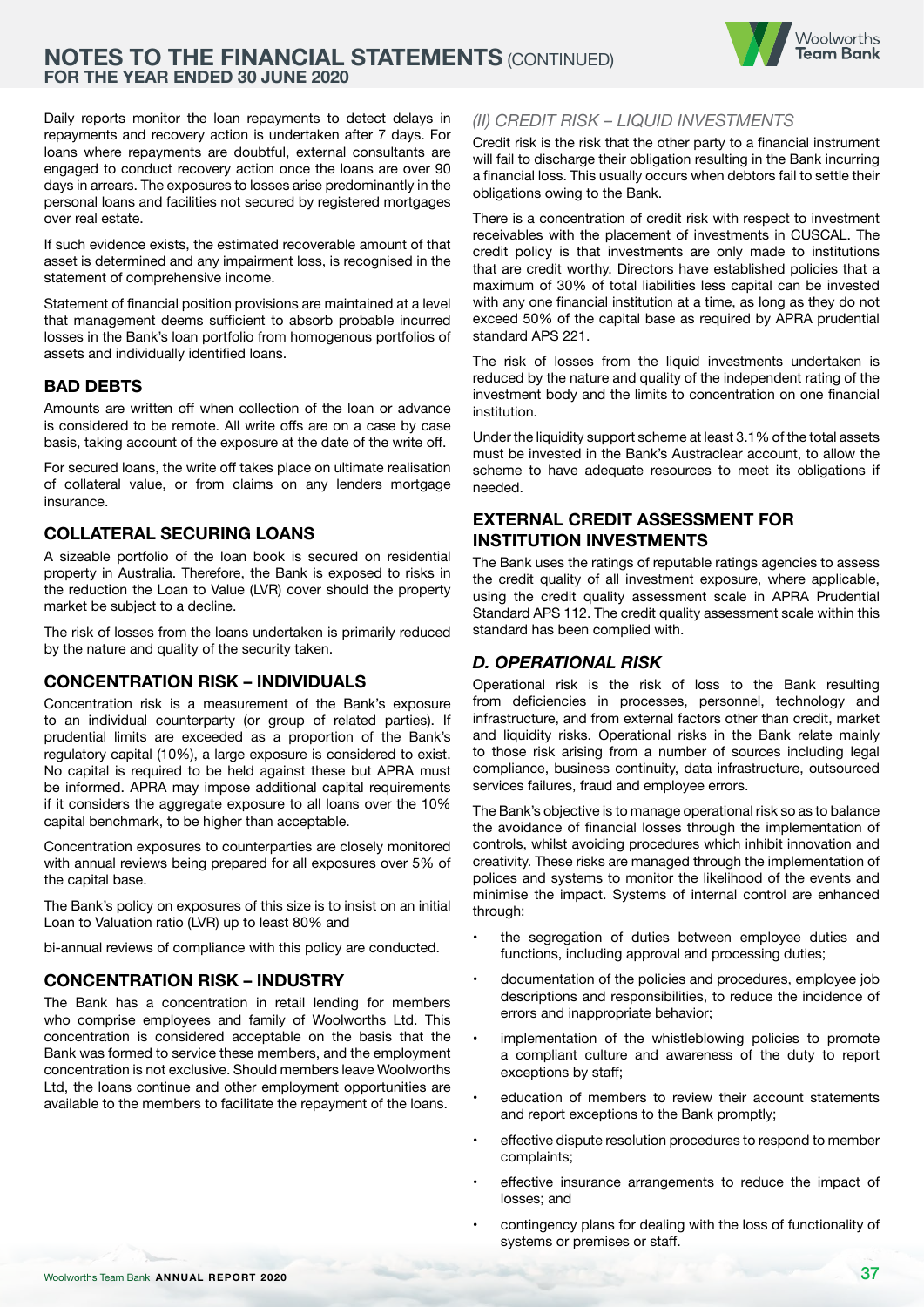Daily reports monitor the loan repayments to detect delays in repayments and recovery action is undertaken after 7 days. For loans where repayments are doubtful, external consultants are engaged to conduct recovery action once the loans are over 90 days in arrears. The exposures to losses arise predominantly in the personal loans and facilities not secured by registered mortgages over real estate.

If such evidence exists, the estimated recoverable amount of that asset is determined and any impairment loss, is recognised in the statement of comprehensive income.

Statement of financial position provisions are maintained at a level that management deems sufficient to absorb probable incurred losses in the Bank's loan portfolio from homogenous portfolios of assets and individually identified loans.

### BAD DEBTS

Amounts are written off when collection of the loan or advance is considered to be remote. All write offs are on a case by case basis, taking account of the exposure at the date of the write off.

For secured loans, the write off takes place on ultimate realisation of collateral value, or from claims on any lenders mortgage insurance.

### COLLATERAL SECURING LOANS

A sizeable portfolio of the loan book is secured on residential property in Australia. Therefore, the Bank is exposed to risks in the reduction the Loan to Value (LVR) cover should the property market be subject to a decline.

The risk of losses from the loans undertaken is primarily reduced by the nature and quality of the security taken.

### CONCENTRATION RISK – INDIVIDUALS

Concentration risk is a measurement of the Bank's exposure to an individual counterparty (or group of related parties). If prudential limits are exceeded as a proportion of the Bank's regulatory capital (10%), a large exposure is considered to exist. No capital is required to be held against these but APRA must be informed. APRA may impose additional capital requirements if it considers the aggregate exposure to all loans over the 10% capital benchmark, to be higher than acceptable.

Concentration exposures to counterparties are closely monitored with annual reviews being prepared for all exposures over 5% of the capital base.

The Bank's policy on exposures of this size is to insist on an initial Loan to Valuation ratio (LVR) up to least 80% and

bi-annual reviews of compliance with this policy are conducted.

### CONCENTRATION RISK – INDUSTRY

The Bank has a concentration in retail lending for members who comprise employees and family of Woolworths Ltd. This concentration is considered acceptable on the basis that the Bank was formed to service these members, and the employment concentration is not exclusive. Should members leave Woolworths Ltd, the loans continue and other employment opportunities are available to the members to facilitate the repayment of the loans.

### *(II) CREDIT RISK – LIQUID INVESTMENTS*

Credit risk is the risk that the other party to a financial instrument will fail to discharge their obligation resulting in the Bank incurring a financial loss. This usually occurs when debtors fail to settle their obligations owing to the Bank.

There is a concentration of credit risk with respect to investment receivables with the placement of investments in CUSCAL. The credit policy is that investments are only made to institutions that are credit worthy. Directors have established policies that a maximum of 30% of total liabilities less capital can be invested with any one financial institution at a time, as long as they do not exceed 50% of the capital base as required by APRA prudential standard APS 221.

The risk of losses from the liquid investments undertaken is reduced by the nature and quality of the independent rating of the investment body and the limits to concentration on one financial institution.

Under the liquidity support scheme at least 3.1% of the total assets must be invested in the Bank's Austraclear account, to allow the scheme to have adequate resources to meet its obligations if needed.

### EXTERNAL CREDIT ASSESSMENT FOR INSTITUTION INVESTMENTS

The Bank uses the ratings of reputable ratings agencies to assess the credit quality of all investment exposure, where applicable, using the credit quality assessment scale in APRA Prudential Standard APS 112. The credit quality assessment scale within this standard has been complied with.

## *D. OPERATIONAL RISK*

Operational risk is the risk of loss to the Bank resulting from deficiencies in processes, personnel, technology and infrastructure, and from external factors other than credit, market and liquidity risks. Operational risks in the Bank relate mainly to those risk arising from a number of sources including legal compliance, business continuity, data infrastructure, outsourced services failures, fraud and employee errors.

The Bank's objective is to manage operational risk so as to balance the avoidance of financial losses through the implementation of controls, whilst avoiding procedures which inhibit innovation and creativity. These risks are managed through the implementation of polices and systems to monitor the likelihood of the events and minimise the impact. Systems of internal control are enhanced through:

- the segregation of duties between employee duties and functions, including approval and processing duties;
- documentation of the policies and procedures, employee job descriptions and responsibilities, to reduce the incidence of errors and inappropriate behavior;
- implementation of the whistleblowing policies to promote a compliant culture and awareness of the duty to report exceptions by staff;
- education of members to review their account statements and report exceptions to the Bank promptly;
- effective dispute resolution procedures to respond to member complaints;
- effective insurance arrangements to reduce the impact of losses; and
- contingency plans for dealing with the loss of functionality of systems or premises or staff.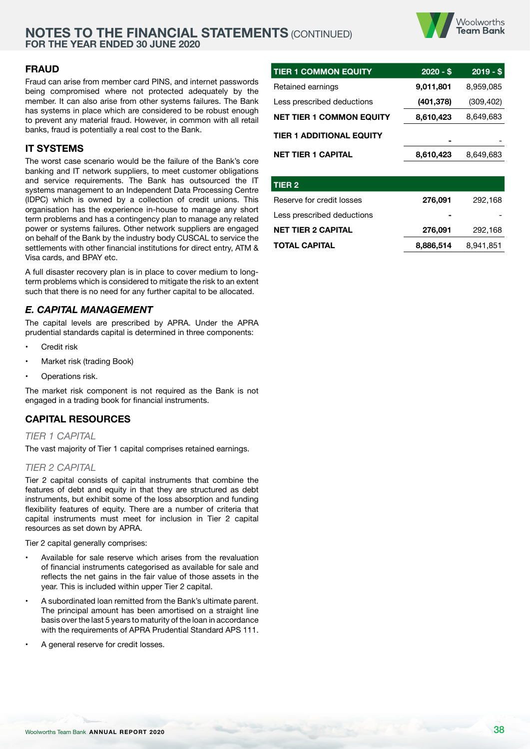## FRAUD

Fraud can arise from member card PINS, and internet passwords being compromised where not protected adequately by the member. It can also arise from other systems failures. The Bank has systems in place which are considered to be robust enough to prevent any material fraud. However, in common with all retail banks, fraud is potentially a real cost to the Bank.

## IT SYSTEMS

The worst case scenario would be the failure of the Bank's core banking and IT network suppliers, to meet customer obligations and service requirements. The Bank has outsourced the IT systems management to an Independent Data Processing Centre (IDPC) which is owned by a collection of credit unions. This organisation has the experience in-house to manage any short term problems and has a contingency plan to manage any related power or systems failures. Other network suppliers are engaged on behalf of the Bank by the industry body CUSCAL to service the settlements with other financial institutions for direct entry, ATM & Visa cards, and BPAY etc.

A full disaster recovery plan is in place to cover medium to long-term problems which is considered to mitigate the risk to an extent such that there is no need for any further capital to be allocated.

## *E. CAPITAL MANAGEMENT*

The capital levels are prescribed by APRA. Under the APRA prudential standards capital is determined in three components:

- Credit risk
- Market risk (trading Book)
- Operations risk.

The market risk component is not required as the Bank is not engaged in a trading book for financial instruments.

## CAPITAL RESOURCES

### *TIER 1 CAPITAL*

The vast majority of Tier 1 capital comprises retained earnings.

### *TIER 2 CAPITAL*

Tier 2 capital consists of capital instruments that combine the features of debt and equity in that they are structured as debt instruments, but exhibit some of the loss absorption and funding flexibility features of equity. There are a number of criteria that capital instruments must meet for inclusion in Tier 2 capital resources as set down by APRA.

Tier 2 capital generally comprises:

- Available for sale reserve which arises from the revaluation of financial instruments categorised as available for sale and reflects the net gains in the fair value of those assets in the year. This is included within upper Tier 2 capital.
- A subordinated loan remitted from the Bank's ultimate parent. The principal amount has been amortised on a straight line basis over the last 5 years to maturity of the loan in accordance with the requirements of APRA Prudential Standard APS 111.
- A general reserve for credit losses.

| TIER 1 COMMON EQUITY | 2020 - $ | 2019 - $ |
|---|---|---|
| Retained earnings | **9,011,801** | 8,959,085 |
| Less prescribed deductions | **(401,378)** | (309,402) |
| **NET TIER 1 COMMON EQUITY** | **8,610,423** | 8,649,683 |
| **TIER 1 ADDITIONAL EQUITY** | **-** | - |
| **NET TIER 1 CAPITAL** | **8,610,423** | 8,649,683 |

| TIER 2 | 2020 - $ | 2019 - $ |
|---|---|---|
| Reserve for credit losses | **276,091** | 292,168 |
| Less prescribed deductions | **-** | - |
| **NET TIER 2 CAPITAL** | **276,091** | 292,168 |
| **TOTAL CAPITAL** | **8,886,514** | 8,941,851 |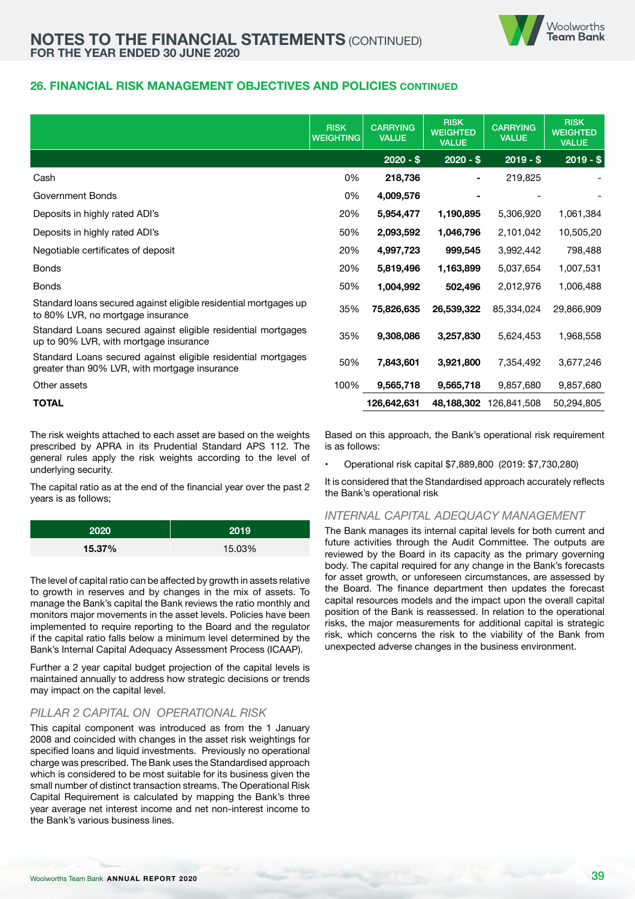## 26. FINANCIAL RISK MANAGEMENT OBJECTIVES AND POLICIES CONTINUED

| | RISK WEIGHTING | CARRYING VALUE | RISK WEIGHTED VALUE | CARRYING VALUE | RISK WEIGHTED VALUE |
|---|---|---|---|---|---|
| | | **2020 - $** | **2020 - $** | **2019 - $** | **2019 - $** |
| Cash | 0% | **218,736** | **-** | 219,825 | - |
| Government Bonds | 0% | **4,009,576** | **-** | - | - |
| Deposits in highly rated ADI's | 20% | **5,954,477** | **1,190,895** | 5,306,920 | 1,061,384 |
| Deposits in highly rated ADI's | 50% | **2,093,592** | **1,046,796** | 2,101,042 | 10,505,20 |
| Negotiable certificates of deposit | 20% | **4,997,723** | **999,545** | 3,992,442 | 798,488 |
| Bonds | 20% | **5,819,496** | **1,163,899** | 5,037,654 | 1,007,531 |
| Bonds | 50% | **1,004,992** | **502,496** | 2,012,976 | 1,006,488 |
| Standard loans secured against eligible residential mortgages up to 80% LVR, no mortgage insurance | 35% | **75,826,635** | **26,539,322** | 85,334,024 | 29,866,909 |
| Standard Loans secured against eligible residential mortgages up to 90% LVR, with mortgage insurance | 35% | **9,308,086** | **3,257,830** | 5,624,453 | 1,968,558 |
| Standard Loans secured against eligible residential mortgages greater than 90% LVR, with mortgage insurance | 50% | **7,843,601** | **3,921,800** | 7,354,492 | 3,677,246 |
| Other assets | 100% | **9,565,718** | **9,565,718** | 9,857,680 | 9,857,680 |
| **TOTAL** | | **126,642,631** | **48,188,302** | 126,841,508 | 50,294,805 |

The risk weights attached to each asset are based on the weights prescribed by APRA in its Prudential Standard APS 112. The general rules apply the risk weights according to the level of underlying security.

The capital ratio as at the end of the financial year over the past 2 years is as follows;

| 2020 | 2019 |
|---|---|
| **15.37%** | 15.03% |

The level of capital ratio can be affected by growth in assets relative to growth in reserves and by changes in the mix of assets. To manage the Bank's capital the Bank reviews the ratio monthly and monitors major movements in the asset levels. Policies have been implemented to require reporting to the Board and the regulator if the capital ratio falls below a minimum level determined by the Bank's Internal Capital Adequacy Assessment Process (ICAAP).

Further a 2 year capital budget projection of the capital levels is maintained annually to address how strategic decisions or trends may impact on the capital level.

### *PILLAR 2 CAPITAL ON OPERATIONAL RISK*

This capital component was introduced as from the 1 January 2008 and coincided with changes in the asset risk weightings for specified loans and liquid investments. Previously no operational charge was prescribed. The Bank uses the Standardised approach which is considered to be most suitable for its business given the small number of distinct transaction streams. The Operational Risk Capital Requirement is calculated by mapping the Bank's three year average net interest income and net non-interest income to the Bank's various business lines.

Based on this approach, the Bank's operational risk requirement is as follows:

- Operational risk capital $7,889,800 (2019: $7,730,280)

It is considered that the Standardised approach accurately reflects the Bank's operational risk

### *INTERNAL CAPITAL ADEQUACY MANAGEMENT*

The Bank manages its internal capital levels for both current and future activities through the Audit Committee. The outputs are reviewed by the Board in its capacity as the primary governing body. The capital required for any change in the Bank's forecasts for asset growth, or unforeseen circumstances, are assessed by the Board. The finance department then updates the forecast capital resources models and the impact upon the overall capital position of the Bank is reassessed. In relation to the operational risks, the major measurements for additional capital is strategic risk, which concerns the risk to the viability of the Bank from unexpected adverse changes in the business environment.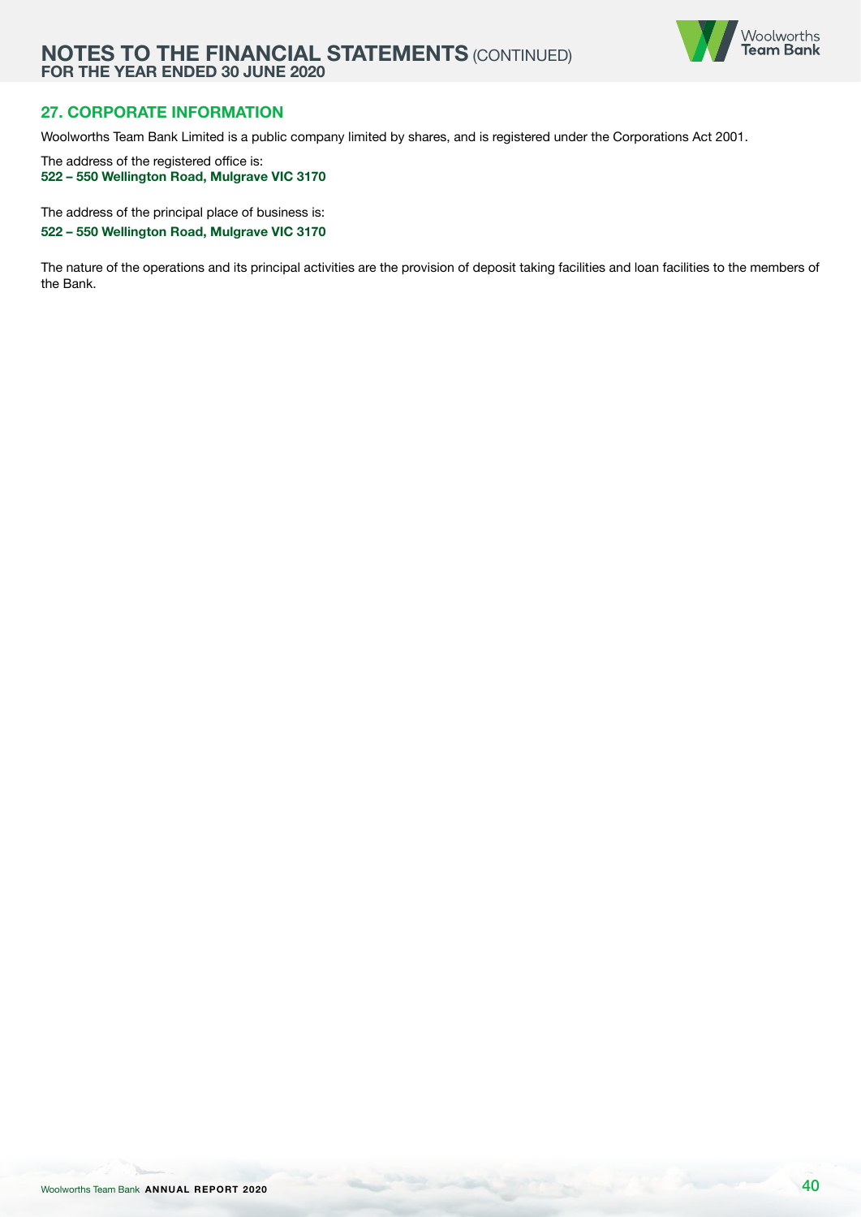## 27. CORPORATE INFORMATION

Woolworths Team Bank Limited is a public company limited by shares, and is registered under the Corporations Act 2001.

The address of the registered office is:
**522 – 550 Wellington Road, Mulgrave VIC 3170**

The address of the principal place of business is:
**522 – 550 Wellington Road, Mulgrave VIC 3170**

The nature of the operations and its principal activities are the provision of deposit taking facilities and loan facilities to the members of the Bank.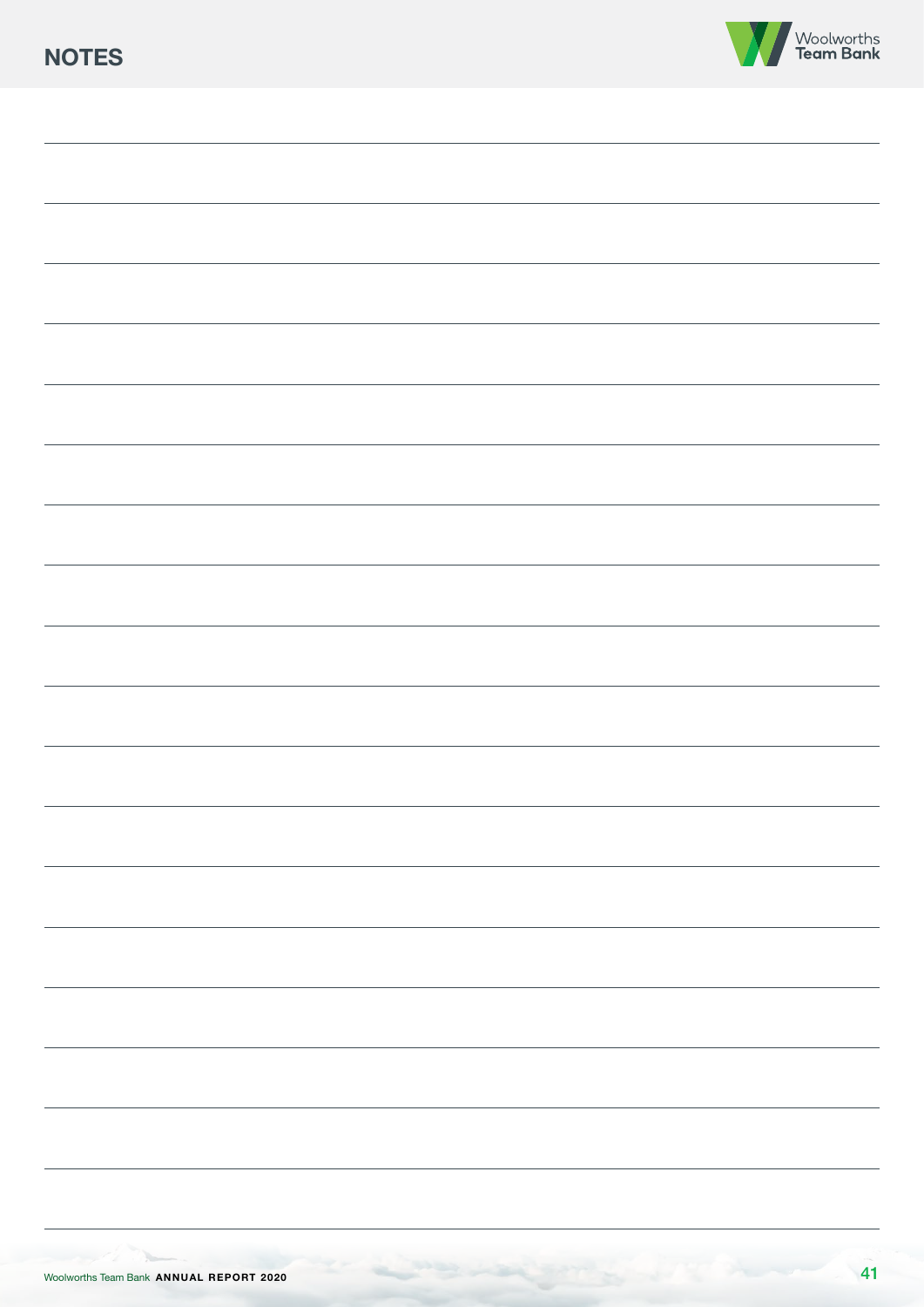# NOTES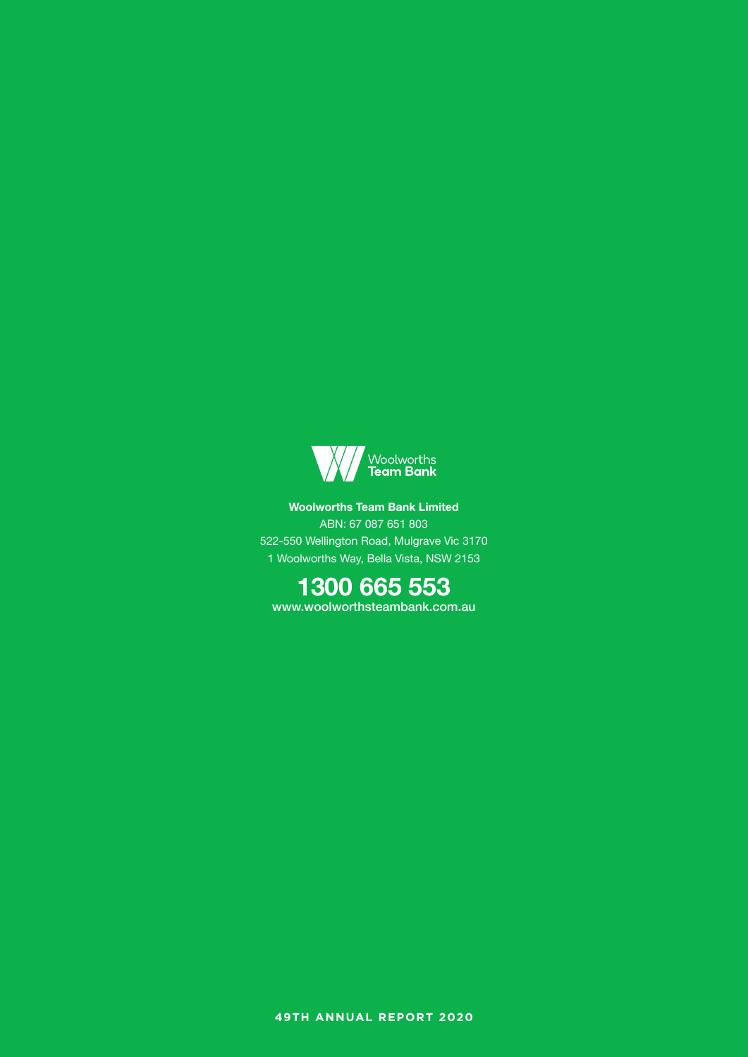Woolworths
Team Bank

**Woolworths Team Bank Limited**
ABN: 67 087 651 803
522-550 Wellington Road, Mulgrave Vic 3170
1 Woolworths Way, Bella Vista, NSW 2153

**1300 665 553**
www.woolworthsteambank.com.au

**49TH ANNUAL REPORT 2020**